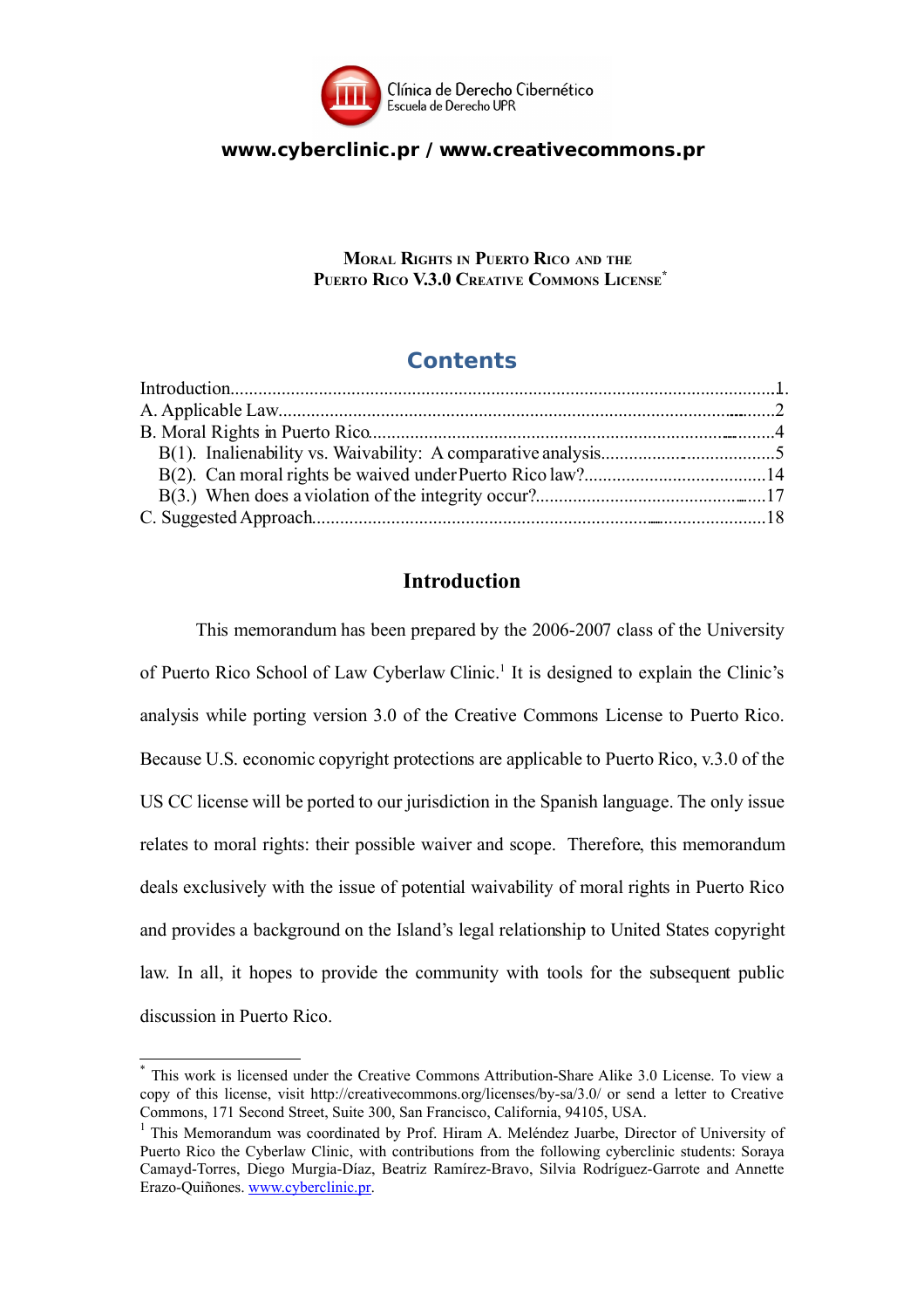Clínica de Derecho Cibernético
Escuela de Derecho UPR

**www.cyberclinic.pr / www.creativecommons.pr**

# Moral Rights in Puerto Rico and the Puerto Rico V.3.0 Creative Commons License*

## Contents

Introduction....1
A. Applicable Law....2
B. Moral Rights in Puerto Rico....4
- B(1). Inalienability vs. Waivability: A comparative analysis....5
- B(2). Can moral rights be waived under Puerto Rico law?....14
- B(3.) When does a violation of the integrity occur?....17

C. Suggested Approach....18

## Introduction

This memorandum has been prepared by the 2006-2007 class of the University of Puerto Rico School of Law Cyberlaw Clinic.[1] It is designed to explain the Clinic's analysis while porting version 3.0 of the Creative Commons License to Puerto Rico. Because U.S. economic copyright protections are applicable to Puerto Rico, v.3.0 of the US CC license will be ported to our jurisdiction in the Spanish language. The only issue relates to moral rights: their possible waiver and scope. Therefore, this memorandum deals exclusively with the issue of potential waivability of moral rights in Puerto Rico and provides a background on the Island's legal relationship to United States copyright law. In all, it hopes to provide the community with tools for the subsequent public discussion in Puerto Rico.

---

* This work is licensed under the Creative Commons Attribution-Share Alike 3.0 License. To view a copy of this license, visit http://creativecommons.org/licenses/by-sa/3.0/ or send a letter to Creative Commons, 171 Second Street, Suite 300, San Francisco, California, 94105, USA.

[1] This Memorandum was coordinated by Prof. Hiram A. Meléndez Juarbe, Director of University of Puerto Rico the Cyberlaw Clinic, with contributions from the following cyberclinic students: Soraya Camayd-Torres, Diego Murgia-Díaz, Beatriz Ramírez-Bravo, Silvia Rodríguez-Garrote and Annette Erazo-Quiñones. www.cyberclinic.pr.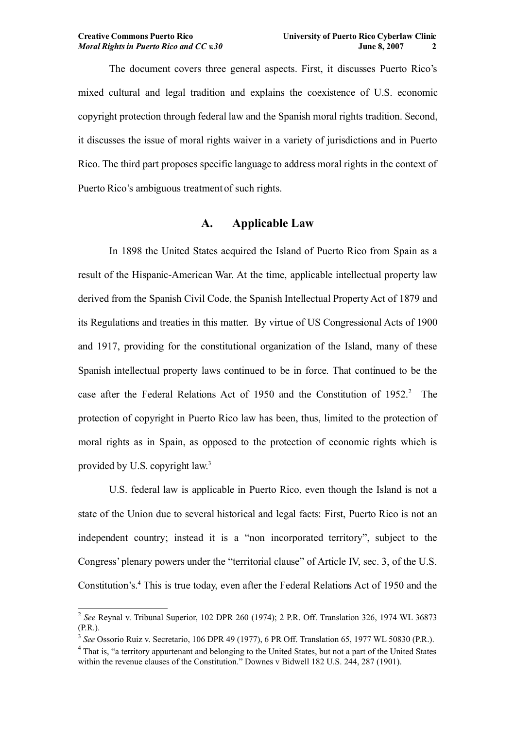The document covers three general aspects. First, it discusses Puerto Rico's mixed cultural and legal tradition and explains the coexistence of U.S. economic copyright protection through federal law and the Spanish moral rights tradition. Second, it discusses the issue of moral rights waiver in a variety of jurisdictions and in Puerto Rico. The third part proposes specific language to address moral rights in the context of Puerto Rico's ambiguous treatment of such rights.

## A. Applicable Law

In 1898 the United States acquired the Island of Puerto Rico from Spain as a result of the Hispanic-American War. At the time, applicable intellectual property law derived from the Spanish Civil Code, the Spanish Intellectual Property Act of 1879 and its Regulations and treaties in this matter. By virtue of US Congressional Acts of 1900 and 1917, providing for the constitutional organization of the Island, many of these Spanish intellectual property laws continued to be in force. That continued to be the case after the Federal Relations Act of 1950 and the Constitution of 1952.[2] The protection of copyright in Puerto Rico law has been, thus, limited to the protection of moral rights as in Spain, as opposed to the protection of economic rights which is provided by U.S. copyright law.[3]

U.S. federal law is applicable in Puerto Rico, even though the Island is not a state of the Union due to several historical and legal facts: First, Puerto Rico is not an independent country; instead it is a "non incorporated territory", subject to the Congress' plenary powers under the "territorial clause" of Article IV, sec. 3, of the U.S. Constitution's.[4] This is true today, even after the Federal Relations Act of 1950 and the

---

[2] *See* Reynal v. Tribunal Superior, 102 DPR 260 (1974); 2 P.R. Off. Translation 326, 1974 WL 36873 (P.R.).

[3] *See* Ossorio Ruiz v. Secretario, 106 DPR 49 (1977), 6 PR Off. Translation 65, 1977 WL 50830 (P.R.).

[4] That is, "a territory appurtenant and belonging to the United States, but not a part of the United States within the revenue clauses of the Constitution." Downes v Bidwell 182 U.S. 244, 287 (1901).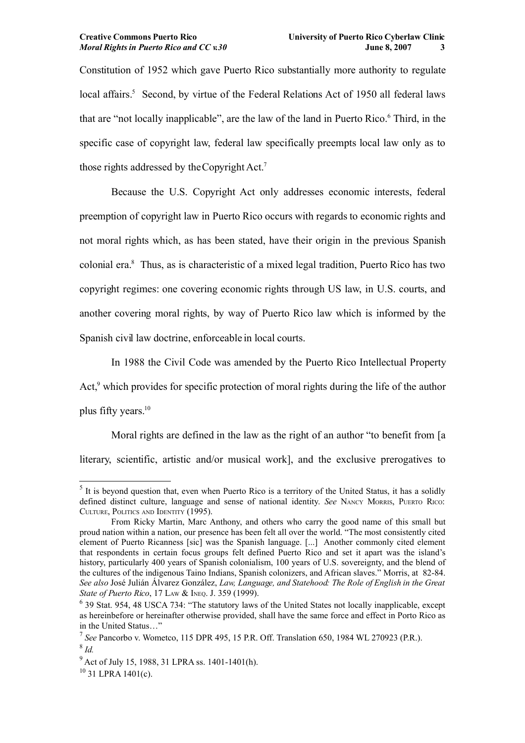Constitution of 1952 which gave Puerto Rico substantially more authority to regulate local affairs.[5] Second, by virtue of the Federal Relations Act of 1950 all federal laws that are "not locally inapplicable", are the law of the land in Puerto Rico.[6] Third, in the specific case of copyright law, federal law specifically preempts local law only as to those rights addressed by the Copyright Act.[7]

Because the U.S. Copyright Act only addresses economic interests, federal preemption of copyright law in Puerto Rico occurs with regards to economic rights and not moral rights which, as has been stated, have their origin in the previous Spanish colonial era.[8] Thus, as is characteristic of a mixed legal tradition, Puerto Rico has two copyright regimes: one covering economic rights through US law, in U.S. courts, and another covering moral rights, by way of Puerto Rico law which is informed by the Spanish civil law doctrine, enforceable in local courts.

In 1988 the Civil Code was amended by the Puerto Rico Intellectual Property Act,[9] which provides for specific protection of moral rights during the life of the author plus fifty years.[10]

Moral rights are defined in the law as the right of an author "to benefit from [a literary, scientific, artistic and/or musical work], and the exclusive prerogatives to

---

[5] It is beyond question that, even when Puerto Rico is a territory of the United Status, it has a solidly defined distinct culture, language and sense of national identity. *See* NANCY MORRIS, PUERTO RICO: CULTURE, POLITICS AND IDENTITY (1995).

From Ricky Martin, Marc Anthony, and others who carry the good name of this small but proud nation within a nation, our presence has been felt all over the world. "The most consistently cited element of Puerto Ricanness [sic] was the Spanish language. [...] Another commonly cited element that respondents in certain focus groups felt defined Puerto Rico and set it apart was the island's history, particularly 400 years of Spanish colonialism, 100 years of U.S. sovereignty, and the blend of the cultures of the indigenous Taino Indians, Spanish colonizers, and African slaves." Morris, at 82-84. *See also* José Julián Álvarez González, *Law, Language, and Statehood: The Role of English in the Great State of Puerto Rico*, 17 LAW & INEQ. J. 359 (1999).

[6] 39 Stat. 954, 48 USCA 734: "The statutory laws of the United States not locally inapplicable, except as hereinbefore or hereinafter otherwise provided, shall have the same force and effect in Porto Rico as in the United Status…"

[7] *See* Pancorbo v. Wometco, 115 DPR 495, 15 P.R. Off. Translation 650, 1984 WL 270923 (P.R.).

[8] *Id.*

[9] Act of July 15, 1988, 31 LPRA ss. 1401-1401(h).

[10] 31 LPRA 1401(c).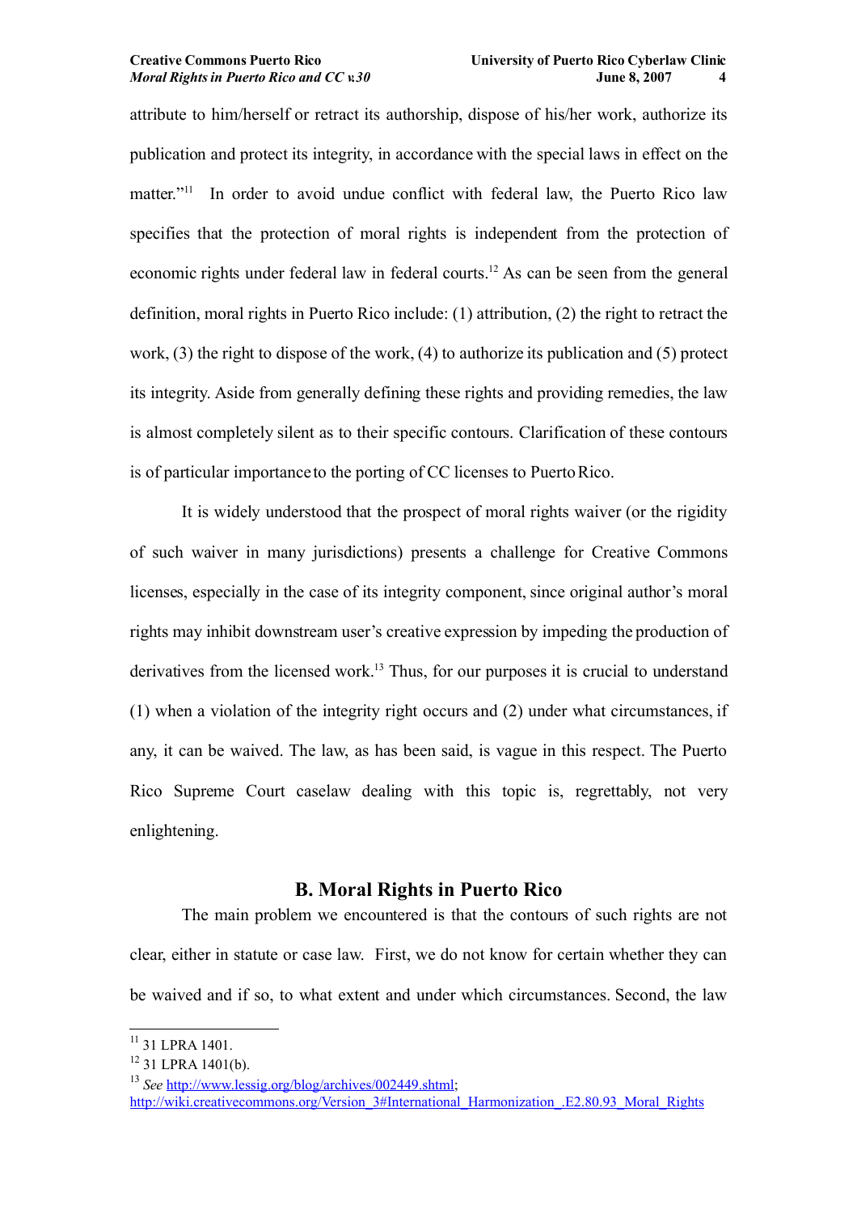attribute to him/herself or retract its authorship, dispose of his/her work, authorize its publication and protect its integrity, in accordance with the special laws in effect on the matter."[11] In order to avoid undue conflict with federal law, the Puerto Rico law specifies that the protection of moral rights is independent from the protection of economic rights under federal law in federal courts.[12] As can be seen from the general definition, moral rights in Puerto Rico include: (1) attribution, (2) the right to retract the work, (3) the right to dispose of the work, (4) to authorize its publication and (5) protect its integrity. Aside from generally defining these rights and providing remedies, the law is almost completely silent as to their specific contours. Clarification of these contours is of particular importance to the porting of CC licenses to Puerto Rico.

It is widely understood that the prospect of moral rights waiver (or the rigidity of such waiver in many jurisdictions) presents a challenge for Creative Commons licenses, especially in the case of its integrity component, since original author's moral rights may inhibit downstream user's creative expression by impeding the production of derivatives from the licensed work.[13] Thus, for our purposes it is crucial to understand (1) when a violation of the integrity right occurs and (2) under what circumstances, if any, it can be waived. The law, as has been said, is vague in this respect. The Puerto Rico Supreme Court caselaw dealing with this topic is, regrettably, not very enlightening.

## B. Moral Rights in Puerto Rico

The main problem we encountered is that the contours of such rights are not clear, either in statute or case law. First, we do not know for certain whether they can be waived and if so, to what extent and under which circumstances. Second, the law

---

[11] 31 LPRA 1401.

[12] 31 LPRA 1401(b).

[13] *See* http://www.lessig.org/blog/archives/002449.shtml; http://wiki.creativecommons.org/Version_3#International_Harmonization_.E2.80.93_Moral_Rights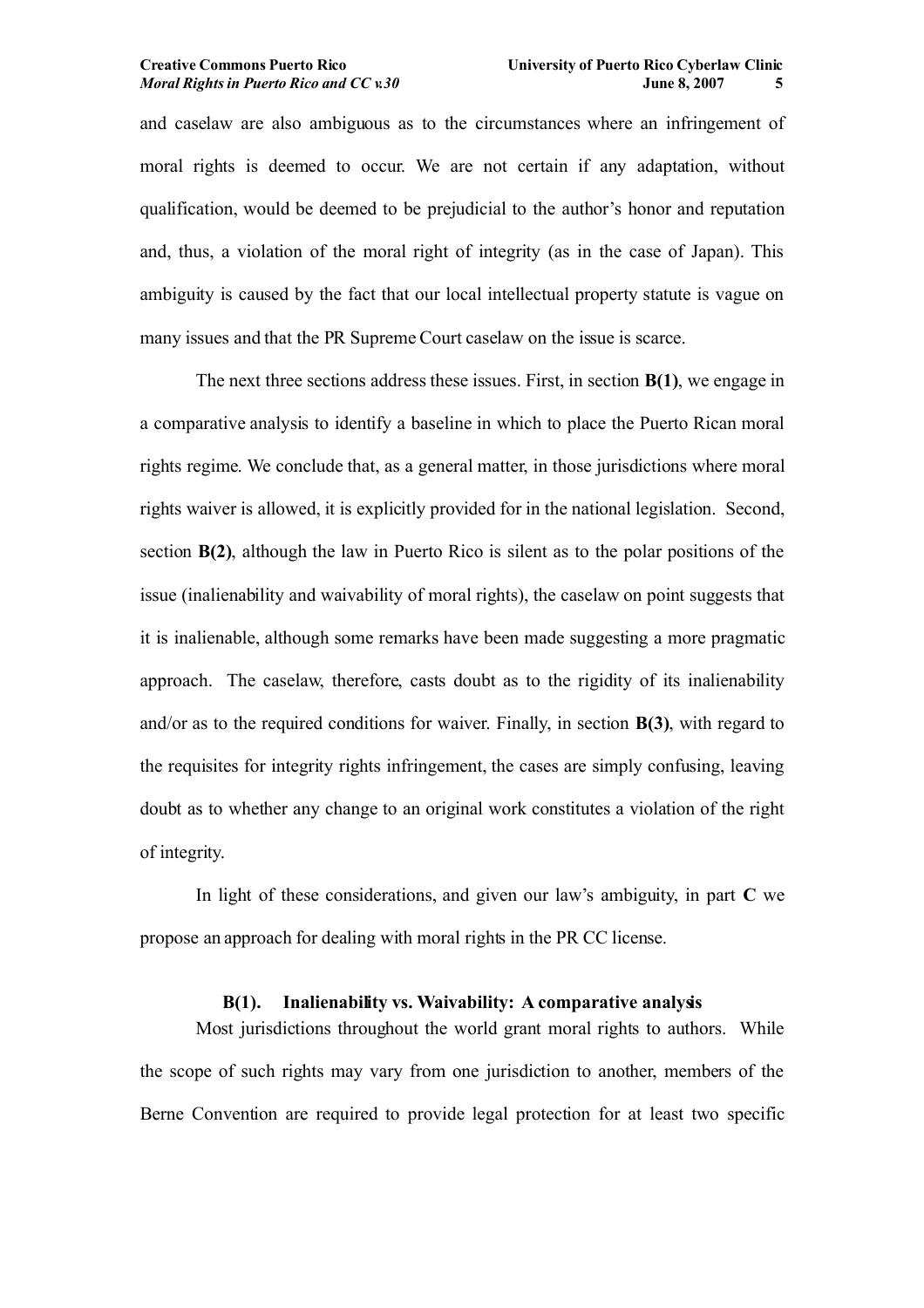and caselaw are also ambiguous as to the circumstances where an infringement of moral rights is deemed to occur. We are not certain if any adaptation, without qualification, would be deemed to be prejudicial to the author's honor and reputation and, thus, a violation of the moral right of integrity (as in the case of Japan). This ambiguity is caused by the fact that our local intellectual property statute is vague on many issues and that the PR Supreme Court caselaw on the issue is scarce.

The next three sections address these issues. First, in section **B(1)**, we engage in a comparative analysis to identify a baseline in which to place the Puerto Rican moral rights regime. We conclude that, as a general matter, in those jurisdictions where moral rights waiver is allowed, it is explicitly provided for in the national legislation. Second, section **B(2)**, although the law in Puerto Rico is silent as to the polar positions of the issue (inalienability and waivability of moral rights), the caselaw on point suggests that it is inalienable, although some remarks have been made suggesting a more pragmatic approach. The caselaw, therefore, casts doubt as to the rigidity of its inalienability and/or as to the required conditions for waiver. Finally, in section **B(3)**, with regard to the requisites for integrity rights infringement, the cases are simply confusing, leaving doubt as to whether any change to an original work constitutes a violation of the right of integrity.

In light of these considerations, and given our law's ambiguity, in part **C** we propose an approach for dealing with moral rights in the PR CC license.

### B(1). Inalienability vs. Waivability: A comparative analysis

Most jurisdictions throughout the world grant moral rights to authors. While the scope of such rights may vary from one jurisdiction to another, members of the Berne Convention are required to provide legal protection for at least two specific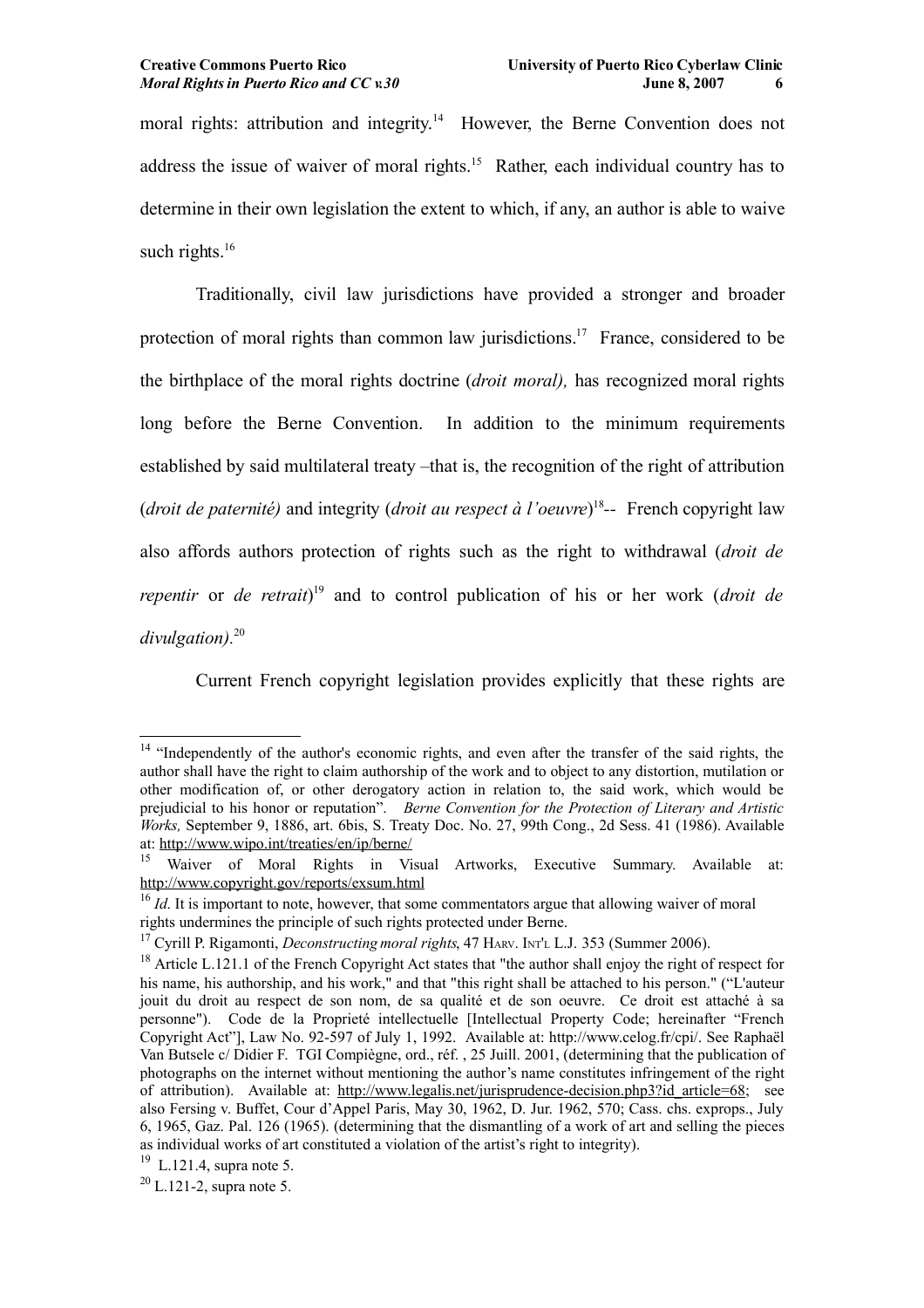moral rights: attribution and integrity.[14] However, the Berne Convention does not address the issue of waiver of moral rights.[15] Rather, each individual country has to determine in their own legislation the extent to which, if any, an author is able to waive such rights.[16]

Traditionally, civil law jurisdictions have provided a stronger and broader protection of moral rights than common law jurisdictions.[17] France, considered to be the birthplace of the moral rights doctrine (*droit moral),* has recognized moral rights long before the Berne Convention. In addition to the minimum requirements established by said multilateral treaty –that is, the recognition of the right of attribution (*droit de paternité)* and integrity (*droit au respect à l'oeuvre*)[18]-- French copyright law also affords authors protection of rights such as the right to withdrawal (*droit de repentir* or *de retrait*)[19] and to control publication of his or her work (*droit de divulgation)*.[20]

Current French copyright legislation provides explicitly that these rights are

---

[14] "Independently of the author's economic rights, and even after the transfer of the said rights, the author shall have the right to claim authorship of the work and to object to any distortion, mutilation or other modification of, or other derogatory action in relation to, the said work, which would be prejudicial to his honor or reputation". *Berne Convention for the Protection of Literary and Artistic Works,* September 9, 1886, art. 6bis, S. Treaty Doc. No. 27, 99th Cong., 2d Sess. 41 (1986). Available at: http://www.wipo.int/treaties/en/ip/berne/

[15] Waiver of Moral Rights in Visual Artworks, Executive Summary. Available at: http://www.copyright.gov/reports/exsum.html

[16] *Id*. It is important to note, however, that some commentators argue that allowing waiver of moral rights undermines the principle of such rights protected under Berne.

[17] Cyrill P. Rigamonti, *Deconstructing moral rights*, 47 HARV. INT'L L.J. 353 (Summer 2006).

[18] Article L.121.1 of the French Copyright Act states that "the author shall enjoy the right of respect for his name, his authorship, and his work," and that "this right shall be attached to his person." ("L'auteur jouit du droit au respect de son nom, de sa qualité et de son oeuvre. Ce droit est attaché à sa personne"). Code de la Proprieté intellectuelle [Intellectual Property Code; hereinafter "French Copyright Act"], Law No. 92-597 of July 1, 1992. Available at: http://www.celog.fr/cpi/. See Raphaël Van Butsele c/ Didier F. TGI Compiègne, ord., réf. , 25 Juill. 2001, (determining that the publication of photographs on the internet without mentioning the author's name constitutes infringement of the right of attribution). Available at: http://www.legalis.net/jurisprudence-decision.php3?id_article=68; see also Fersing v. Buffet, Cour d'Appel Paris, May 30, 1962, D. Jur. 1962, 570; Cass. chs. exprops., July 6, 1965, Gaz. Pal. 126 (1965). (determining that the dismantling of a work of art and selling the pieces as individual works of art constituted a violation of the artist's right to integrity).

[19] L.121.4, supra note 5.

[20] L.121-2, supra note 5.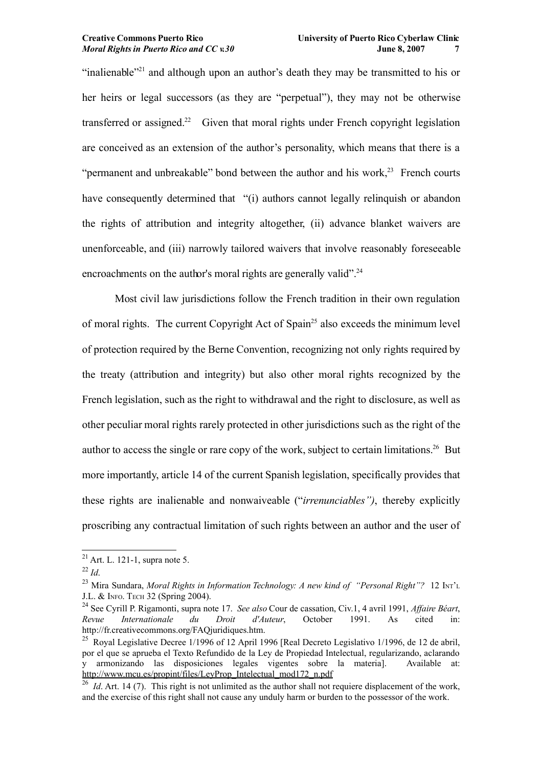"inalienable"[21] and although upon an author's death they may be transmitted to his or her heirs or legal successors (as they are "perpetual"), they may not be otherwise transferred or assigned.[22] Given that moral rights under French copyright legislation are conceived as an extension of the author's personality, which means that there is a "permanent and unbreakable" bond between the author and his work,[23] French courts have consequently determined that "(i) authors cannot legally relinquish or abandon the rights of attribution and integrity altogether, (ii) advance blanket waivers are unenforceable, and (iii) narrowly tailored waivers that involve reasonably foreseeable encroachments on the author's moral rights are generally valid".[24]

Most civil law jurisdictions follow the French tradition in their own regulation of moral rights. The current Copyright Act of Spain[25] also exceeds the minimum level of protection required by the Berne Convention, recognizing not only rights required by the treaty (attribution and integrity) but also other moral rights recognized by the French legislation, such as the right to withdrawal and the right to disclosure, as well as other peculiar moral rights rarely protected in other jurisdictions such as the right of the author to access the single or rare copy of the work, subject to certain limitations.[26] But more importantly, article 14 of the current Spanish legislation, specifically provides that these rights are inalienable and nonwaiveable ("*irrenunciables")*, thereby explicitly proscribing any contractual limitation of such rights between an author and the user of

---

[21] Art. L. 121-1, supra note 5.

[22] *Id*.

[23] Mira Sundara, *Moral Rights in Information Technology: A new kind of "Personal Right"?* 12 INT'L J.L. & INFO. TECH 32 (Spring 2004).

[24] See Cyrill P. Rigamonti, supra note 17. *See also* Cour de cassation, Civ.1, 4 avril 1991, *Affaire Béart*, *Revue Internationale du Droit d'Auteur*, October 1991. As cited in: http://fr.creativecommons.org/FAQjuridiques.htm.

[25] Royal Legislative Decree 1/1996 of 12 April 1996 [Real Decreto Legislativo 1/1996, de 12 de abril, por el que se aprueba el Texto Refundido de la Ley de Propiedad Intelectual, regularizando, aclarando y armonizando las disposiciones legales vigentes sobre la materia]. Available at: http://www.mcu.es/propint/files/LeyProp_Intelectual_mod172_n.pdf

[26] *Id*. Art. 14 (7). This right is not unlimited as the author shall not requiere displacement of the work, and the exercise of this right shall not cause any unduly harm or burden to the possessor of the work.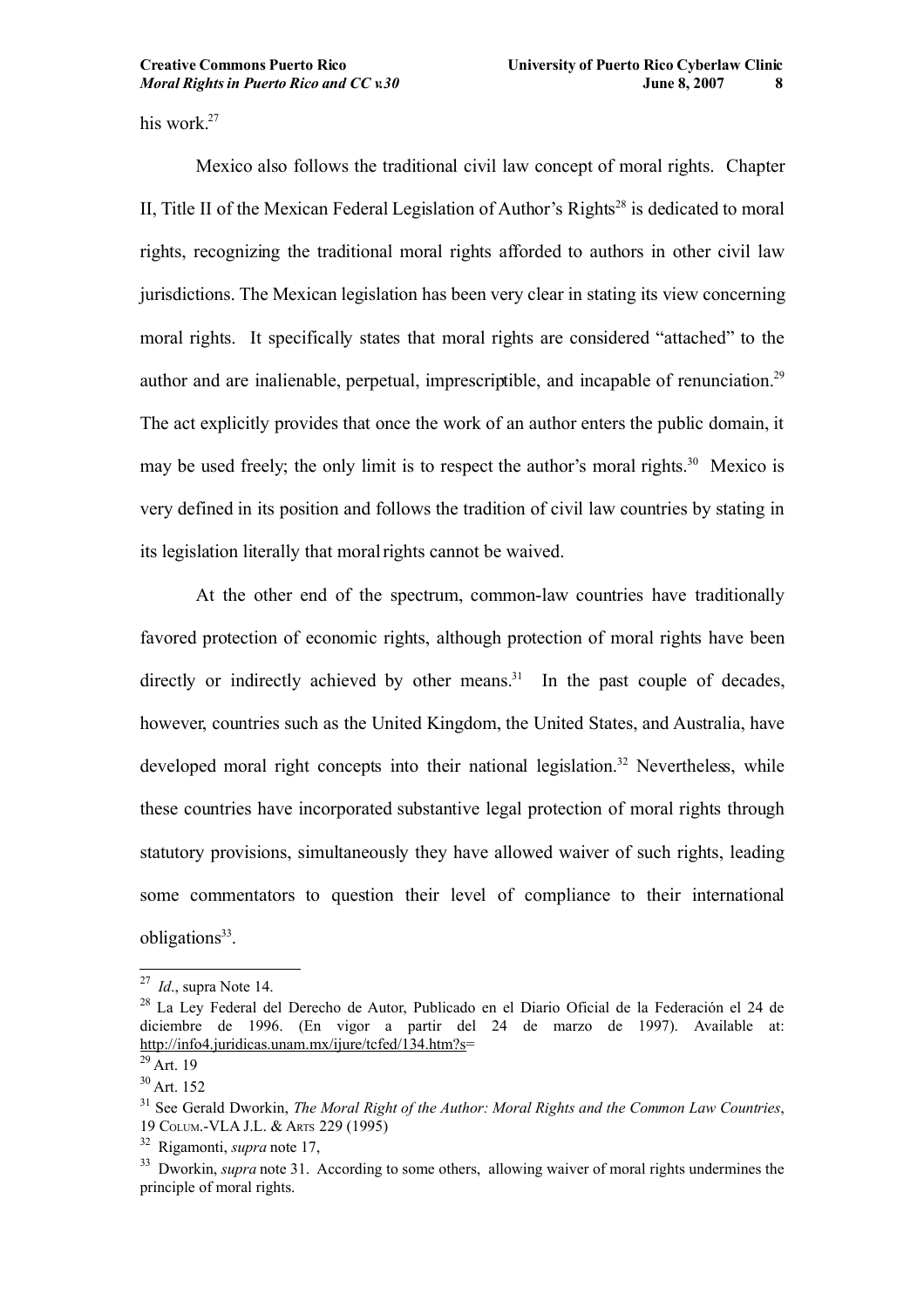his work.[27]

Mexico also follows the traditional civil law concept of moral rights. Chapter II, Title II of the Mexican Federal Legislation of Author's Rights[28] is dedicated to moral rights, recognizing the traditional moral rights afforded to authors in other civil law jurisdictions. The Mexican legislation has been very clear in stating its view concerning moral rights. It specifically states that moral rights are considered "attached" to the author and are inalienable, perpetual, imprescriptible, and incapable of renunciation.[29] The act explicitly provides that once the work of an author enters the public domain, it may be used freely; the only limit is to respect the author's moral rights.[30] Mexico is very defined in its position and follows the tradition of civil law countries by stating in its legislation literally that moral rights cannot be waived.

At the other end of the spectrum, common-law countries have traditionally favored protection of economic rights, although protection of moral rights have been directly or indirectly achieved by other means.[31] In the past couple of decades, however, countries such as the United Kingdom, the United States, and Australia, have developed moral right concepts into their national legislation.[32] Nevertheless, while these countries have incorporated substantive legal protection of moral rights through statutory provisions, simultaneously they have allowed waiver of such rights, leading some commentators to question their level of compliance to their international obligations[33].

---

[27] *Id*., supra Note 14.

[28] La Ley Federal del Derecho de Autor, Publicado en el Diario Oficial de la Federación el 24 de diciembre de 1996. (En vigor a partir del 24 de marzo de 1997). Available at: http://info4.juridicas.unam.mx/ijure/tcfed/134.htm?s=

[29] Art. 19

[30] Art. 152

[31] See Gerald Dworkin, *The Moral Right of the Author: Moral Rights and the Common Law Countries*, 19 COLUM.-VLA J.L. & ARTS 229 (1995)

[32] Rigamonti, *supra* note 17,

[33] Dworkin, *supra* note 31. According to some others, allowing waiver of moral rights undermines the principle of moral rights.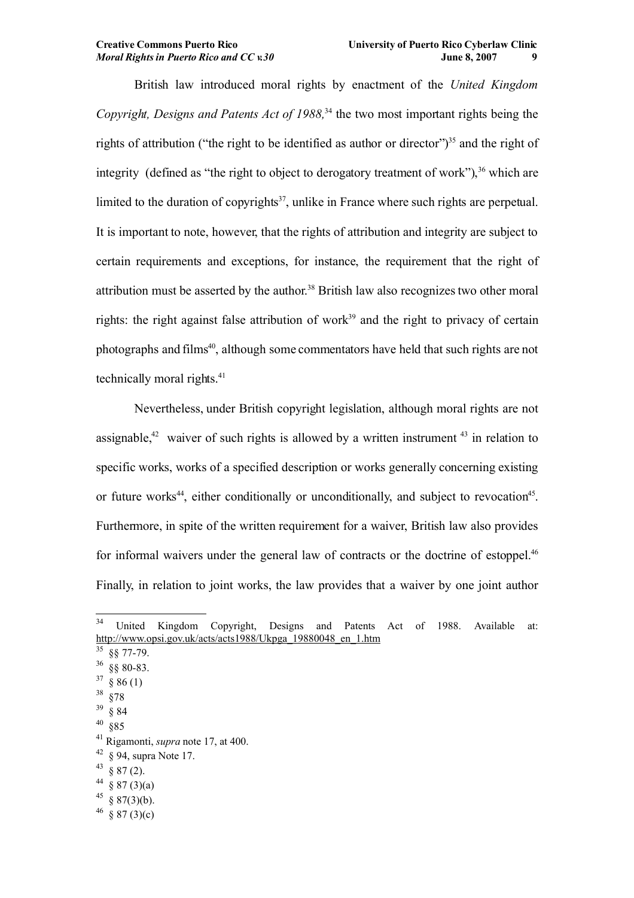British law introduced moral rights by enactment of the *United Kingdom Copyright, Designs and Patents Act of 1988,*[34] the two most important rights being the rights of attribution ("the right to be identified as author or director")[35] and the right of integrity (defined as "the right to object to derogatory treatment of work"),[36] which are limited to the duration of copyrights[37], unlike in France where such rights are perpetual. It is important to note, however, that the rights of attribution and integrity are subject to certain requirements and exceptions, for instance, the requirement that the right of attribution must be asserted by the author.[38] British law also recognizes two other moral rights: the right against false attribution of work[39] and the right to privacy of certain photographs and films[40], although some commentators have held that such rights are not technically moral rights.[41]

Nevertheless, under British copyright legislation, although moral rights are not assignable,[42] waiver of such rights is allowed by a written instrument [43] in relation to specific works, works of a specified description or works generally concerning existing or future works[44], either conditionally or unconditionally, and subject to revocation[45]. Furthermore, in spite of the written requirement for a waiver, British law also provides for informal waivers under the general law of contracts or the doctrine of estoppel.[46] Finally, in relation to joint works, the law provides that a waiver by one joint author

---

[34] United Kingdom Copyright, Designs and Patents Act of 1988. Available at: http://www.opsi.gov.uk/acts/acts1988/Ukpga_19880048_en_1.htm

[35] §§ 77-79.

[36] §§ 80-83.

[37] § 86 (1)

[38] §78

[39] § 84

[40] §85

[41] Rigamonti, *supra* note 17, at 400.

[42] § 94, supra Note 17.

[43] § 87 (2).

[44] § 87 (3)(a)

[45] § 87(3)(b).

[46] § 87 (3)(c)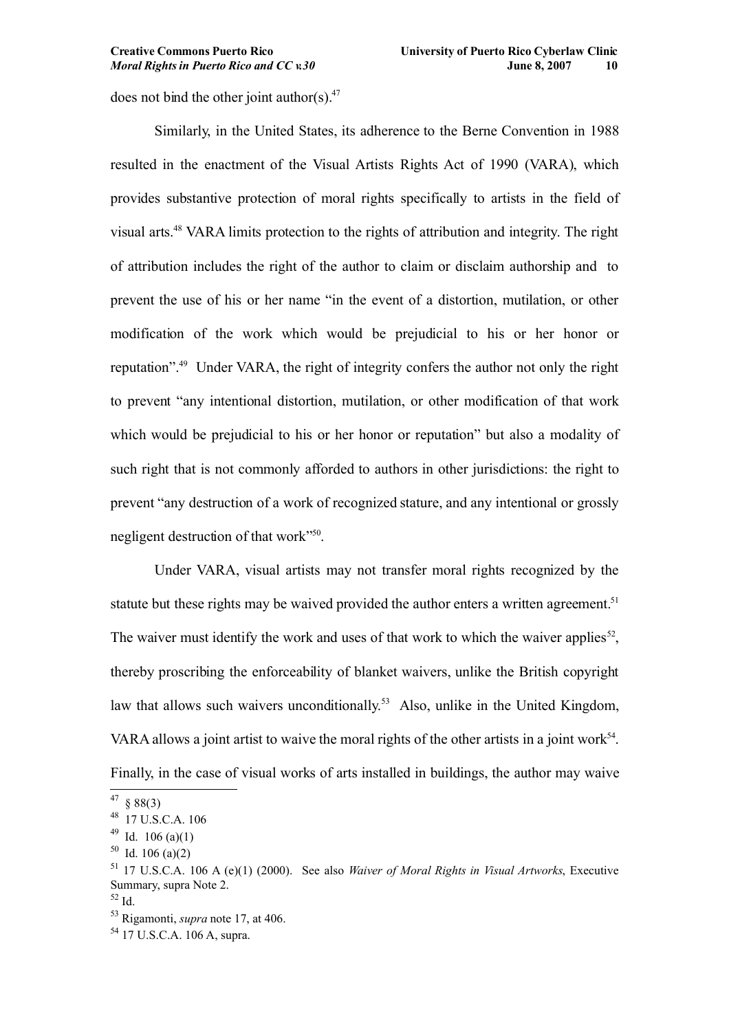does not bind the other joint author(s).[47]

Similarly, in the United States, its adherence to the Berne Convention in 1988 resulted in the enactment of the Visual Artists Rights Act of 1990 (VARA), which provides substantive protection of moral rights specifically to artists in the field of visual arts.[48] VARA limits protection to the rights of attribution and integrity. The right of attribution includes the right of the author to claim or disclaim authorship and to prevent the use of his or her name "in the event of a distortion, mutilation, or other modification of the work which would be prejudicial to his or her honor or reputation".[49] Under VARA, the right of integrity confers the author not only the right to prevent "any intentional distortion, mutilation, or other modification of that work which would be prejudicial to his or her honor or reputation" but also a modality of such right that is not commonly afforded to authors in other jurisdictions: the right to prevent "any destruction of a work of recognized stature, and any intentional or grossly negligent destruction of that work"[50].

Under VARA, visual artists may not transfer moral rights recognized by the statute but these rights may be waived provided the author enters a written agreement.[51] The waiver must identify the work and uses of that work to which the waiver applies[52], thereby proscribing the enforceability of blanket waivers, unlike the British copyright law that allows such waivers unconditionally.[53] Also, unlike in the United Kingdom, VARA allows a joint artist to waive the moral rights of the other artists in a joint work[54]. Finally, in the case of visual works of arts installed in buildings, the author may waive

---

[47] § 88(3)

[48] 17 U.S.C.A. 106

[49] Id. 106 (a)(1)

[50] Id. 106 (a)(2)

[51] 17 U.S.C.A. 106 A (e)(1) (2000). See also *Waiver of Moral Rights in Visual Artworks*, Executive Summary, supra Note 2.

[52] Id.

[53] Rigamonti, *supra* note 17, at 406.

[54] 17 U.S.C.A. 106 A, supra.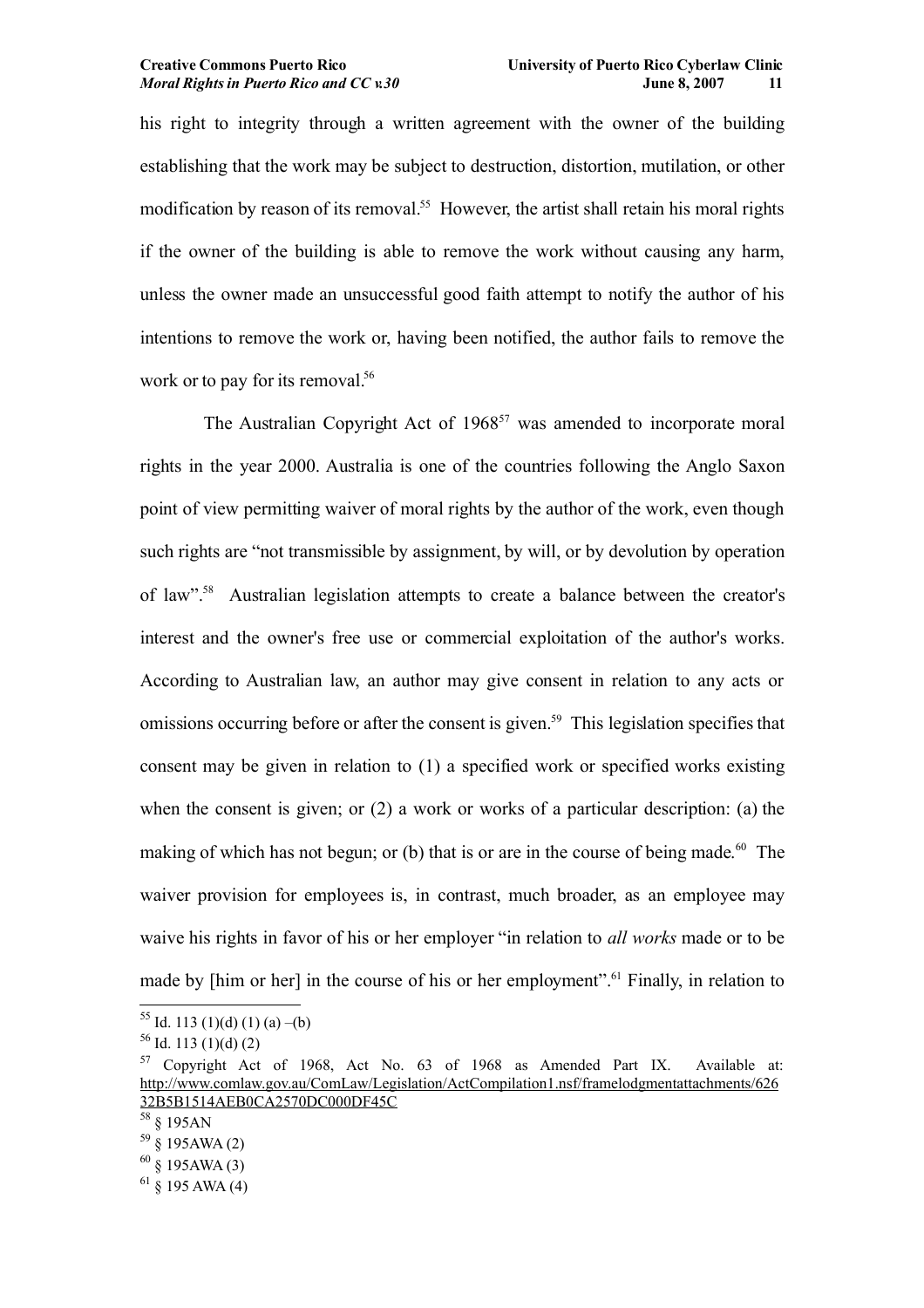his right to integrity through a written agreement with the owner of the building establishing that the work may be subject to destruction, distortion, mutilation, or other modification by reason of its removal.[55] However, the artist shall retain his moral rights if the owner of the building is able to remove the work without causing any harm, unless the owner made an unsuccessful good faith attempt to notify the author of his intentions to remove the work or, having been notified, the author fails to remove the work or to pay for its removal.[56]

The Australian Copyright Act of 1968[57] was amended to incorporate moral rights in the year 2000. Australia is one of the countries following the Anglo Saxon point of view permitting waiver of moral rights by the author of the work, even though such rights are "not transmissible by assignment, by will, or by devolution by operation of law".[58] Australian legislation attempts to create a balance between the creator's interest and the owner's free use or commercial exploitation of the author's works. According to Australian law, an author may give consent in relation to any acts or omissions occurring before or after the consent is given.[59] This legislation specifies that consent may be given in relation to (1) a specified work or specified works existing when the consent is given; or (2) a work or works of a particular description: (a) the making of which has not begun; or (b) that is or are in the course of being made.[60] The waiver provision for employees is, in contrast, much broader, as an employee may waive his rights in favor of his or her employer "in relation to *all works* made or to be made by [him or her] in the course of his or her employment".[61] Finally, in relation to

---

[55] Id. 113 (1)(d) (1) (a) –(b)

[56] Id. 113 (1)(d) (2)

[57] Copyright Act of 1968, Act No. 63 of 1968 as Amended Part IX. Available at: http://www.comlaw.gov.au/ComLaw/Legislation/ActCompilation1.nsf/framelodgmentattachments/62632B5B1514AEB0CA2570DC000DF45C

[58] § 195AN

[59] § 195AWA (2)

[60] § 195AWA (3)

[61] § 195 AWA (4)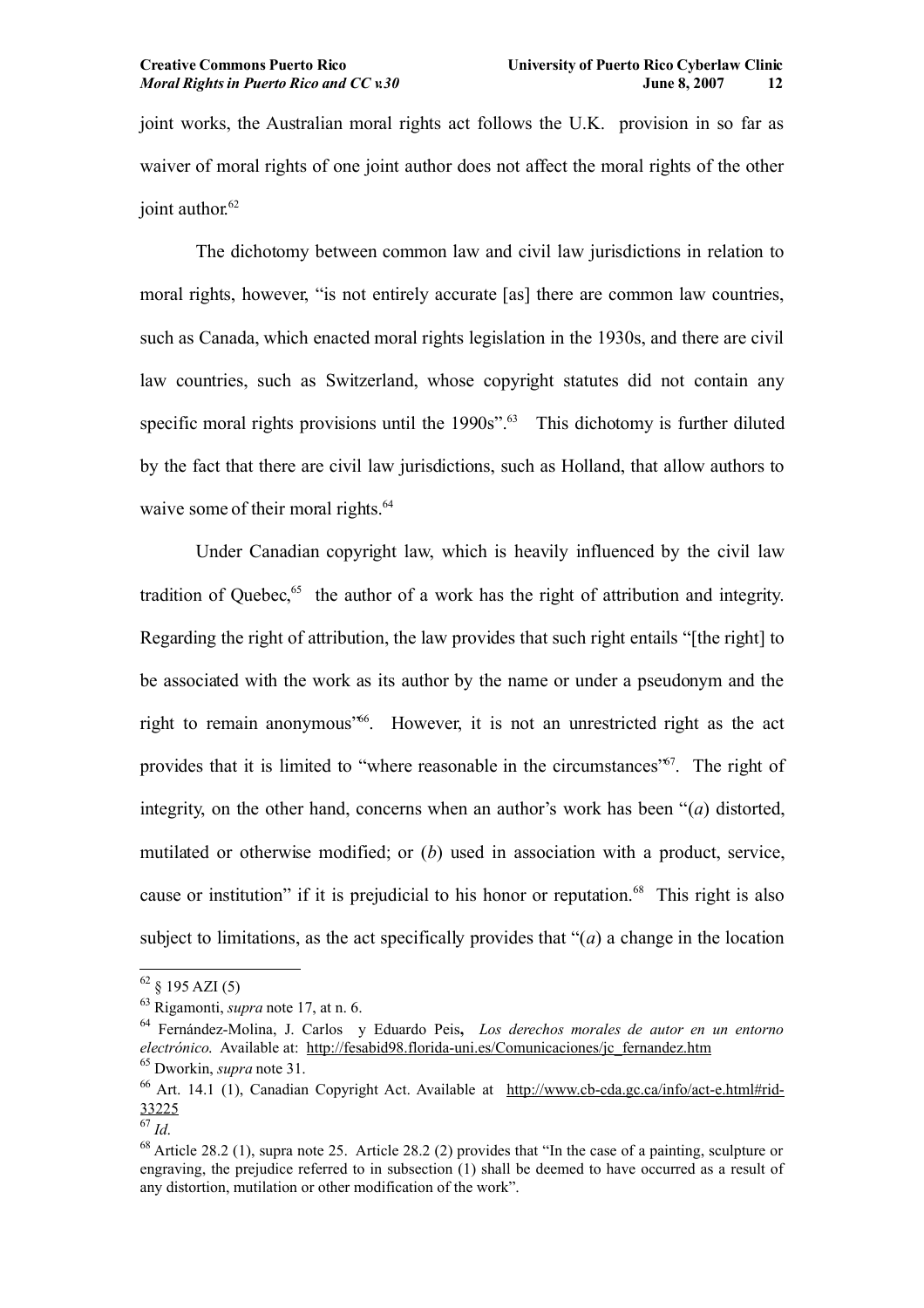joint works, the Australian moral rights act follows the U.K. provision in so far as waiver of moral rights of one joint author does not affect the moral rights of the other joint author.[62]

The dichotomy between common law and civil law jurisdictions in relation to moral rights, however, "is not entirely accurate [as] there are common law countries, such as Canada, which enacted moral rights legislation in the 1930s, and there are civil law countries, such as Switzerland, whose copyright statutes did not contain any specific moral rights provisions until the 1990s".[63] This dichotomy is further diluted by the fact that there are civil law jurisdictions, such as Holland, that allow authors to waive some of their moral rights.[64]

Under Canadian copyright law, which is heavily influenced by the civil law tradition of Quebec,[65] the author of a work has the right of attribution and integrity. Regarding the right of attribution, the law provides that such right entails "[the right] to be associated with the work as its author by the name or under a pseudonym and the right to remain anonymous"[66]. However, it is not an unrestricted right as the act provides that it is limited to "where reasonable in the circumstances"[67]. The right of integrity, on the other hand, concerns when an author's work has been "(*a*) distorted, mutilated or otherwise modified; or (*b*) used in association with a product, service, cause or institution" if it is prejudicial to his honor or reputation.[68] This right is also subject to limitations, as the act specifically provides that "(*a*) a change in the location

---

[62] § 195 AZI (5)

[63] Rigamonti, *supra* note 17, at n. 6.

[64] Fernández-Molina, J. Carlos y Eduardo Peis, *Los derechos morales de autor en un entorno electrónico*. Available at: http://fesabid98.florida-uni.es/Comunicaciones/jc_fernandez.htm

[65] Dworkin, *supra* note 31.

[66] Art. 14.1 (1), Canadian Copyright Act. Available at http://www.cb-cda.gc.ca/info/act-e.html#rid-33225

[67] *Id.*

[68] Article 28.2 (1), supra note 25. Article 28.2 (2) provides that "In the case of a painting, sculpture or engraving, the prejudice referred to in subsection (1) shall be deemed to have occurred as a result of any distortion, mutilation or other modification of the work".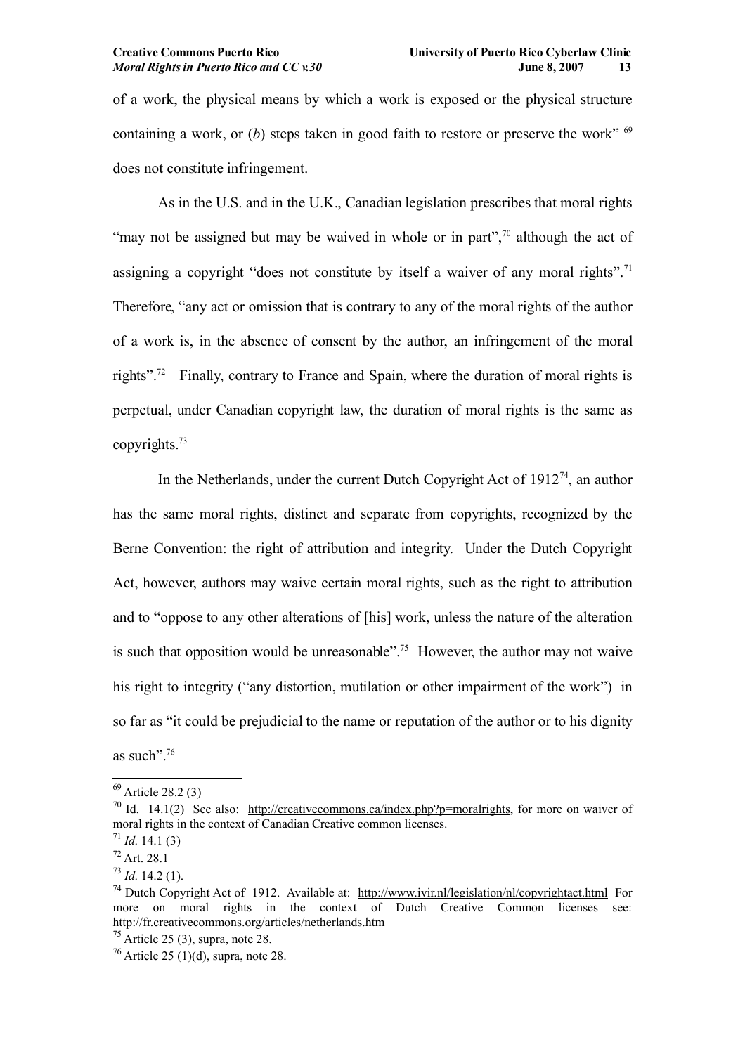of a work, the physical means by which a work is exposed or the physical structure containing a work, or (*b*) steps taken in good faith to restore or preserve the work" [69] does not constitute infringement.

As in the U.S. and in the U.K., Canadian legislation prescribes that moral rights "may not be assigned but may be waived in whole or in part",[70] although the act of assigning a copyright "does not constitute by itself a waiver of any moral rights".[71] Therefore, "any act or omission that is contrary to any of the moral rights of the author of a work is, in the absence of consent by the author, an infringement of the moral rights".[72] Finally, contrary to France and Spain, where the duration of moral rights is perpetual, under Canadian copyright law, the duration of moral rights is the same as copyrights.[73]

In the Netherlands, under the current Dutch Copyright Act of 1912[74], an author has the same moral rights, distinct and separate from copyrights, recognized by the Berne Convention: the right of attribution and integrity. Under the Dutch Copyright Act, however, authors may waive certain moral rights, such as the right to attribution and to "oppose to any other alterations of [his] work, unless the nature of the alteration is such that opposition would be unreasonable".[75] However, the author may not waive his right to integrity ("any distortion, mutilation or other impairment of the work") in so far as "it could be prejudicial to the name or reputation of the author or to his dignity as such".[76]

---

[69] Article 28.2 (3)

[70] Id. 14.1(2) See also: http://creativecommons.ca/index.php?p=moralrights, for more on waiver of moral rights in the context of Canadian Creative common licenses.

[71] *Id*. 14.1 (3)

[72] Art. 28.1

[73] *Id*. 14.2 (1).

[74] Dutch Copyright Act of 1912. Available at: http://www.ivir.nl/legislation/nl/copyrightact.html For more on moral rights in the context of Dutch Creative Common licenses see: http://fr.creativecommons.org/articles/netherlands.htm

[75] Article 25 (3), supra, note 28.

[76] Article 25 (1)(d), supra, note 28.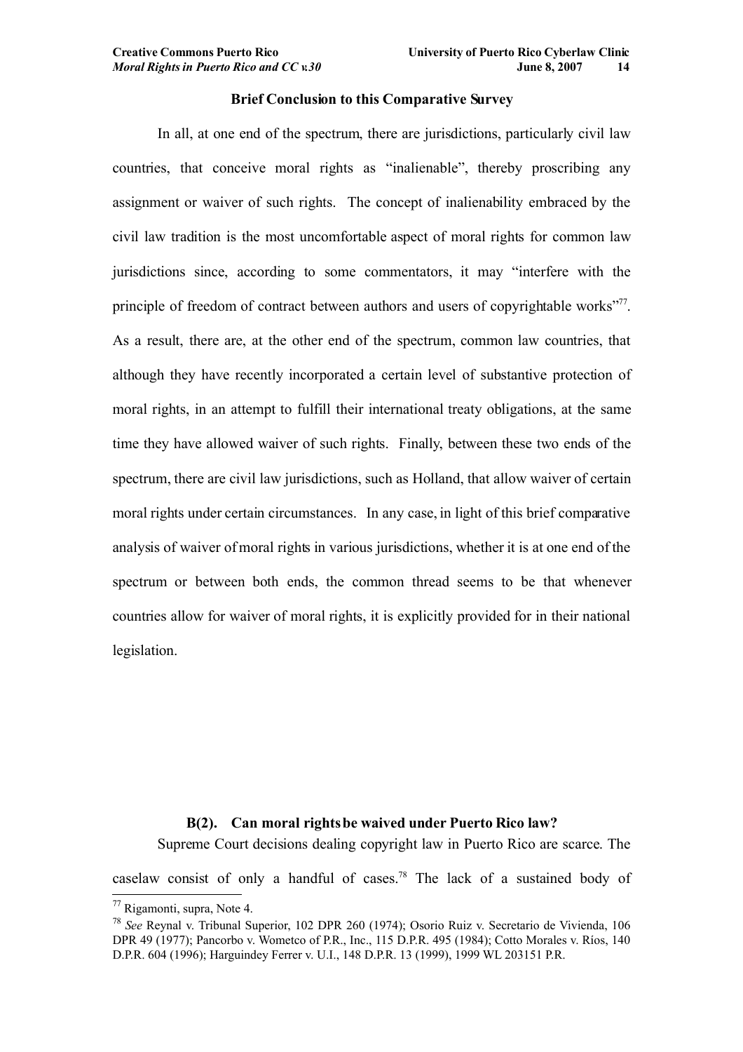### Brief Conclusion to this Comparative Survey

In all, at one end of the spectrum, there are jurisdictions, particularly civil law countries, that conceive moral rights as "inalienable", thereby proscribing any assignment or waiver of such rights. The concept of inalienability embraced by the civil law tradition is the most uncomfortable aspect of moral rights for common law jurisdictions since, according to some commentators, it may "interfere with the principle of freedom of contract between authors and users of copyrightable works"[77]. As a result, there are, at the other end of the spectrum, common law countries, that although they have recently incorporated a certain level of substantive protection of moral rights, in an attempt to fulfill their international treaty obligations, at the same time they have allowed waiver of such rights. Finally, between these two ends of the spectrum, there are civil law jurisdictions, such as Holland, that allow waiver of certain moral rights under certain circumstances. In any case, in light of this brief comparative analysis of waiver of moral rights in various jurisdictions, whether it is at one end of the spectrum or between both ends, the common thread seems to be that whenever countries allow for waiver of moral rights, it is explicitly provided for in their national legislation.

### B(2). Can moral rights be waived under Puerto Rico law?

Supreme Court decisions dealing copyright law in Puerto Rico are scarce. The caselaw consist of only a handful of cases.[78] The lack of a sustained body of

---

[77] Rigamonti, supra, Note 4.

[78] *See* Reynal v. Tribunal Superior, 102 DPR 260 (1974); Osorio Ruiz v. Secretario de Vivienda, 106 DPR 49 (1977); Pancorbo v. Wometco of P.R., Inc., 115 D.P.R. 495 (1984); Cotto Morales v. Ríos, 140 D.P.R. 604 (1996); Harguindey Ferrer v. U.I., 148 D.P.R. 13 (1999), 1999 WL 203151 P.R.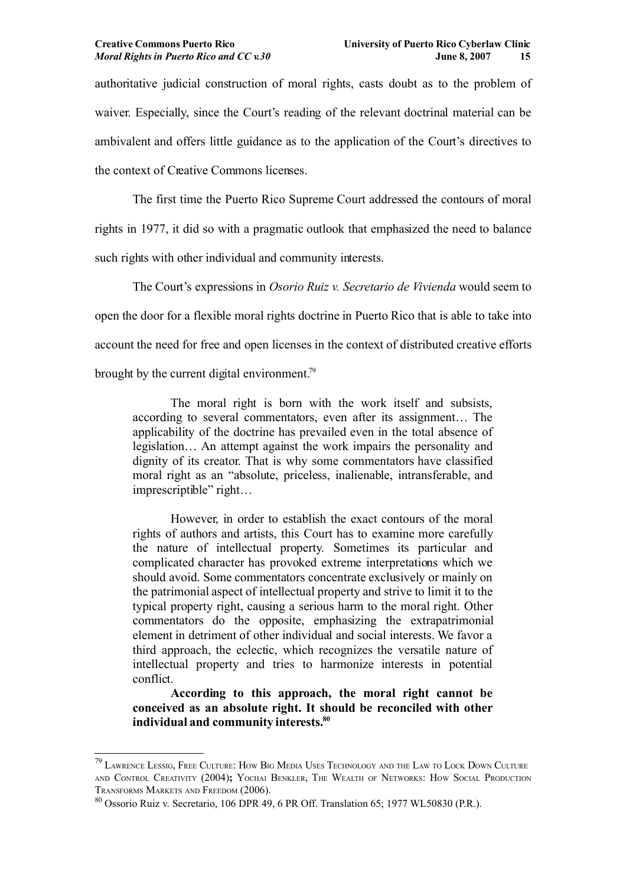authoritative judicial construction of moral rights, casts doubt as to the problem of waiver. Especially, since the Court's reading of the relevant doctrinal material can be ambivalent and offers little guidance as to the application of the Court's directives to the context of Creative Commons licenses.

The first time the Puerto Rico Supreme Court addressed the contours of moral rights in 1977, it did so with a pragmatic outlook that emphasized the need to balance such rights with other individual and community interests.

The Court's expressions in *Osorio Ruiz v. Secretario de Vivienda* would seem to open the door for a flexible moral rights doctrine in Puerto Rico that is able to take into account the need for free and open licenses in the context of distributed creative efforts brought by the current digital environment.[79]

> The moral right is born with the work itself and subsists, according to several commentators, even after its assignment… The applicability of the doctrine has prevailed even in the total absence of legislation… An attempt against the work impairs the personality and dignity of its creator. That is why some commentators have classified moral right as an "absolute, priceless, inalienable, intransferable, and imprescriptible" right…
>
> However, in order to establish the exact contours of the moral rights of authors and artists, this Court has to examine more carefully the nature of intellectual property. Sometimes its particular and complicated character has provoked extreme interpretations which we should avoid. Some commentators concentrate exclusively or mainly on the patrimonial aspect of intellectual property and strive to limit it to the typical property right, causing a serious harm to the moral right. Other commentators do the opposite, emphasizing the extrapatrimonial element in detriment of other individual and social interests. We favor a third approach, the eclectic, which recognizes the versatile nature of intellectual property and tries to harmonize interests in potential conflict.
>
> **According to this approach, the moral right cannot be conceived as an absolute right. It should be reconciled with other individual and community interests.[80]**

---

[79] Lawrence Lessig, Free Culture: How Big Media Uses Technology and the Law to Lock Down Culture and Control Creativity (2004); Yochai Benkler, The Wealth of Networks: How Social Production Transforms Markets and Freedom (2006).

[80] Ossorio Ruiz v. Secretario, 106 DPR 49, 6 PR Off. Translation 65; 1977 WL50830 (P.R.).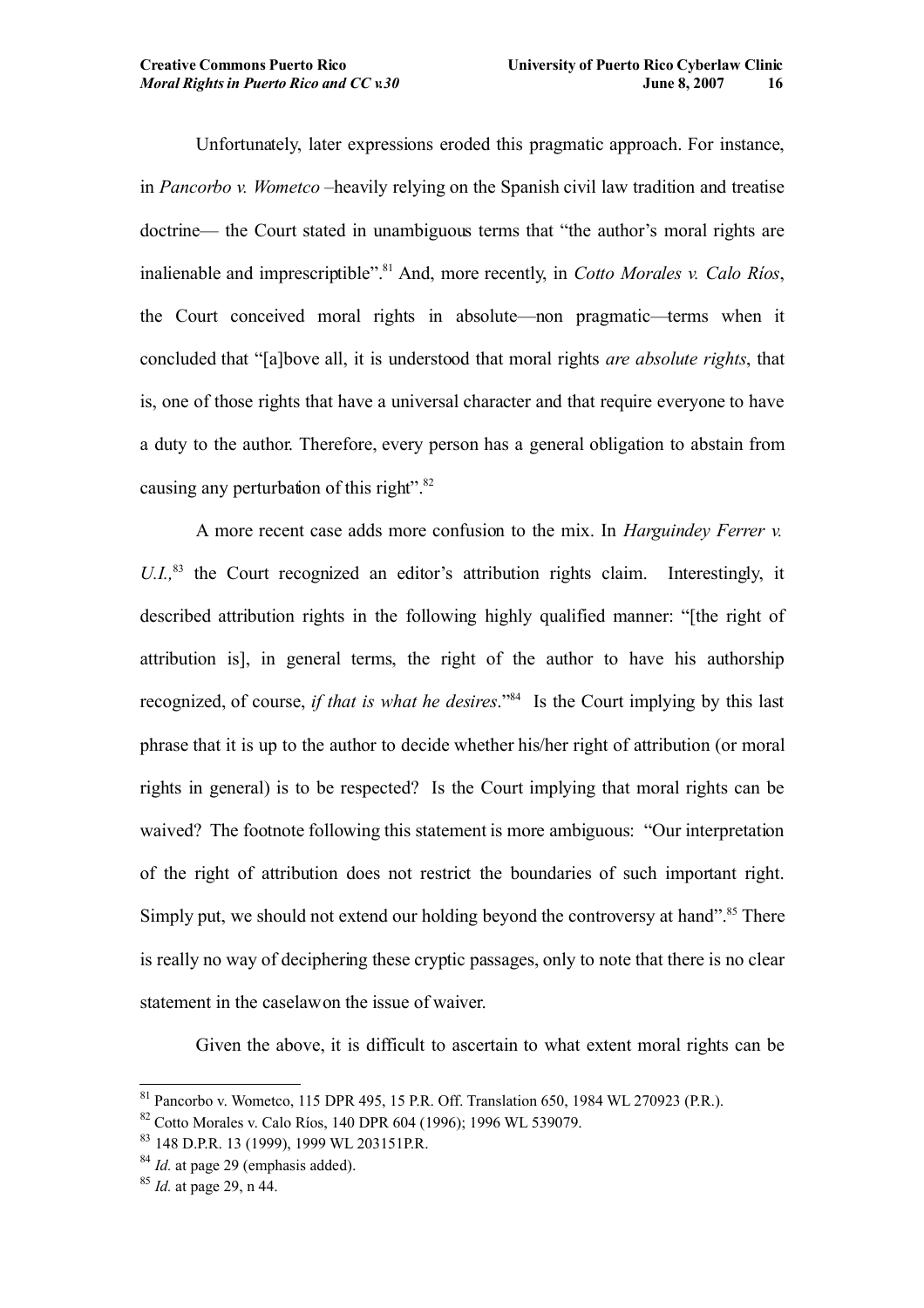Unfortunately, later expressions eroded this pragmatic approach. For instance, in *Pancorbo v. Wometco* –heavily relying on the Spanish civil law tradition and treatise doctrine— the Court stated in unambiguous terms that "the author's moral rights are inalienable and imprescriptible".[81] And, more recently, in *Cotto Morales v. Calo Ríos*, the Court conceived moral rights in absolute—non pragmatic—terms when it concluded that "[a]bove all, it is understood that moral rights *are absolute rights*, that is, one of those rights that have a universal character and that require everyone to have a duty to the author. Therefore, every person has a general obligation to abstain from causing any perturbation of this right".[82]

A more recent case adds more confusion to the mix. In *Harguindey Ferrer v. U.I.,*[83] the Court recognized an editor's attribution rights claim. Interestingly, it described attribution rights in the following highly qualified manner: "[the right of attribution is], in general terms, the right of the author to have his authorship recognized, of course, *if that is what he desires*."[84] Is the Court implying by this last phrase that it is up to the author to decide whether his/her right of attribution (or moral rights in general) is to be respected? Is the Court implying that moral rights can be waived? The footnote following this statement is more ambiguous: "Our interpretation of the right of attribution does not restrict the boundaries of such important right. Simply put, we should not extend our holding beyond the controversy at hand".[85] There is really no way of deciphering these cryptic passages, only to note that there is no clear statement in the caselaw on the issue of waiver.

Given the above, it is difficult to ascertain to what extent moral rights can be

---

[81] Pancorbo v. Wometco, 115 DPR 495, 15 P.R. Off. Translation 650, 1984 WL 270923 (P.R.).

[82] Cotto Morales v. Calo Ríos, 140 DPR 604 (1996); 1996 WL 539079.

[83] 148 D.P.R. 13 (1999), 1999 WL 203151P.R.

[84] *Id.* at page 29 (emphasis added).

[85] *Id.* at page 29, n 44.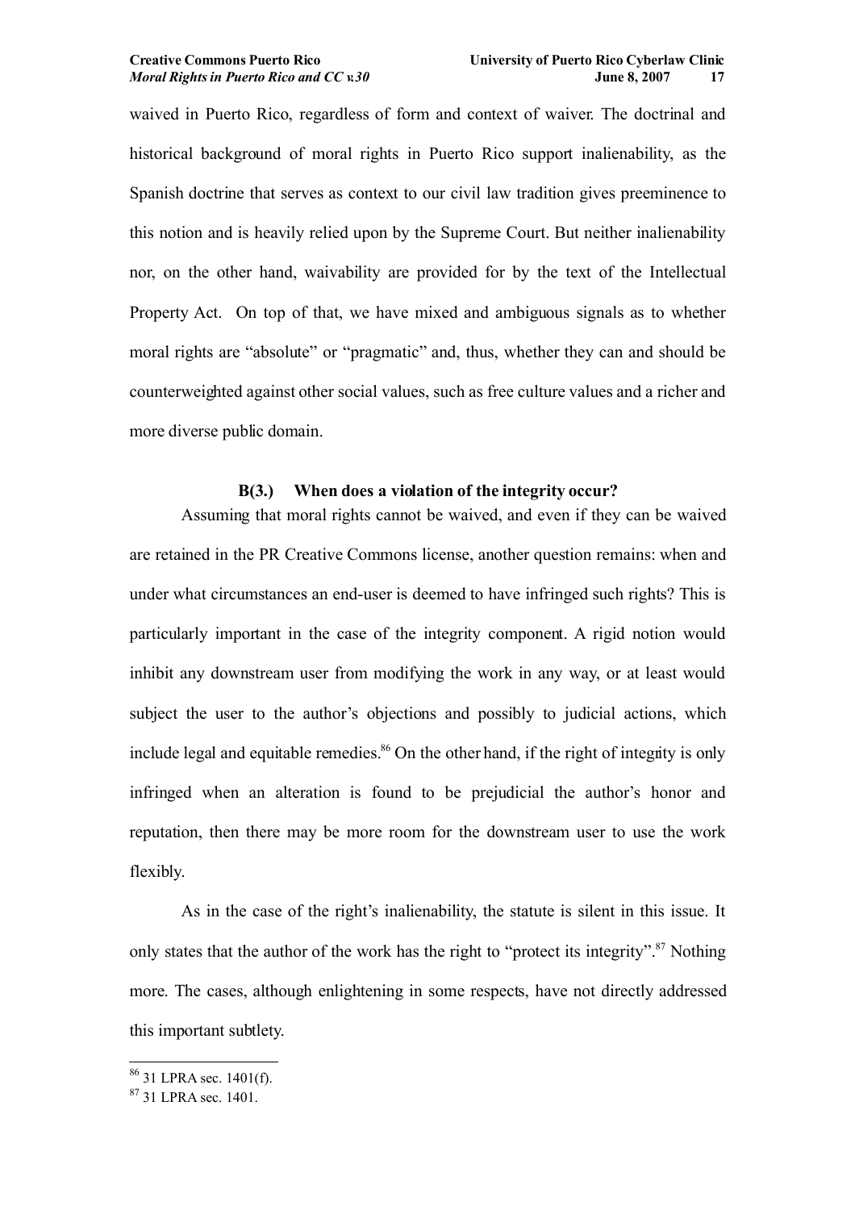waived in Puerto Rico, regardless of form and context of waiver. The doctrinal and historical background of moral rights in Puerto Rico support inalienability, as the Spanish doctrine that serves as context to our civil law tradition gives preeminence to this notion and is heavily relied upon by the Supreme Court. But neither inalienability nor, on the other hand, waivability are provided for by the text of the Intellectual Property Act. On top of that, we have mixed and ambiguous signals as to whether moral rights are "absolute" or "pragmatic" and, thus, whether they can and should be counterweighted against other social values, such as free culture values and a richer and more diverse public domain.

### B(3.) When does a violation of the integrity occur?

Assuming that moral rights cannot be waived, and even if they can be waived are retained in the PR Creative Commons license, another question remains: when and under what circumstances an end-user is deemed to have infringed such rights? This is particularly important in the case of the integrity component. A rigid notion would inhibit any downstream user from modifying the work in any way, or at least would subject the user to the author's objections and possibly to judicial actions, which include legal and equitable remedies.[86] On the other hand, if the right of integrity is only infringed when an alteration is found to be prejudicial the author's honor and reputation, then there may be more room for the downstream user to use the work flexibly.

As in the case of the right's inalienability, the statute is silent in this issue. It only states that the author of the work has the right to "protect its integrity".[87] Nothing more. The cases, although enlightening in some respects, have not directly addressed this important subtlety.

---

[86] 31 LPRA sec. 1401(f).

[87] 31 LPRA sec. 1401.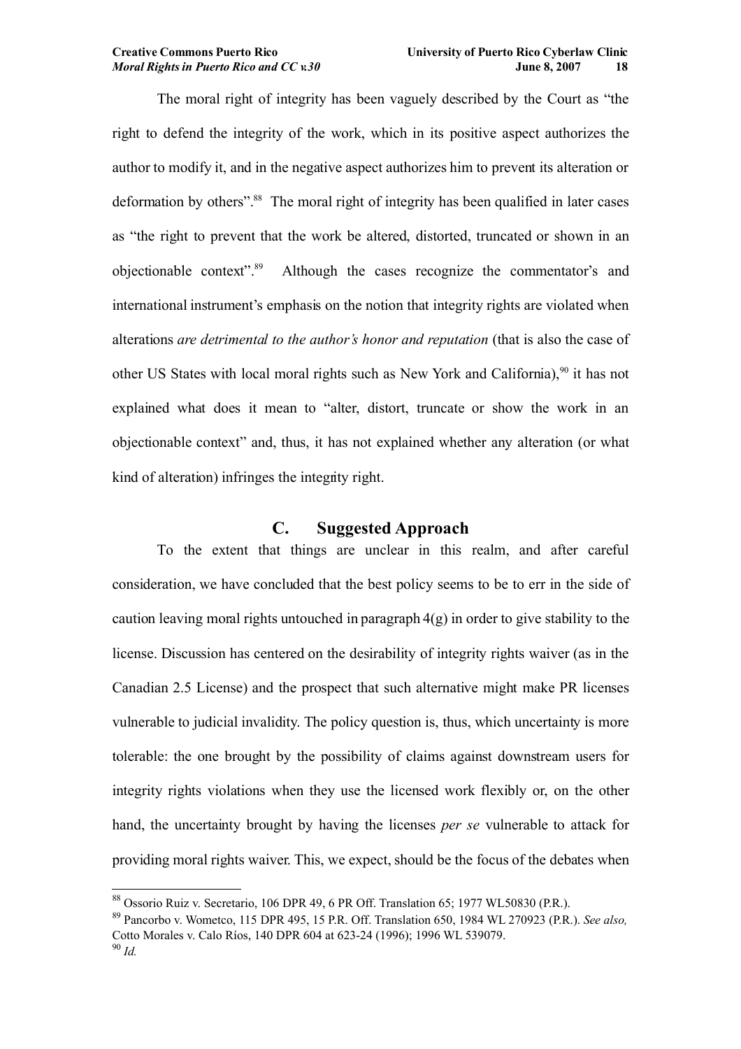The moral right of integrity has been vaguely described by the Court as "the right to defend the integrity of the work, which in its positive aspect authorizes the author to modify it, and in the negative aspect authorizes him to prevent its alteration or deformation by others".[88] The moral right of integrity has been qualified in later cases as "the right to prevent that the work be altered, distorted, truncated or shown in an objectionable context".[89] Although the cases recognize the commentator's and international instrument's emphasis on the notion that integrity rights are violated when alterations *are detrimental to the author's honor and reputation* (that is also the case of other US States with local moral rights such as New York and California),[90] it has not explained what does it mean to "alter, distort, truncate or show the work in an objectionable context" and, thus, it has not explained whether any alteration (or what kind of alteration) infringes the integrity right.

## C. Suggested Approach

To the extent that things are unclear in this realm, and after careful consideration, we have concluded that the best policy seems to be to err in the side of caution leaving moral rights untouched in paragraph 4(g) in order to give stability to the license. Discussion has centered on the desirability of integrity rights waiver (as in the Canadian 2.5 License) and the prospect that such alternative might make PR licenses vulnerable to judicial invalidity. The policy question is, thus, which uncertainty is more tolerable: the one brought by the possibility of claims against downstream users for integrity rights violations when they use the licensed work flexibly or, on the other hand, the uncertainty brought by having the licenses *per se* vulnerable to attack for providing moral rights waiver. This, we expect, should be the focus of the debates when

---

[88] Ossorio Ruiz v. Secretario, 106 DPR 49, 6 PR Off. Translation 65; 1977 WL50830 (P.R.).

[89] Pancorbo v. Wometco, 115 DPR 495, 15 P.R. Off. Translation 650, 1984 WL 270923 (P.R.). *See also,* Cotto Morales v. Calo Ríos, 140 DPR 604 at 623-24 (1996); 1996 WL 539079.

[90] *Id.*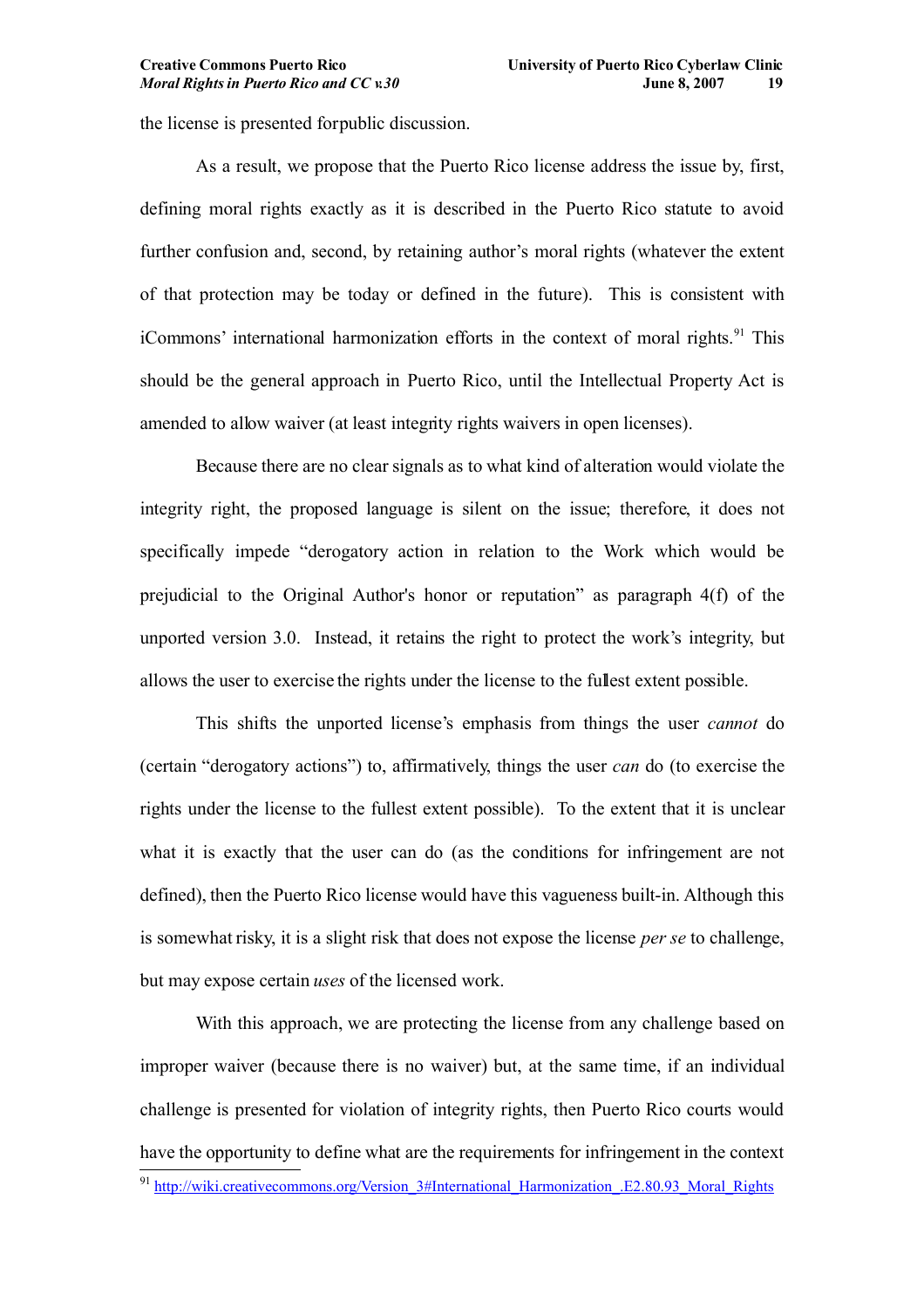the license is presented forpublic discussion.

As a result, we propose that the Puerto Rico license address the issue by, first, defining moral rights exactly as it is described in the Puerto Rico statute to avoid further confusion and, second, by retaining author's moral rights (whatever the extent of that protection may be today or defined in the future). This is consistent with iCommons' international harmonization efforts in the context of moral rights.[91] This should be the general approach in Puerto Rico, until the Intellectual Property Act is amended to allow waiver (at least integrity rights waivers in open licenses).

Because there are no clear signals as to what kind of alteration would violate the integrity right, the proposed language is silent on the issue; therefore, it does not specifically impede "derogatory action in relation to the Work which would be prejudicial to the Original Author's honor or reputation" as paragraph 4(f) of the unported version 3.0. Instead, it retains the right to protect the work's integrity, but allows the user to exercise the rights under the license to the fullest extent possible.

This shifts the unported license's emphasis from things the user *cannot* do (certain "derogatory actions") to, affirmatively, things the user *can* do (to exercise the rights under the license to the fullest extent possible). To the extent that it is unclear what it is exactly that the user can do (as the conditions for infringement are not defined), then the Puerto Rico license would have this vagueness built-in. Although this is somewhat risky, it is a slight risk that does not expose the license *per se* to challenge, but may expose certain *uses* of the licensed work.

With this approach, we are protecting the license from any challenge based on improper waiver (because there is no waiver) but, at the same time, if an individual challenge is presented for violation of integrity rights, then Puerto Rico courts would have the opportunity to define what are the requirements for infringement in the context

[91] http://wiki.creativecommons.org/Version_3#International_Harmonization_.E2.80.93_Moral_Rights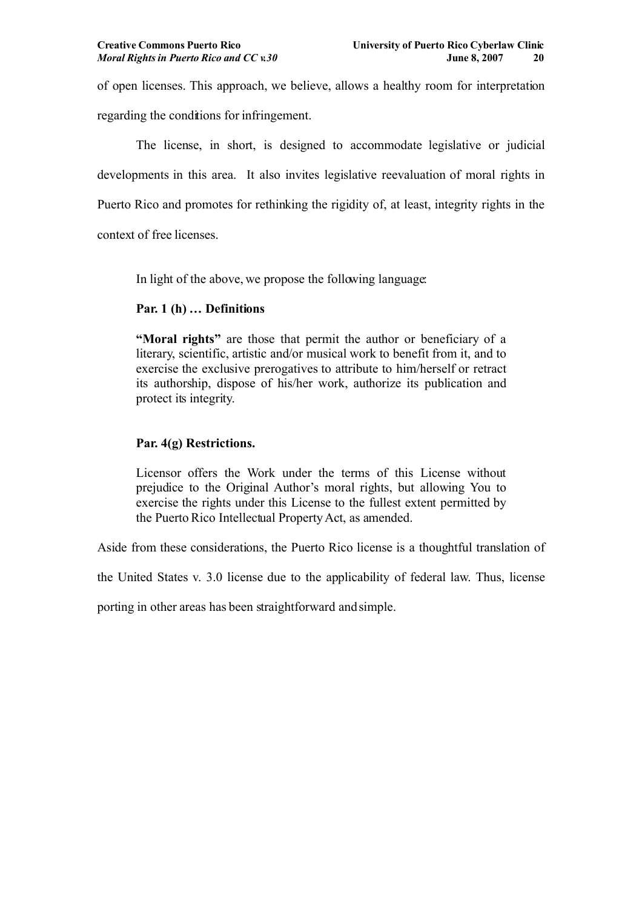of open licenses. This approach, we believe, allows a healthy room for interpretation regarding the conditions for infringement.

The license, in short, is designed to accommodate legislative or judicial developments in this area. It also invites legislative reevaluation of moral rights in Puerto Rico and promotes for rethinking the rigidity of, at least, integrity rights in the context of free licenses.

> In light of the above, we propose the following language:
>
> **Par. 1 (h) … Definitions**
>
> **"Moral rights"** are those that permit the author or beneficiary of a literary, scientific, artistic and/or musical work to benefit from it, and to exercise the exclusive prerogatives to attribute to him/herself or retract its authorship, dispose of his/her work, authorize its publication and protect its integrity.
>
> **Par. 4(g) Restrictions.**
>
> Licensor offers the Work under the terms of this License without prejudice to the Original Author's moral rights, but allowing You to exercise the rights under this License to the fullest extent permitted by the Puerto Rico Intellectual Property Act, as amended.

Aside from these considerations, the Puerto Rico license is a thoughtful translation of the United States v. 3.0 license due to the applicability of federal law. Thus, license porting in other areas has been straightforward and simple.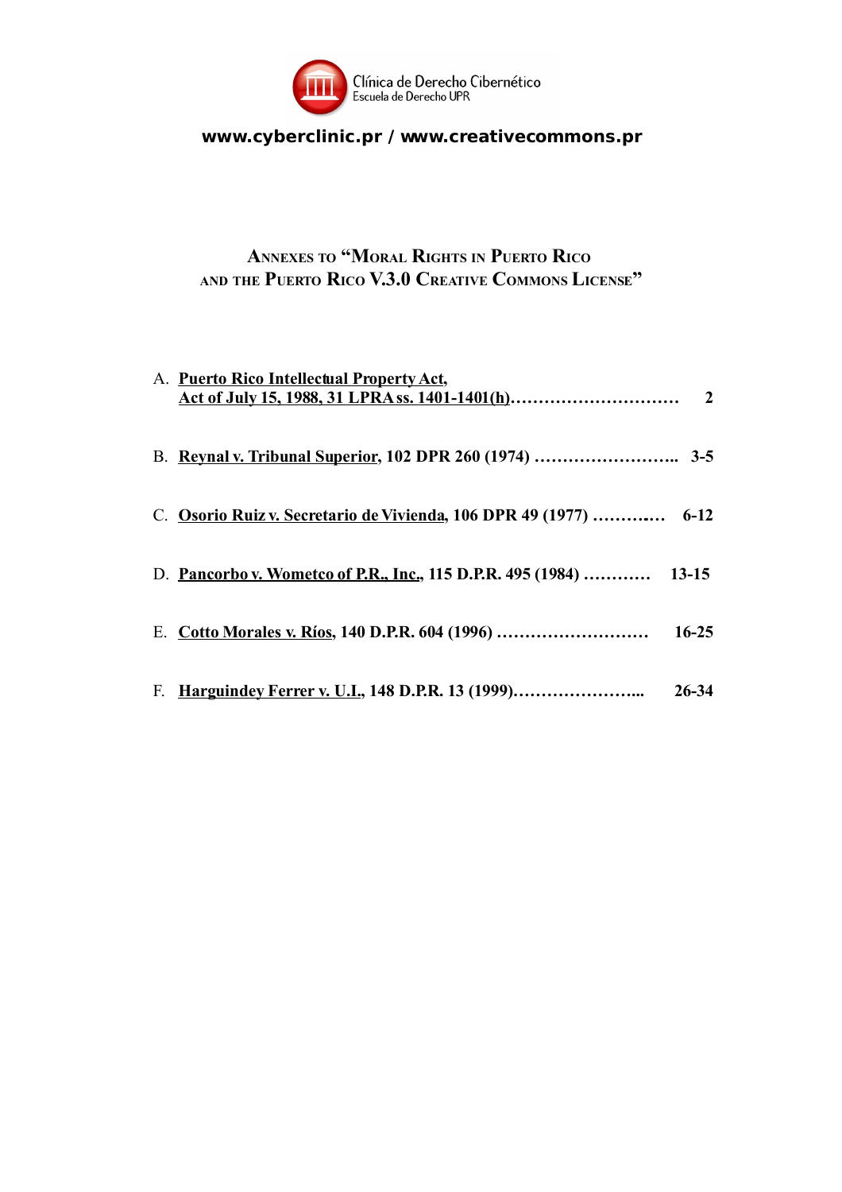Clínica de Derecho Cibernético
Escuela de Derecho UPR

**www.cyberclinic.pr / www.creativecommons.pr**

## ANNEXES TO "MORAL RIGHTS IN PUERTO RICO AND THE PUERTO RICO V.3.0 CREATIVE COMMONS LICENSE"

A. **Puerto Rico Intellectual Property Act, Act of July 15, 1988, 31 LPRA ss. 1401-1401(h)**………………………… **2**

B. **Reynal v. Tribunal Superior, 102 DPR 260 (1974)** …………………….. **3-5**

C. **Osorio Ruiz v. Secretario de Vivienda, 106 DPR 49 (1977)** ………..… **6-12**

D. **Pancorbo v. Wometco of P.R., Inc., 115 D.P.R. 495 (1984)** ………… **13-15**

E. **Cotto Morales v. Ríos, 140 D.P.R. 604 (1996)** ……………………… **16-25**

F. **Harguindey Ferrer v. U.I., 148 D.P.R. 13 (1999)**…………………... **26-34**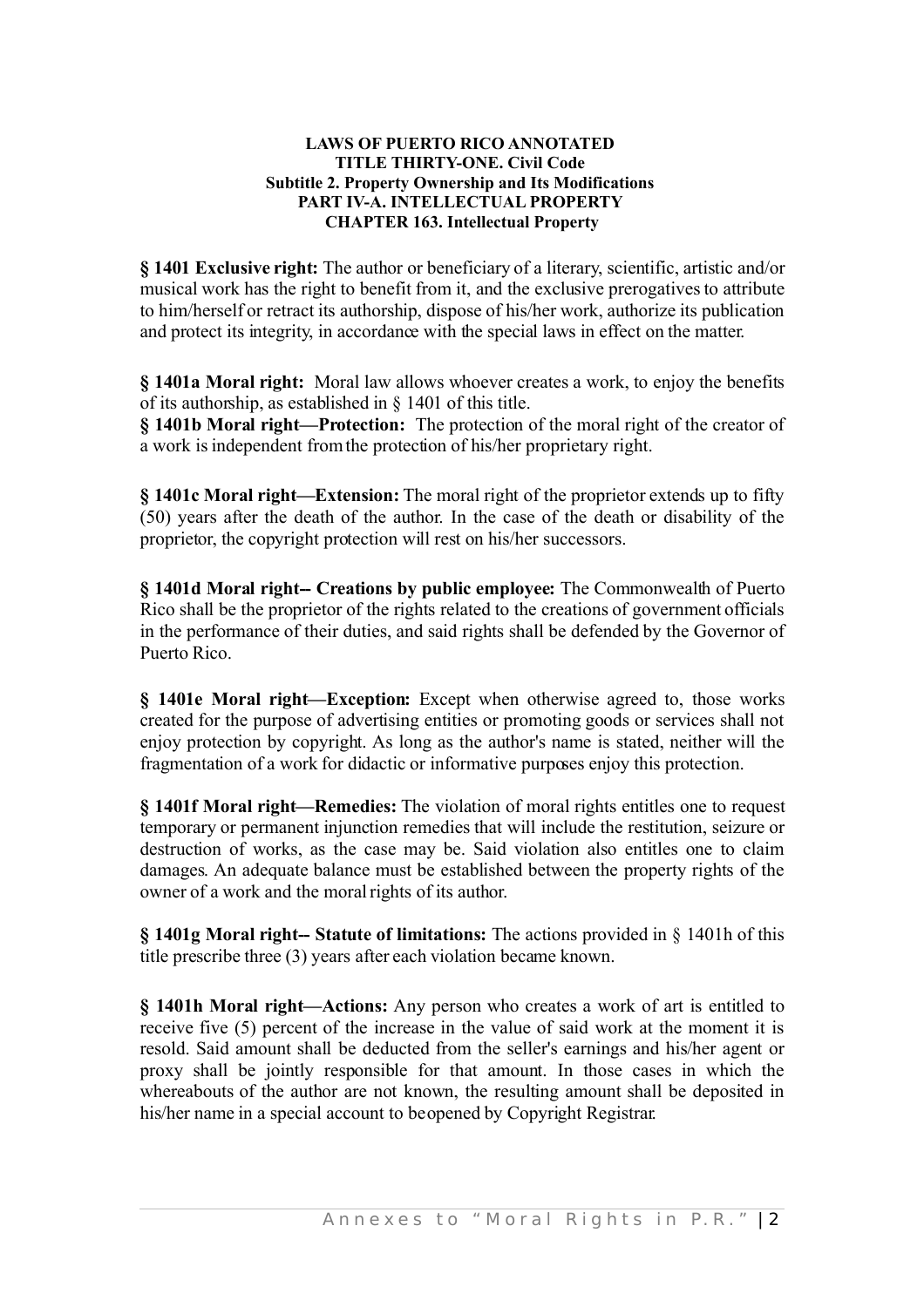**LAWS OF PUERTO RICO ANNOTATED**
**TITLE THIRTY-ONE. Civil Code**
**Subtitle 2. Property Ownership and Its Modifications**
**PART IV-A. INTELLECTUAL PROPERTY**
**CHAPTER 163. Intellectual Property**

**§ 1401 Exclusive right:** The author or beneficiary of a literary, scientific, artistic and/or musical work has the right to benefit from it, and the exclusive prerogatives to attribute to him/herself or retract its authorship, dispose of his/her work, authorize its publication and protect its integrity, in accordance with the special laws in effect on the matter.

**§ 1401a Moral right:** Moral law allows whoever creates a work, to enjoy the benefits of its authorship, as established in § 1401 of this title.
**§ 1401b Moral right—Protection:** The protection of the moral right of the creator of a work is independent from the protection of his/her proprietary right.

**§ 1401c Moral right—Extension:** The moral right of the proprietor extends up to fifty (50) years after the death of the author. In the case of the death or disability of the proprietor, the copyright protection will rest on his/her successors.

**§ 1401d Moral right-- Creations by public employee:** The Commonwealth of Puerto Rico shall be the proprietor of the rights related to the creations of government officials in the performance of their duties, and said rights shall be defended by the Governor of Puerto Rico.

**§ 1401e Moral right—Exception:** Except when otherwise agreed to, those works created for the purpose of advertising entities or promoting goods or services shall not enjoy protection by copyright. As long as the author's name is stated, neither will the fragmentation of a work for didactic or informative purposes enjoy this protection.

**§ 1401f Moral right—Remedies:** The violation of moral rights entitles one to request temporary or permanent injunction remedies that will include the restitution, seizure or destruction of works, as the case may be. Said violation also entitles one to claim damages. An adequate balance must be established between the property rights of the owner of a work and the moral rights of its author.

**§ 1401g Moral right-- Statute of limitations:** The actions provided in § 1401h of this title prescribe three (3) years after each violation became known.

**§ 1401h Moral right—Actions:** Any person who creates a work of art is entitled to receive five (5) percent of the increase in the value of said work at the moment it is resold. Said amount shall be deducted from the seller's earnings and his/her agent or proxy shall be jointly responsible for that amount. In those cases in which the whereabouts of the author are not known, the resulting amount shall be deposited in his/her name in a special account to be opened by Copyright Registrar.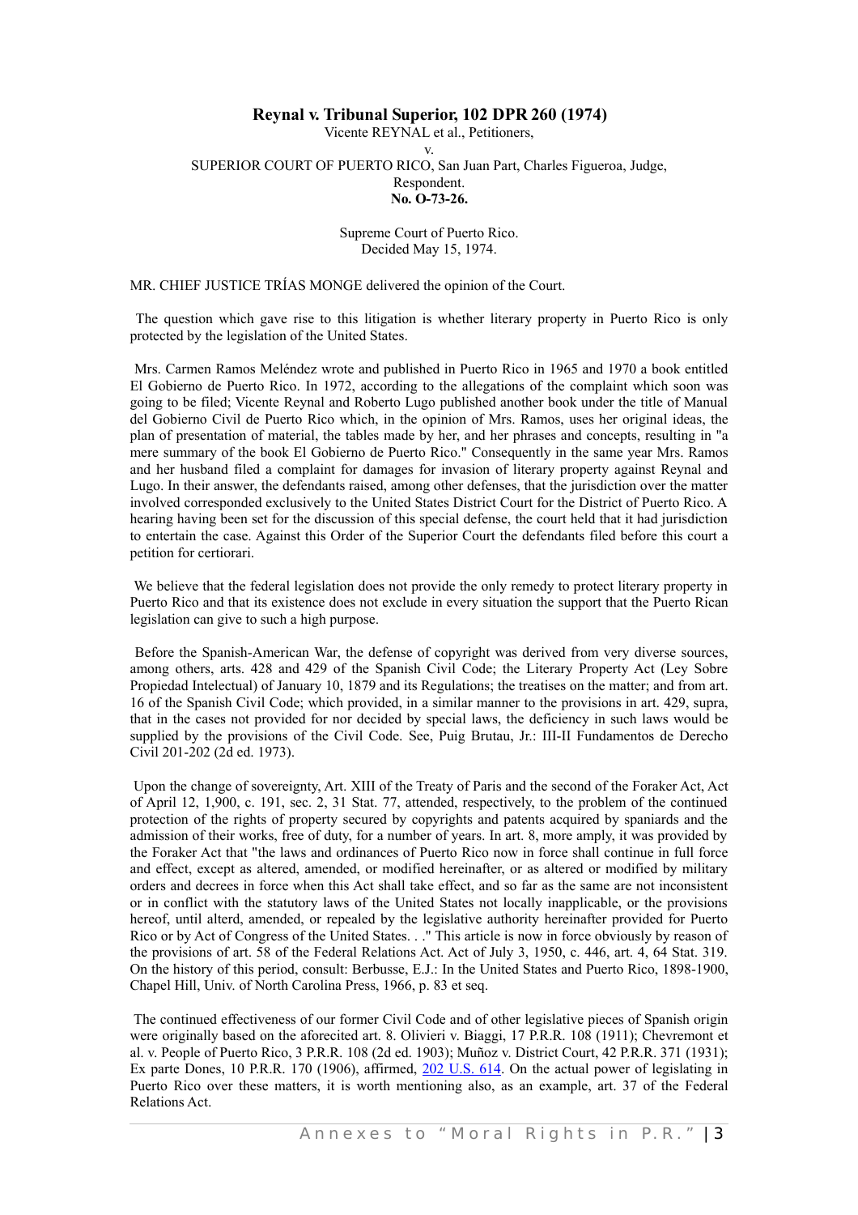# Reynal v. Tribunal Superior, 102 DPR 260 (1974)

Vicente REYNAL et al., Petitioners,
v.
SUPERIOR COURT OF PUERTO RICO, San Juan Part, Charles Figueroa, Judge,
Respondent.
**No. O-73-26.**

Supreme Court of Puerto Rico.
Decided May 15, 1974.

MR. CHIEF JUSTICE TRÍAS MONGE delivered the opinion of the Court.

The question which gave rise to this litigation is whether literary property in Puerto Rico is only protected by the legislation of the United States.

Mrs. Carmen Ramos Meléndez wrote and published in Puerto Rico in 1965 and 1970 a book entitled El Gobierno de Puerto Rico. In 1972, according to the allegations of the complaint which soon was going to be filed; Vicente Reynal and Roberto Lugo published another book under the title of Manual del Gobierno Civil de Puerto Rico which, in the opinion of Mrs. Ramos, uses her original ideas, the plan of presentation of material, the tables made by her, and her phrases and concepts, resulting in "a mere summary of the book El Gobierno de Puerto Rico." Consequently in the same year Mrs. Ramos and her husband filed a complaint for damages for invasion of literary property against Reynal and Lugo. In their answer, the defendants raised, among other defenses, that the jurisdiction over the matter involved corresponded exclusively to the United States District Court for the District of Puerto Rico. A hearing having been set for the discussion of this special defense, the court held that it had jurisdiction to entertain the case. Against this Order of the Superior Court the defendants filed before this court a petition for certiorari.

We believe that the federal legislation does not provide the only remedy to protect literary property in Puerto Rico and that its existence does not exclude in every situation the support that the Puerto Rican legislation can give to such a high purpose.

Before the Spanish-American War, the defense of copyright was derived from very diverse sources, among others, arts. 428 and 429 of the Spanish Civil Code; the Literary Property Act (Ley Sobre Propiedad Intelectual) of January 10, 1879 and its Regulations; the treatises on the matter; and from art. 16 of the Spanish Civil Code; which provided, in a similar manner to the provisions in art. 429, supra, that in the cases not provided for nor decided by special laws, the deficiency in such laws would be supplied by the provisions of the Civil Code. See, Puig Brutau, Jr.: III-II Fundamentos de Derecho Civil 201-202 (2d ed. 1973).

Upon the change of sovereignty, Art. XIII of the Treaty of Paris and the second of the Foraker Act, Act of April 12, 1,900, c. 191, sec. 2, 31 Stat. 77, attended, respectively, to the problem of the continued protection of the rights of property secured by copyrights and patents acquired by spaniards and the admission of their works, free of duty, for a number of years. In art. 8, more amply, it was provided by the Foraker Act that "the laws and ordinances of Puerto Rico now in force shall continue in full force and effect, except as altered, amended, or modified hereinafter, or as altered or modified by military orders and decrees in force when this Act shall take effect, and so far as the same are not inconsistent or in conflict with the statutory laws of the United States not locally inapplicable, or the provisions hereof, until alterd, amended, or repealed by the legislative authority hereinafter provided for Puerto Rico or by Act of Congress of the United States. . ." This article is now in force obviously by reason of the provisions of art. 58 of the Federal Relations Act. Act of July 3, 1950, c. 446, art. 4, 64 Stat. 319. On the history of this period, consult: Berbusse, E.J.: In the United States and Puerto Rico, 1898-1900, Chapel Hill, Univ. of North Carolina Press, 1966, p. 83 et seq.

The continued effectiveness of our former Civil Code and of other legislative pieces of Spanish origin were originally based on the aforecited art. 8. Olivieri v. Biaggi, 17 P.R.R. 108 (1911); Chevremont et al. v. People of Puerto Rico, 3 P.R.R. 108 (2d ed. 1903); Muñoz v. District Court, 42 P.R.R. 371 (1931); Ex parte Dones, 10 P.R.R. 170 (1906), affirmed, 202 U.S. 614. On the actual power of legislating in Puerto Rico over these matters, it is worth mentioning also, as an example, art. 37 of the Federal Relations Act.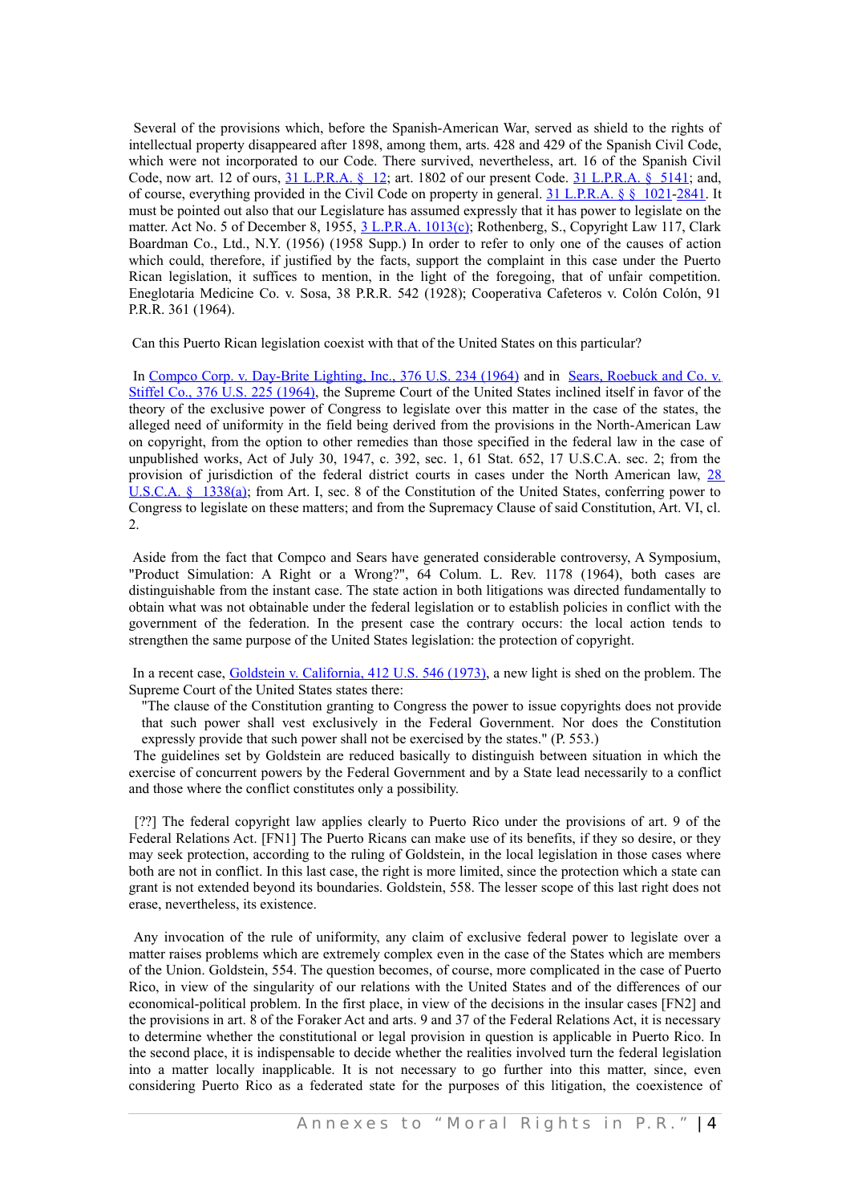Several of the provisions which, before the Spanish-American War, served as shield to the rights of intellectual property disappeared after 1898, among them, arts. 428 and 429 of the Spanish Civil Code, which were not incorporated to our Code. There survived, nevertheless, art. 16 of the Spanish Civil Code, now art. 12 of ours, 31 L.P.R.A. § 12; art. 1802 of our present Code. 31 L.P.R.A. § 5141; and, of course, everything provided in the Civil Code on property in general. 31 L.P.R.A. § § 1021-2841. It must be pointed out also that our Legislature has assumed expressly that it has power to legislate on the matter. Act No. 5 of December 8, 1955, 3 L.P.R.A. 1013(c); Rothenberg, S., Copyright Law 117, Clark Boardman Co., Ltd., N.Y. (1956) (1958 Supp.) In order to refer to only one of the causes of action which could, therefore, if justified by the facts, support the complaint in this case under the Puerto Rican legislation, it suffices to mention, in the light of the foregoing, that of unfair competition. Eneglotaria Medicine Co. v. Sosa, 38 P.R.R. 542 (1928); Cooperativa Cafeteros v. Colón Colón, 91 P.R.R. 361 (1964).

Can this Puerto Rican legislation coexist with that of the United States on this particular?

In Compco Corp. v. Day-Brite Lighting, Inc., 376 U.S. 234 (1964) and in Sears, Roebuck and Co. v. Stiffel Co., 376 U.S. 225 (1964), the Supreme Court of the United States inclined itself in favor of the theory of the exclusive power of Congress to legislate over this matter in the case of the states, the alleged need of uniformity in the field being derived from the provisions in the North-American Law on copyright, from the option to other remedies than those specified in the federal law in the case of unpublished works, Act of July 30, 1947, c. 392, sec. 1, 61 Stat. 652, 17 U.S.C.A. sec. 2; from the provision of jurisdiction of the federal district courts in cases under the North American law, 28 U.S.C.A. § 1338(a); from Art. I, sec. 8 of the Constitution of the United States, conferring power to Congress to legislate on these matters; and from the Supremacy Clause of said Constitution, Art. VI, cl. 2.

Aside from the fact that Compco and Sears have generated considerable controversy, A Symposium, "Product Simulation: A Right or a Wrong?", 64 Colum. L. Rev. 1178 (1964), both cases are distinguishable from the instant case. The state action in both litigations was directed fundamentally to obtain what was not obtainable under the federal legislation or to establish policies in conflict with the government of the federation. In the present case the contrary occurs: the local action tends to strengthen the same purpose of the United States legislation: the protection of copyright.

In a recent case, Goldstein v. California, 412 U.S. 546 (1973), a new light is shed on the problem. The Supreme Court of the United States states there:

> "The clause of the Constitution granting to Congress the power to issue copyrights does not provide that such power shall vest exclusively in the Federal Government. Nor does the Constitution expressly provide that such power shall not be exercised by the states." (P. 553.)

The guidelines set by Goldstein are reduced basically to distinguish between situation in which the exercise of concurrent powers by the Federal Government and by a State lead necessarily to a conflict and those where the conflict constitutes only a possibility.

[??] The federal copyright law applies clearly to Puerto Rico under the provisions of art. 9 of the Federal Relations Act. [FN1] The Puerto Ricans can make use of its benefits, if they so desire, or they may seek protection, according to the ruling of Goldstein, in the local legislation in those cases where both are not in conflict. In this last case, the right is more limited, since the protection which a state can grant is not extended beyond its boundaries. Goldstein, 558. The lesser scope of this last right does not erase, nevertheless, its existence.

Any invocation of the rule of uniformity, any claim of exclusive federal power to legislate over a matter raises problems which are extremely complex even in the case of the States which are members of the Union. Goldstein, 554. The question becomes, of course, more complicated in the case of Puerto Rico, in view of the singularity of our relations with the United States and of the differences of our economical-political problem. In the first place, in view of the decisions in the insular cases [FN2] and the provisions in art. 8 of the Foraker Act and arts. 9 and 37 of the Federal Relations Act, it is necessary to determine whether the constitutional or legal provision in question is applicable in Puerto Rico. In the second place, it is indispensable to decide whether the realities involved turn the federal legislation into a matter locally inapplicable. It is not necessary to go further into this matter, since, even considering Puerto Rico as a federated state for the purposes of this litigation, the coexistence of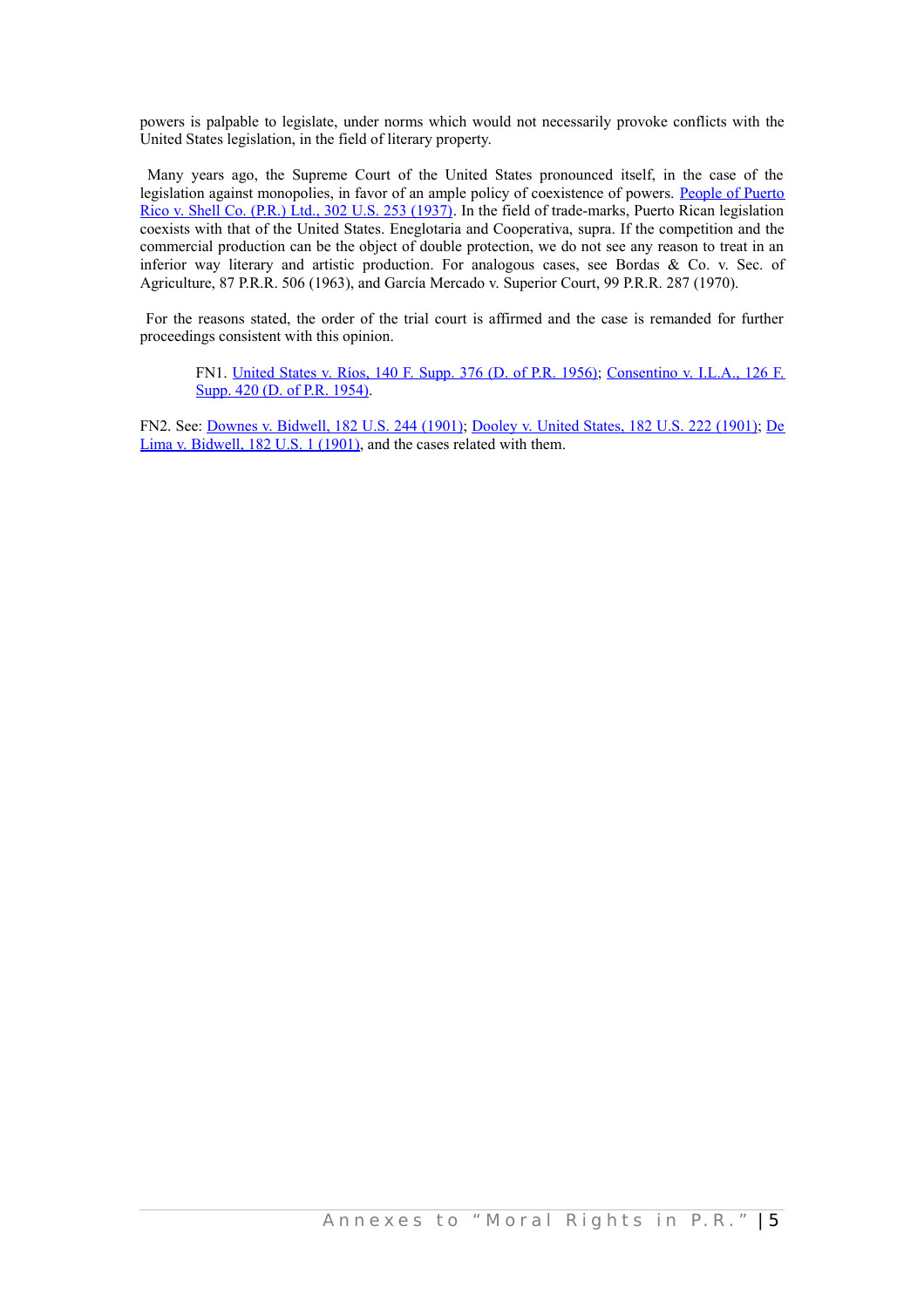powers is palpable to legislate, under norms which would not necessarily provoke conflicts with the United States legislation, in the field of literary property.

Many years ago, the Supreme Court of the United States pronounced itself, in the case of the legislation against monopolies, in favor of an ample policy of coexistence of powers. [People of Puerto Rico v. Shell Co. (P.R.) Ltd., 302 U.S. 253 (1937)]. In the field of trade-marks, Puerto Rican legislation coexists with that of the United States. Eneglotaria and Cooperativa, supra. If the competition and the commercial production can be the object of double protection, we do not see any reason to treat in an inferior way literary and artistic production. For analogous cases, see Bordas & Co. v. Sec. of Agriculture, 87 P.R.R. 506 (1963), and García Mercado v. Superior Court, 99 P.R.R. 287 (1970).

For the reasons stated, the order of the trial court is affirmed and the case is remanded for further proceedings consistent with this opinion.

FN1. [United States v. Ríos, 140 F. Supp. 376 (D. of P.R. 1956)]; [Consentino v. I.L.A., 126 F. Supp. 420 (D. of P.R. 1954)].

FN2. See: [Downes v. Bidwell, 182 U.S. 244 (1901)]; [Dooley v. United States, 182 U.S. 222 (1901)]; [De Lima v. Bidwell, 182 U.S. 1 (1901)], and the cases related with them.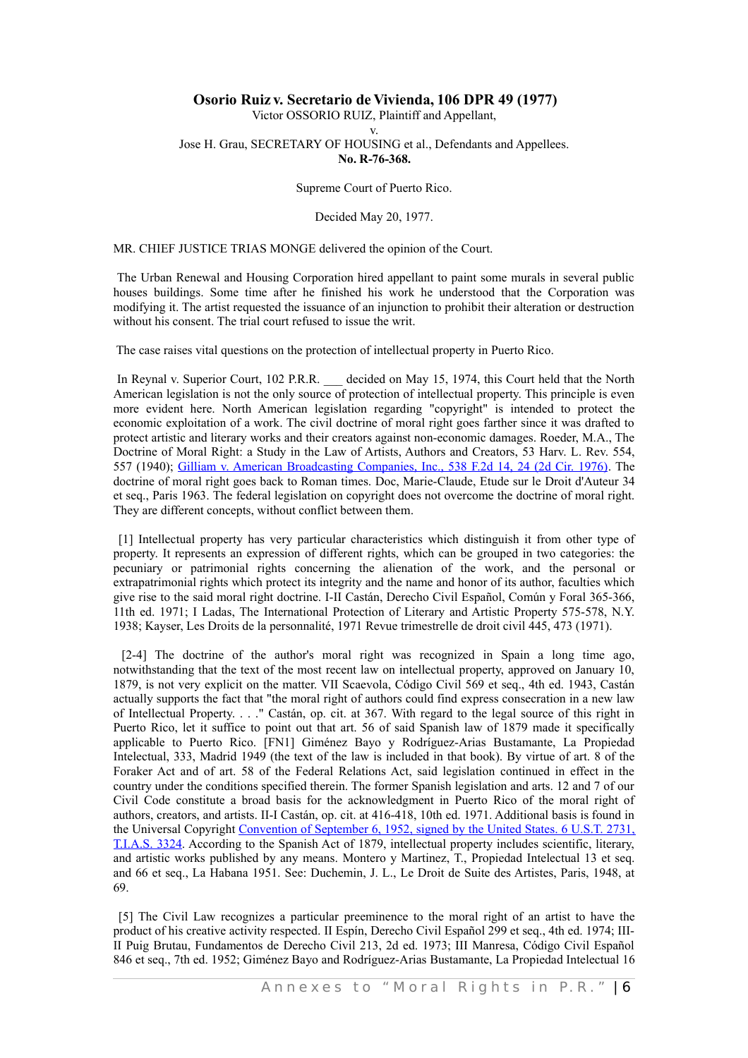**Osorio Ruiz v. Secretario de Vivienda, 106 DPR 49 (1977)**

Victor OSSORIO RUIZ, Plaintiff and Appellant,

v.

Jose H. Grau, SECRETARY OF HOUSING et al., Defendants and Appellees.

**No. R-76-368.**

Supreme Court of Puerto Rico.

Decided May 20, 1977.

MR. CHIEF JUSTICE TRIAS MONGE delivered the opinion of the Court.

The Urban Renewal and Housing Corporation hired appellant to paint some murals in several public houses buildings. Some time after he finished his work he understood that the Corporation was modifying it. The artist requested the issuance of an injunction to prohibit their alteration or destruction without his consent. The trial court refused to issue the writ.

The case raises vital questions on the protection of intellectual property in Puerto Rico.

In Reynal v. Superior Court, 102 P.R.R. ___ decided on May 15, 1974, this Court held that the North American legislation is not the only source of protection of intellectual property. This principle is even more evident here. North American legislation regarding "copyright" is intended to protect the economic exploitation of a work. The civil doctrine of moral right goes farther since it was drafted to protect artistic and literary works and their creators against non-economic damages. Roeder, M.A., The Doctrine of Moral Right: a Study in the Law of Artists, Authors and Creators, 53 Harv. L. Rev. 554, 557 (1940); Gilliam v. American Broadcasting Companies, Inc., 538 F.2d 14, 24 (2d Cir. 1976). The doctrine of moral right goes back to Roman times. Doc, Marie-Claude, Etude sur le Droit d'Auteur 34 et seq., Paris 1963. The federal legislation on copyright does not overcome the doctrine of moral right. They are different concepts, without conflict between them.

[1] Intellectual property has very particular characteristics which distinguish it from other type of property. It represents an expression of different rights, which can be grouped in two categories: the pecuniary or patrimonial rights concerning the alienation of the work, and the personal or extrapatrimonial rights which protect its integrity and the name and honor of its author, faculties which give rise to the said moral right doctrine. I-II Castán, Derecho Civil Español, Común y Foral 365-366, 11th ed. 1971; I Ladas, The International Protection of Literary and Artistic Property 575-578, N.Y. 1938; Kayser, Les Droits de la personnalité, 1971 Revue trimestrelle de droit civil 445, 473 (1971).

[2-4] The doctrine of the author's moral right was recognized in Spain a long time ago, notwithstanding that the text of the most recent law on intellectual property, approved on January 10, 1879, is not very explicit on the matter. VII Scaevola, Código Civil 569 et seq., 4th ed. 1943, Castán actually supports the fact that "the moral right of authors could find express consecration in a new law of Intellectual Property. . . ." Castán, op. cit. at 367. With regard to the legal source of this right in Puerto Rico, let it suffice to point out that art. 56 of said Spanish law of 1879 made it specifically applicable to Puerto Rico. [FN1] Giménez Bayo y Rodríguez-Arias Bustamante, La Propiedad Intelectual, 333, Madrid 1949 (the text of the law is included in that book). By virtue of art. 8 of the Foraker Act and of art. 58 of the Federal Relations Act, said legislation continued in effect in the country under the conditions specified therein. The former Spanish legislation and arts. 12 and 7 of our Civil Code constitute a broad basis for the acknowledgment in Puerto Rico of the moral right of authors, creators, and artists. II-I Castán, op. cit. at 416-418, 10th ed. 1971. Additional basis is found in the Universal Copyright Convention of September 6, 1952, signed by the United States. 6 U.S.T. 2731, T.I.A.S. 3324. According to the Spanish Act of 1879, intellectual property includes scientific, literary, and artistic works published by any means. Montero y Martinez, T., Propiedad Intelectual 13 et seq. and 66 et seq., La Habana 1951. See: Duchemin, J. L., Le Droit de Suite des Artistes, Paris, 1948, at 69.

[5] The Civil Law recognizes a particular preeminence to the moral right of an artist to have the product of his creative activity respected. II Espín, Derecho Civil Español 299 et seq., 4th ed. 1974; III-II Puig Brutau, Fundamentos de Derecho Civil 213, 2d ed. 1973; III Manresa, Código Civil Español 846 et seq., 7th ed. 1952; Giménez Bayo and Rodríguez-Arias Bustamante, La Propiedad Intelectual 16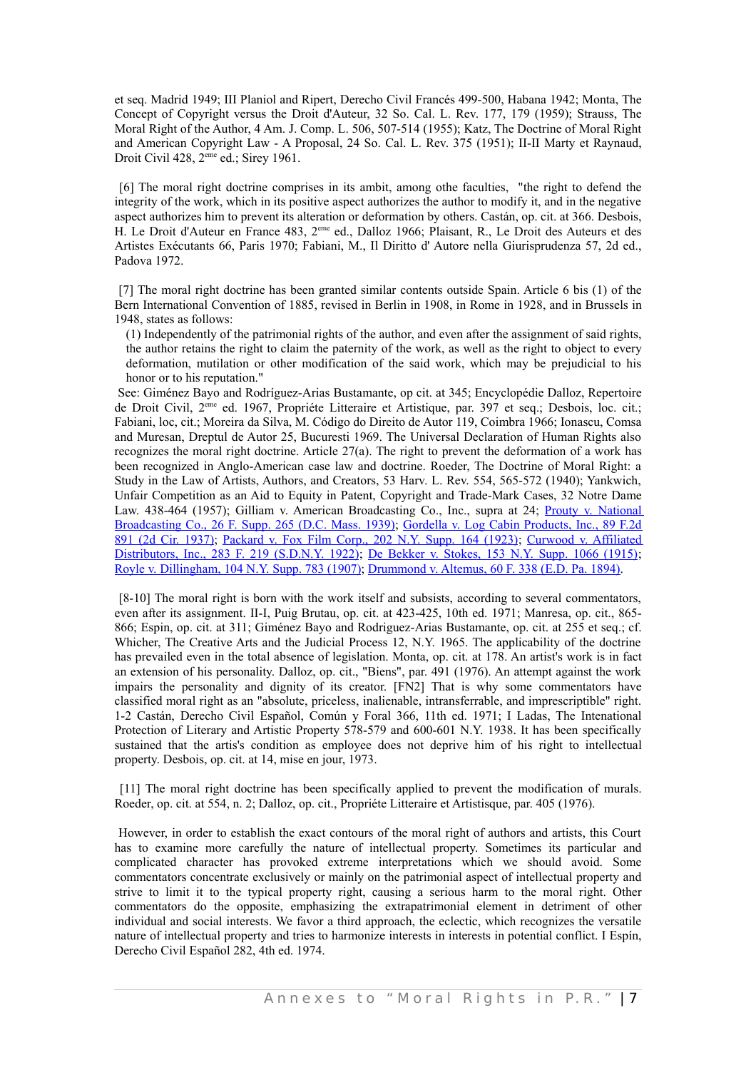et seq. Madrid 1949; III Planiol and Ripert, Derecho Civil Francés 499-500, Habana 1942; Monta, The Concept of Copyright versus the Droit d'Auteur, 32 So. Cal. L. Rev. 177, 179 (1959); Strauss, The Moral Right of the Author, 4 Am. J. Comp. L. 506, 507-514 (1955); Katz, The Doctrine of Moral Right and American Copyright Law - A Proposal, 24 So. Cal. L. Rev. 375 (1951); II-II Marty et Raynaud, Droit Civil 428, 2eme ed.; Sirey 1961.

[6] The moral right doctrine comprises in its ambit, among othe faculties, "the right to defend the integrity of the work, which in its positive aspect authorizes the author to modify it, and in the negative aspect authorizes him to prevent its alteration or deformation by others. Castán, op. cit. at 366. Desbois, H. Le Droit d'Auteur en France 483, 2eme ed., Dalloz 1966; Plaisant, R., Le Droit des Auteurs et des Artistes Exécutants 66, Paris 1970; Fabiani, M., Il Diritto d' Autore nella Giurisprudenza 57, 2d ed., Padova 1972.

[7] The moral right doctrine has been granted similar contents outside Spain. Article 6 bis (1) of the Bern International Convention of 1885, revised in Berlin in 1908, in Rome in 1928, and in Brussels in 1948, states as follows:

> (1) Independently of the patrimonial rights of the author, and even after the assignment of said rights, the author retains the right to claim the paternity of the work, as well as the right to object to every deformation, mutilation or other modification of the said work, which may be prejudicial to his honor or to his reputation."

See: Giménez Bayo and Rodríguez-Arias Bustamante, op cit. at 345; Encyclopédie Dalloz, Repertoire de Droit Civil, 2eme ed. 1967, Propriéte Litteraire et Artistique, par. 397 et seq.; Desbois, loc. cit.; Fabiani, loc, cit.; Moreira da Silva, M. Código do Direito de Autor 119, Coimbra 1966; Ionascu, Comsa and Muresan, Dreptul de Autor 25, Bucuresti 1969. The Universal Declaration of Human Rights also recognizes the moral right doctrine. Article 27(a). The right to prevent the deformation of a work has been recognized in Anglo-American case law and doctrine. Roeder, The Doctrine of Moral Right: a Study in the Law of Artists, Authors, and Creators, 53 Harv. L. Rev. 554, 565-572 (1940); Yankwich, Unfair Competition as an Aid to Equity in Patent, Copyright and Trade-Mark Cases, 32 Notre Dame Law. 438-464 (1957); Gilliam v. American Broadcasting Co., Inc., supra at 24; Prouty v. National Broadcasting Co., 26 F. Supp. 265 (D.C. Mass. 1939); Gordella v. Log Cabin Products, Inc., 89 F.2d 891 (2d Cir. 1937); Packard v. Fox Film Corp., 202 N.Y. Supp. 164 (1923); Curwood v. Affiliated Distributors, Inc., 283 F. 219 (S.D.N.Y. 1922); De Bekker v. Stokes, 153 N.Y. Supp. 1066 (1915); Royle v. Dillingham, 104 N.Y. Supp. 783 (1907); Drummond v. Altemus, 60 F. 338 (E.D. Pa. 1894).

[8-10] The moral right is born with the work itself and subsists, according to several commentators, even after its assignment. II-I, Puig Brutau, op. cit. at 423-425, 10th ed. 1971; Manresa, op. cit., 865-866; Espin, op. cit. at 311; Giménez Bayo and Rodriguez-Arias Bustamante, op. cit. at 255 et seq.; cf. Whicher, The Creative Arts and the Judicial Process 12, N.Y. 1965. The applicability of the doctrine has prevailed even in the total absence of legislation. Monta, op. cit. at 178. An artist's work is in fact an extension of his personality. Dalloz, op. cit., "Biens", par. 491 (1976). An attempt against the work impairs the personality and dignity of its creator. [FN2] That is why some commentators have classified moral right as an "absolute, priceless, inalienable, intransferrable, and imprescriptible" right. 1-2 Castán, Derecho Civil Español, Común y Foral 366, 11th ed. 1971; I Ladas, The Intenational Protection of Literary and Artistic Property 578-579 and 600-601 N.Y. 1938. It has been specifically sustained that the artis's condition as employee does not deprive him of his right to intellectual property. Desbois, op. cit. at 14, mise en jour, 1973.

[11] The moral right doctrine has been specifically applied to prevent the modification of murals. Roeder, op. cit. at 554, n. 2; Dalloz, op. cit., Propriéte Litteraire et Artistisque, par. 405 (1976).

However, in order to establish the exact contours of the moral right of authors and artists, this Court has to examine more carefully the nature of intellectual property. Sometimes its particular and complicated character has provoked extreme interpretations which we should avoid. Some commentators concentrate exclusively or mainly on the patrimonial aspect of intellectual property and strive to limit it to the typical property right, causing a serious harm to the moral right. Other commentators do the opposite, emphasizing the extrapatrimonial element in detriment of other individual and social interests. We favor a third approach, the eclectic, which recognizes the versatile nature of intellectual property and tries to harmonize interests in interests in potential conflict. I Espín, Derecho Civil Español 282, 4th ed. 1974.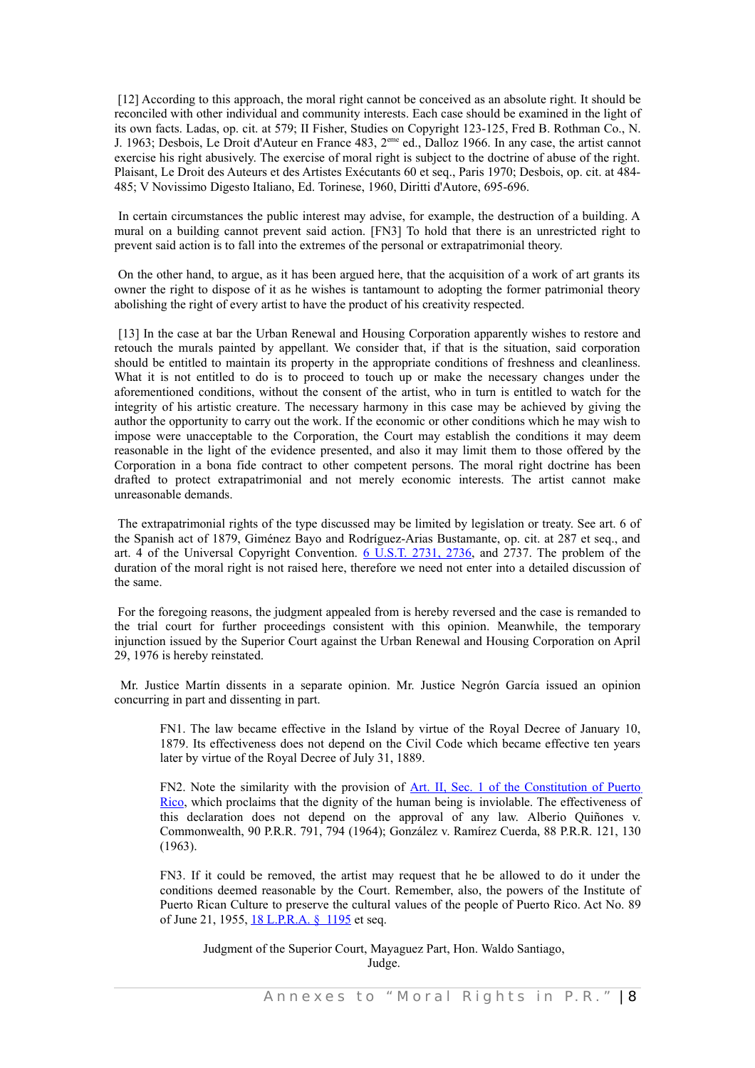[12] According to this approach, the moral right cannot be conceived as an absolute right. It should be reconciled with other individual and community interests. Each case should be examined in the light of its own facts. Ladas, op. cit. at 579; II Fisher, Studies on Copyright 123-125, Fred B. Rothman Co., N. J. 1963; Desbois, Le Droit d'Auteur en France 483, 2[eme] ed., Dalloz 1966. In any case, the artist cannot exercise his right abusively. The exercise of moral right is subject to the doctrine of abuse of the right. Plaisant, Le Droit des Auteurs et des Artistes Exécutants 60 et seq., Paris 1970; Desbois, op. cit. at 484-485; V Novissimo Digesto Italiano, Ed. Torinese, 1960, Diritti d'Autore, 695-696.

In certain circumstances the public interest may advise, for example, the destruction of a building. A mural on a building cannot prevent said action. [FN3] To hold that there is an unrestricted right to prevent said action is to fall into the extremes of the personal or extrapatrimonial theory.

On the other hand, to argue, as it has been argued here, that the acquisition of a work of art grants its owner the right to dispose of it as he wishes is tantamount to adopting the former patrimonial theory abolishing the right of every artist to have the product of his creativity respected.

[13] In the case at bar the Urban Renewal and Housing Corporation apparently wishes to restore and retouch the murals painted by appellant. We consider that, if that is the situation, said corporation should be entitled to maintain its property in the appropriate conditions of freshness and cleanliness. What it is not entitled to do is to proceed to touch up or make the necessary changes under the aforementioned conditions, without the consent of the artist, who in turn is entitled to watch for the integrity of his artistic creature. The necessary harmony in this case may be achieved by giving the author the opportunity to carry out the work. If the economic or other conditions which he may wish to impose were unacceptable to the Corporation, the Court may establish the conditions it may deem reasonable in the light of the evidence presented, and also it may limit them to those offered by the Corporation in a bona fide contract to other competent persons. The moral right doctrine has been drafted to protect extrapatrimonial and not merely economic interests. The artist cannot make unreasonable demands.

The extrapatrimonial rights of the type discussed may be limited by legislation or treaty. See art. 6 of the Spanish act of 1879, Giménez Bayo and Rodríguez-Arias Bustamante, op. cit. at 287 et seq., and art. 4 of the Universal Copyright Convention. 6 U.S.T. 2731, 2736, and 2737. The problem of the duration of the moral right is not raised here, therefore we need not enter into a detailed discussion of the same.

For the foregoing reasons, the judgment appealed from is hereby reversed and the case is remanded to the trial court for further proceedings consistent with this opinion. Meanwhile, the temporary injunction issued by the Superior Court against the Urban Renewal and Housing Corporation on April 29, 1976 is hereby reinstated.

Mr. Justice Martín dissents in a separate opinion. Mr. Justice Negrón García issued an opinion concurring in part and dissenting in part.

> FN1. The law became effective in the Island by virtue of the Royal Decree of January 10, 1879. Its effectiveness does not depend on the Civil Code which became effective ten years later by virtue of the Royal Decree of July 31, 1889.
>
> FN2. Note the similarity with the provision of Art. II, Sec. 1 of the Constitution of Puerto Rico, which proclaims that the dignity of the human being is inviolable. The effectiveness of this declaration does not depend on the approval of any law. Alberio Quiñones v. Commonwealth, 90 P.R.R. 791, 794 (1964); González v. Ramírez Cuerda, 88 P.R.R. 121, 130 (1963).
>
> FN3. If it could be removed, the artist may request that he be allowed to do it under the conditions deemed reasonable by the Court. Remember, also, the powers of the Institute of Puerto Rican Culture to preserve the cultural values of the people of Puerto Rico. Act No. 89 of June 21, 1955, 18 L.P.R.A. § 1195 et seq.

Judgment of the Superior Court, Mayaguez Part, Hon. Waldo Santiago, Judge.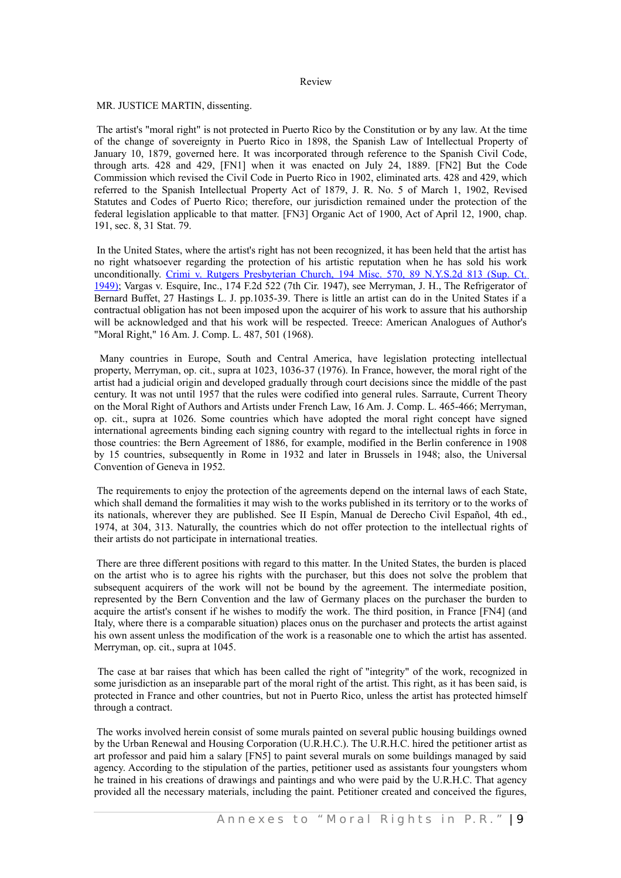Review

MR. JUSTICE MARTIN, dissenting.

The artist's "moral right" is not protected in Puerto Rico by the Constitution or by any law. At the time of the change of sovereignty in Puerto Rico in 1898, the Spanish Law of Intellectual Property of January 10, 1879, governed here. It was incorporated through reference to the Spanish Civil Code, through arts. 428 and 429, [FN1] when it was enacted on July 24, 1889. [FN2] But the Code Commission which revised the Civil Code in Puerto Rico in 1902, eliminated arts. 428 and 429, which referred to the Spanish Intellectual Property Act of 1879, J. R. No. 5 of March 1, 1902, Revised Statutes and Codes of Puerto Rico; therefore, our jurisdiction remained under the protection of the federal legislation applicable to that matter. [FN3] Organic Act of 1900, Act of April 12, 1900, chap. 191, sec. 8, 31 Stat. 79.

In the United States, where the artist's right has not been recognized, it has been held that the artist has no right whatsoever regarding the protection of his artistic reputation when he has sold his work unconditionally. Crimi v. Rutgers Presbyterian Church, 194 Misc. 570, 89 N.Y.S.2d 813 (Sup. Ct. 1949); Vargas v. Esquire, Inc., 174 F.2d 522 (7th Cir. 1947), see Merryman, J. H., The Refrigerator of Bernard Buffet, 27 Hastings L. J. pp.1035-39. There is little an artist can do in the United States if a contractual obligation has not been imposed upon the acquirer of his work to assure that his authorship will be acknowledged and that his work will be respected. Treece: American Analogues of Author's "Moral Right," 16 Am. J. Comp. L. 487, 501 (1968).

Many countries in Europe, South and Central America, have legislation protecting intellectual property, Merryman, op. cit., supra at 1023, 1036-37 (1976). In France, however, the moral right of the artist had a judicial origin and developed gradually through court decisions since the middle of the past century. It was not until 1957 that the rules were codified into general rules. Sarraute, Current Theory on the Moral Right of Authors and Artists under French Law, 16 Am. J. Comp. L. 465-466; Merryman, op. cit., supra at 1026. Some countries which have adopted the moral right concept have signed international agreements binding each signing country with regard to the intellectual rights in force in those countries: the Bern Agreement of 1886, for example, modified in the Berlin conference in 1908 by 15 countries, subsequently in Rome in 1932 and later in Brussels in 1948; also, the Universal Convention of Geneva in 1952.

The requirements to enjoy the protection of the agreements depend on the internal laws of each State, which shall demand the formalities it may wish to the works published in its territory or to the works of its nationals, wherever they are published. See II Espín, Manual de Derecho Civil Español, 4th ed., 1974, at 304, 313. Naturally, the countries which do not offer protection to the intellectual rights of their artists do not participate in international treaties.

There are three different positions with regard to this matter. In the United States, the burden is placed on the artist who is to agree his rights with the purchaser, but this does not solve the problem that subsequent acquirers of the work will not be bound by the agreement. The intermediate position, represented by the Bern Convention and the law of Germany places on the purchaser the burden to acquire the artist's consent if he wishes to modify the work. The third position, in France [FN4] (and Italy, where there is a comparable situation) places onus on the purchaser and protects the artist against his own assent unless the modification of the work is a reasonable one to which the artist has assented. Merryman, op. cit., supra at 1045.

The case at bar raises that which has been called the right of "integrity" of the work, recognized in some jurisdiction as an inseparable part of the moral right of the artist. This right, as it has been said, is protected in France and other countries, but not in Puerto Rico, unless the artist has protected himself through a contract.

The works involved herein consist of some murals painted on several public housing buildings owned by the Urban Renewal and Housing Corporation (U.R.H.C.). The U.R.H.C. hired the petitioner artist as art professor and paid him a salary [FN5] to paint several murals on some buildings managed by said agency. According to the stipulation of the parties, petitioner used as assistants four youngsters whom he trained in his creations of drawings and paintings and who were paid by the U.R.H.C. That agency provided all the necessary materials, including the paint. Petitioner created and conceived the figures,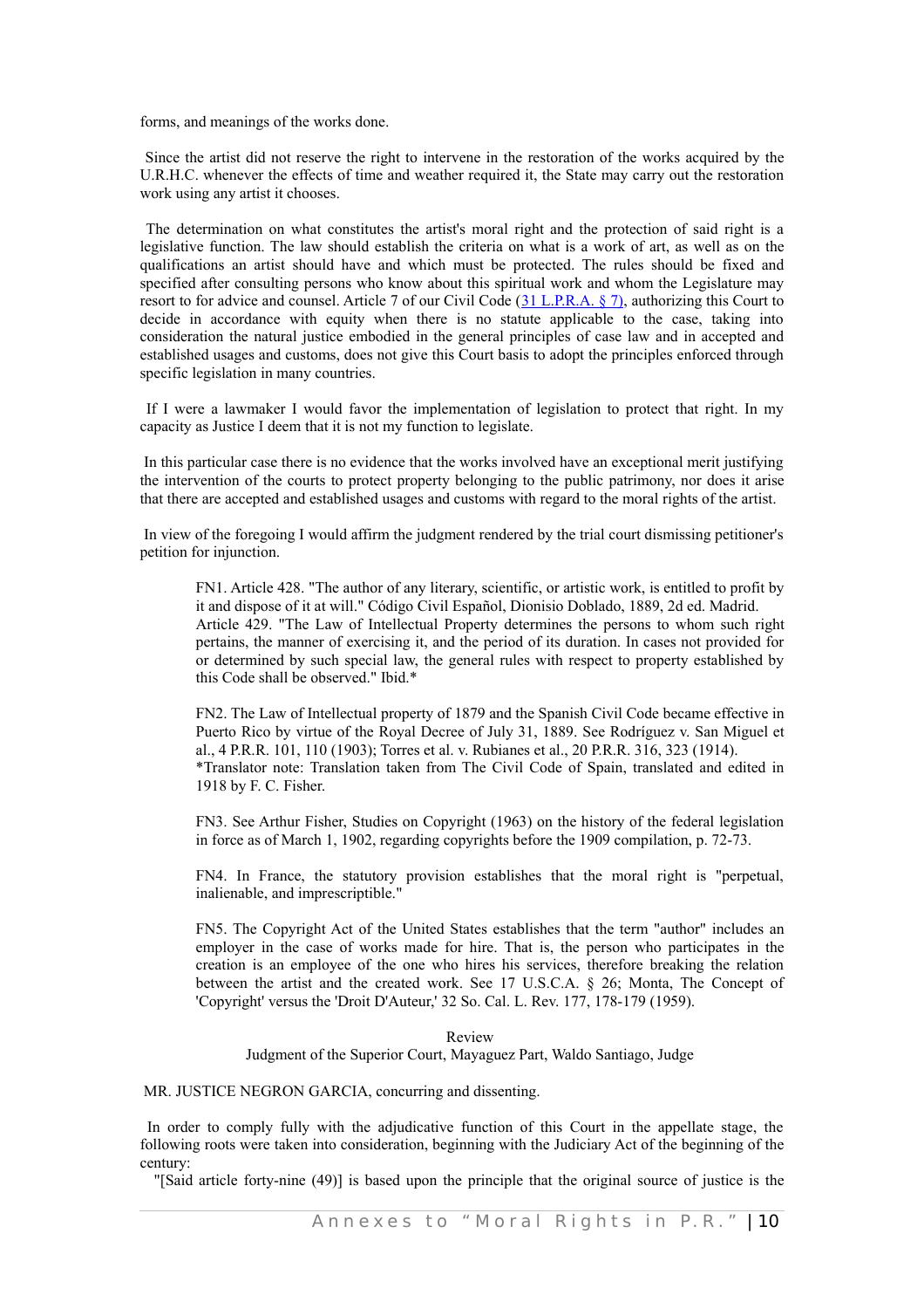forms, and meanings of the works done.

Since the artist did not reserve the right to intervene in the restoration of the works acquired by the U.R.H.C. whenever the effects of time and weather required it, the State may carry out the restoration work using any artist it chooses.

The determination on what constitutes the artist's moral right and the protection of said right is a legislative function. The law should establish the criteria on what is a work of art, as well as on the qualifications an artist should have and which must be protected. The rules should be fixed and specified after consulting persons who know about this spiritual work and whom the Legislature may resort to for advice and counsel. Article 7 of our Civil Code (31 L.P.R.A. § 7), authorizing this Court to decide in accordance with equity when there is no statute applicable to the case, taking into consideration the natural justice embodied in the general principles of case law and in accepted and established usages and customs, does not give this Court basis to adopt the principles enforced through specific legislation in many countries.

If I were a lawmaker I would favor the implementation of legislation to protect that right. In my capacity as Justice I deem that it is not my function to legislate.

In this particular case there is no evidence that the works involved have an exceptional merit justifying the intervention of the courts to protect property belonging to the public patrimony, nor does it arise that there are accepted and established usages and customs with regard to the moral rights of the artist.

In view of the foregoing I would affirm the judgment rendered by the trial court dismissing petitioner's petition for injunction.

> FN1. Article 428. "The author of any literary, scientific, or artistic work, is entitled to profit by it and dispose of it at will." Código Civil Español, Dionisio Doblado, 1889, 2d ed. Madrid.
> Article 429. "The Law of Intellectual Property determines the persons to whom such right pertains, the manner of exercising it, and the period of its duration. In cases not provided for or determined by such special law, the general rules with respect to property established by this Code shall be observed." Ibid.*
>
> FN2. The Law of Intellectual property of 1879 and the Spanish Civil Code became effective in Puerto Rico by virtue of the Royal Decree of July 31, 1889. See Rodríguez v. San Miguel et al., 4 P.R.R. 101, 110 (1903); Torres et al. v. Rubianes et al., 20 P.R.R. 316, 323 (1914).
> *Translator note: Translation taken from The Civil Code of Spain, translated and edited in 1918 by F. C. Fisher.
>
> FN3. See Arthur Fisher, Studies on Copyright (1963) on the history of the federal legislation in force as of March 1, 1902, regarding copyrights before the 1909 compilation, p. 72-73.
>
> FN4. In France, the statutory provision establishes that the moral right is "perpetual, inalienable, and imprescriptible."
>
> FN5. The Copyright Act of the United States establishes that the term "author" includes an employer in the case of works made for hire. That is, the person who participates in the creation is an employee of the one who hires his services, therefore breaking the relation between the artist and the created work. See 17 U.S.C.A. § 26; Monta, The Concept of 'Copyright' versus the 'Droit D'Auteur,' 32 So. Cal. L. Rev. 177, 178-179 (1959).

Review
Judgment of the Superior Court, Mayaguez Part, Waldo Santiago, Judge

MR. JUSTICE NEGRON GARCIA, concurring and dissenting.

In order to comply fully with the adjudicative function of this Court in the appellate stage, the following roots were taken into consideration, beginning with the Judiciary Act of the beginning of the century:

"[Said article forty-nine (49)] is based upon the principle that the original source of justice is the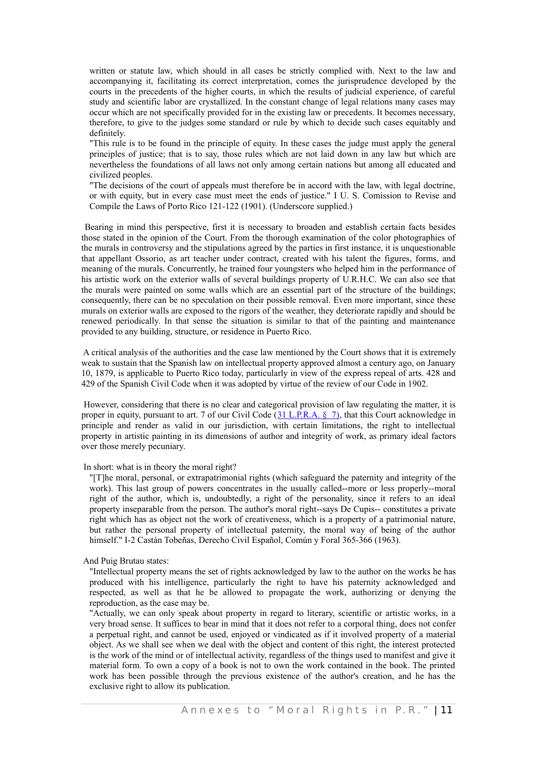> written or statute law, which should in all cases be strictly complied with. Next to the law and accompanying it, facilitating its correct interpretation, comes the jurisprudence developed by the courts in the precedents of the higher courts, in which the results of judicial experience, of careful study and scientific labor are crystallized. In the constant change of legal relations many cases may occur which are not specifically provided for in the existing law or precedents. It becomes necessary, therefore, to give to the judges some standard or rule by which to decide such cases equitably and definitely.
>
> "This rule is to be found in the principle of equity. In these cases the judge must apply the general principles of justice; that is to say, those rules which are not laid down in any law but which are nevertheless the foundations of all laws not only among certain nations but among all educated and civilized peoples.
>
> "The decisions of the court of appeals must therefore be in accord with the law, with legal doctrine, or with equity, but in every case must meet the ends of justice." I U. S. Comission to Revise and Compile the Laws of Porto Rico 121-122 (1901). (Underscore supplied.)

Bearing in mind this perspective, first it is necessary to broaden and establish certain facts besides those stated in the opinion of the Court. From the thorough examination of the color photographies of the murals in controversy and the stipulations agreed by the parties in first instance, it is unquestionable that appellant Ossorio, as art teacher under contract, created with his talent the figures, forms, and meaning of the murals. Concurrently, he trained four youngsters who helped him in the performance of his artistic work on the exterior walls of several buildings property of U.R.H.C. We can also see that the murals were painted on some walls which are an essential part of the structure of the buildings; consequently, there can be no speculation on their possible removal. Even more important, since these murals on exterior walls are exposed to the rigors of the weather, they deteriorate rapidly and should be renewed periodically. In that sense the situation is similar to that of the painting and maintenance provided to any building, structure, or residence in Puerto Rico.

A critical analysis of the authorities and the case law mentioned by the Court shows that it is extremely weak to sustain that the Spanish law on intellectual property approved almost a century ago, on January 10, 1879, is applicable to Puerto Rico today, particularly in view of the express repeal of arts. 428 and 429 of the Spanish Civil Code when it was adopted by virtue of the review of our Code in 1902.

However, considering that there is no clear and categorical provision of law regulating the matter, it is proper in equity, pursuant to art. 7 of our Civil Code (31 L.P.R.A. § 7), that this Court acknowledge in principle and render as valid in our jurisdiction, with certain limitations, the right to intellectual property in artistic painting in its dimensions of author and integrity of work, as primary ideal factors over those merely pecuniary.

In short: what is in theory the moral right?

> "[T]he moral, personal, or extrapatrimonial rights (which safeguard the paternity and integrity of the work). This last group of powers concentrates in the usually called--more or less properly--moral right of the author, which is, undoubtedly, a right of the personality, since it refers to an ideal property inseparable from the person. The author's moral right--says De Cupis-- constitutes a private right which has as object not the work of creativeness, which is a property of a patrimonial nature, but rather the personal property of intellectual paternity, the moral way of being of the author himself." I-2 Castán Tobeñas, Derecho Civil Español, Común y Foral 365-366 (1963).

And Puig Brutau states:

> "Intellectual property means the set of rights acknowledged by law to the author on the works he has produced with his intelligence, particularly the right to have his paternity acknowledged and respected, as well as that he be allowed to propagate the work, authorizing or denying the reproduction, as the case may be.
>
> "Actually, we can only speak about property in regard to literary, scientific or artistic works, in a very broad sense. It suffices to bear in mind that it does not refer to a corporal thing, does not confer a perpetual right, and cannot be used, enjoyed or vindicated as if it involved property of a material object. As we shall see when we deal with the object and content of this right, the interest protected is the work of the mind or of intellectual activity, regardless of the things used to manifest and give it material form. To own a copy of a book is not to own the work contained in the book. The printed work has been possible through the previous existence of the author's creation, and he has the exclusive right to allow its publication.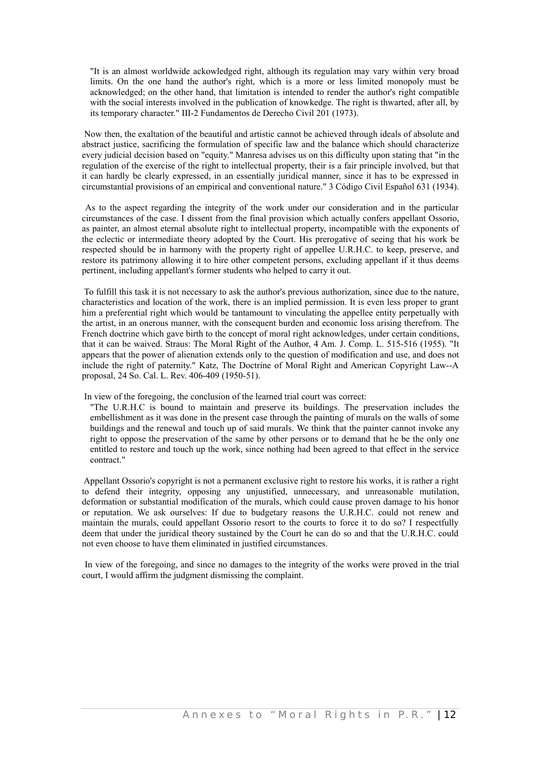> "It is an almost worldwide ackowledged right, although its regulation may vary within very broad limits. On the one hand the author's right, which is a more or less limited monopoly must be acknowledged; on the other hand, that limitation is intended to render the author's right compatible with the social interests involved in the publication of knowkedge. The right is thwarted, after all, by its temporary character." III-2 Fundamentos de Derecho Civil 201 (1973).

Now then, the exaltation of the beautiful and artistic cannot be achieved through ideals of absolute and abstract justice, sacrificing the formulation of specific law and the balance which should characterize every judicial decision based on "equity." Manresa advises us on this difficulty upon stating that "in the regulation of the exercise of the right to intellectual property, their is a fair principle involved, but that it can hardly be clearly expressed, in an essentially juridical manner, since it has to be expressed in circumstantial provisions of an empirical and conventional nature." 3 Código Civil Español 631 (1934).

As to the aspect regarding the integrity of the work under our consideration and in the particular circumstances of the case. I dissent from the final provision which actually confers appellant Ossorio, as painter, an almost eternal absolute right to intellectual property, incompatible with the exponents of the eclectic or intermediate theory adopted by the Court. His prerogative of seeing that his work be respected should be in harmony with the property right of appellee U.R.H.C. to keep, preserve, and restore its patrimony allowing it to hire other competent persons, excluding appellant if it thus deems pertinent, including appellant's former students who helped to carry it out.

To fulfill this task it is not necessary to ask the author's previous authorization, since due to the nature, characteristics and location of the work, there is an implied permission. It is even less proper to grant him a preferential right which would be tantamount to vinculating the appellee entity perpetually with the artist, in an onerous manner, with the consequent burden and economic loss arising therefrom. The French doctrine which gave birth to the concept of moral right acknowledges, under certain conditions, that it can be waived. Straus: The Moral Right of the Author, 4 Am. J. Comp. L. 515-516 (1955). "It appears that the power of alienation extends only to the question of modification and use, and does not include the right of paternity." Katz, The Doctrine of Moral Right and American Copyright Law--A proposal, 24 So. Cal. L. Rev. 406-409 (1950-51).

In view of the foregoing, the conclusion of the learned trial court was correct:

> "The U.R.H.C is bound to maintain and preserve its buildings. The preservation includes the embellishment as it was done in the present case through the painting of murals on the walls of some buildings and the renewal and touch up of said murals. We think that the painter cannot invoke any right to oppose the preservation of the same by other persons or to demand that he be the only one entitled to restore and touch up the work, since nothing had been agreed to that effect in the service contract."

Appellant Ossorio's copyright is not a permanent exclusive right to restore his works, it is rather a right to defend their integrity, opposing any unjustified, unnecessary, and unreasonable mutilation, deformation or substantial modification of the murals, which could cause proven damage to his honor or reputation. We ask ourselves: If due to budgetary reasons the U.R.H.C. could not renew and maintain the murals, could appellant Ossorio resort to the courts to force it to do so? I respectfully deem that under the juridical theory sustained by the Court he can do so and that the U.R.H.C. could not even choose to have them eliminated in justified circumstances.

In view of the foregoing, and since no damages to the integrity of the works were proved in the trial court, I would affirm the judgment dismissing the complaint.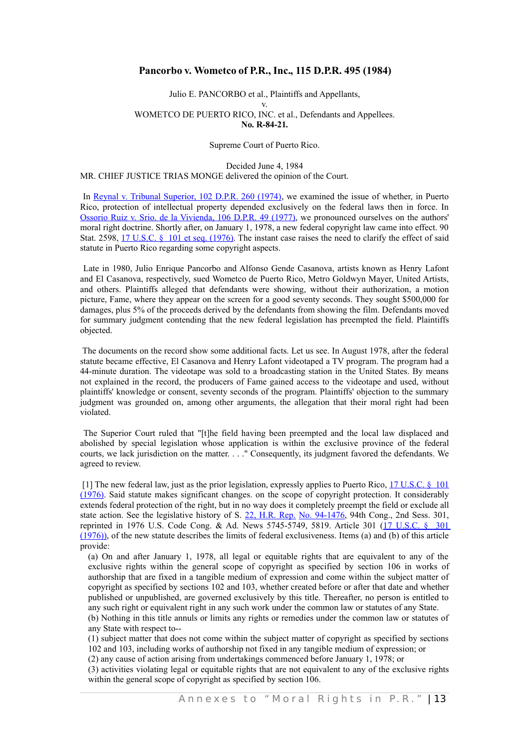## Pancorbo v. Wometco of P.R., Inc., 115 D.P.R. 495 (1984)

Julio E. PANCORBO et al., Plaintiffs and Appellants,
v.
WOMETCO DE PUERTO RICO, INC. et al., Defendants and Appellees.
**No. R-84-21.**

Supreme Court of Puerto Rico.

Decided June 4, 1984
MR. CHIEF JUSTICE TRIAS MONGE delivered the opinion of the Court.

In Reynal v. Tribunal Superior, 102 D.P.R. 260 (1974), we examined the issue of whether, in Puerto Rico, protection of intellectual property depended exclusively on the federal laws then in force. In Ossorio Ruiz v. Srio. de la Vivienda, 106 D.P.R. 49 (1977), we pronounced ourselves on the authors' moral right doctrine. Shortly after, on January 1, 1978, a new federal copyright law came into effect. 90 Stat. 2598, 17 U.S.C. § 101 et seq. (1976). The instant case raises the need to clarify the effect of said statute in Puerto Rico regarding some copyright aspects.

Late in 1980, Julio Enrique Pancorbo and Alfonso Gende Casanova, artists known as Henry Lafont and El Casanova, respectively, sued Wometco de Puerto Rico, Metro Goldwyn Mayer, United Artists, and others. Plaintiffs alleged that defendants were showing, without their authorization, a motion picture, Fame, where they appear on the screen for a good seventy seconds. They sought $500,000 for damages, plus 5% of the proceeds derived by the defendants from showing the film. Defendants moved for summary judgment contending that the new federal legislation has preempted the field. Plaintiffs objected.

The documents on the record show some additional facts. Let us see. In August 1978, after the federal statute became effective, El Casanova and Henry Lafont videotaped a TV program. The program had a 44-minute duration. The videotape was sold to a broadcasting station in the United States. By means not explained in the record, the producers of Fame gained access to the videotape and used, without plaintiffs' knowledge or consent, seventy seconds of the program. Plaintiffs' objection to the summary judgment was grounded on, among other arguments, the allegation that their moral right had been violated.

The Superior Court ruled that "[t]he field having been preempted and the local law displaced and abolished by special legislation whose application is within the exclusive province of the federal courts, we lack jurisdiction on the matter. . . ." Consequently, its judgment favored the defendants. We agreed to review.

[1] The new federal law, just as the prior legislation, expressly applies to Puerto Rico, 17 U.S.C. § 101 (1976). Said statute makes significant changes. on the scope of copyright protection. It considerably extends federal protection of the right, but in no way does it completely preempt the field or exclude all state action. See the legislative history of S. 22, H.R. Rep. No. 94-1476, 94th Cong., 2nd Sess. 301, reprinted in 1976 U.S. Code Cong. & Ad. News 5745-5749, 5819. Article 301 (17 U.S.C. § 301 (1976)), of the new statute describes the limits of federal exclusiveness. Items (a) and (b) of this article provide:

> (a) On and after January 1, 1978, all legal or equitable rights that are equivalent to any of the exclusive rights within the general scope of copyright as specified by section 106 in works of authorship that are fixed in a tangible medium of expression and come within the subject matter of copyright as specified by sections 102 and 103, whether created before or after that date and whether published or unpublished, are governed exclusively by this title. Thereafter, no person is entitled to any such right or equivalent right in any such work under the common law or statutes of any State.
> (b) Nothing in this title annuls or limits any rights or remedies under the common law or statutes of any State with respect to--
> (1) subject matter that does not come within the subject matter of copyright as specified by sections 102 and 103, including works of authorship not fixed in any tangible medium of expression; or
> (2) any cause of action arising from undertakings commenced before January 1, 1978; or
> (3) activities violating legal or equitable rights that are not equivalent to any of the exclusive rights within the general scope of copyright as specified by section 106.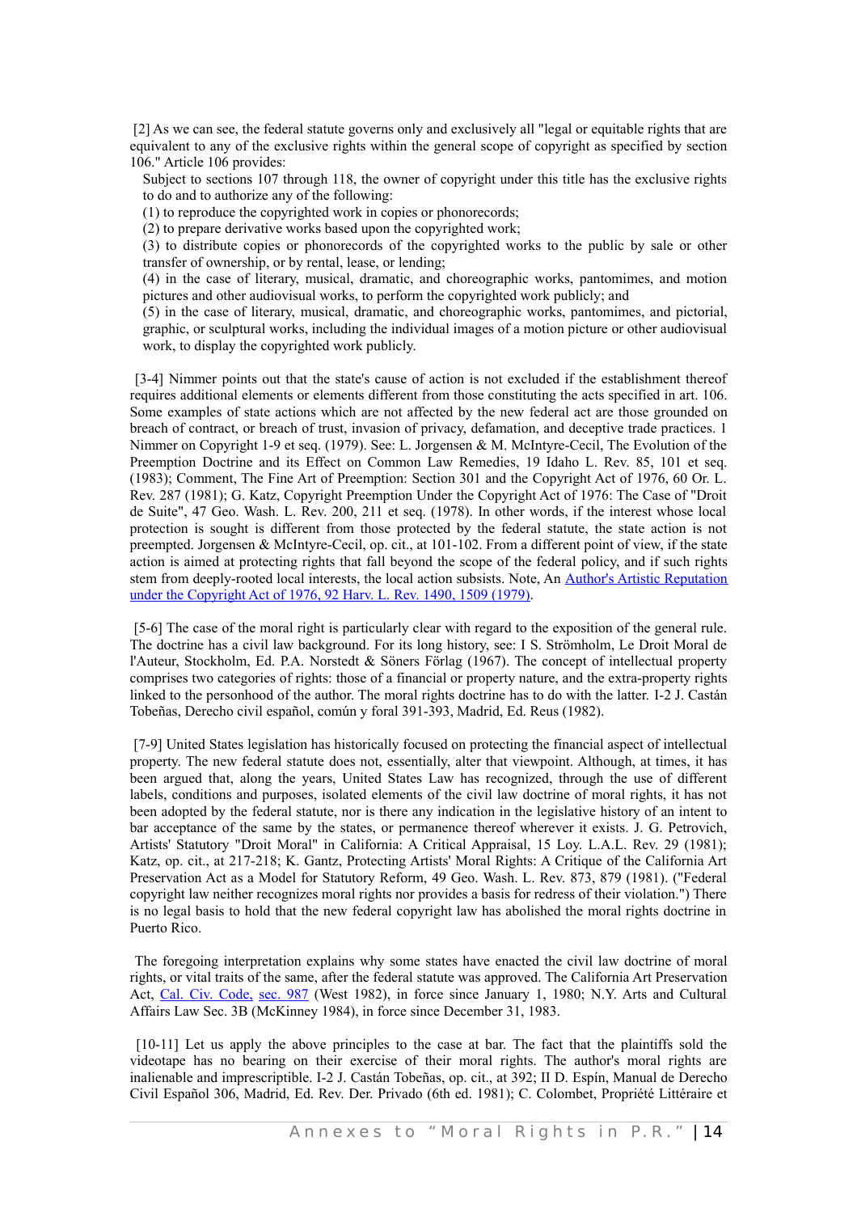[2] As we can see, the federal statute governs only and exclusively all "legal or equitable rights that are equivalent to any of the exclusive rights within the general scope of copyright as specified by section 106." Article 106 provides:

> Subject to sections 107 through 118, the owner of copyright under this title has the exclusive rights to do and to authorize any of the following:
> (1) to reproduce the copyrighted work in copies or phonorecords;
> (2) to prepare derivative works based upon the copyrighted work;
> (3) to distribute copies or phonorecords of the copyrighted works to the public by sale or other transfer of ownership, or by rental, lease, or lending;
> (4) in the case of literary, musical, dramatic, and choreographic works, pantomimes, and motion pictures and other audiovisual works, to perform the copyrighted work publicly; and
> (5) in the case of literary, musical, dramatic, and choreographic works, pantomimes, and pictorial, graphic, or sculptural works, including the individual images of a motion picture or other audiovisual work, to display the copyrighted work publicly.

[3-4] Nimmer points out that the state's cause of action is not excluded if the establishment thereof requires additional elements or elements different from those constituting the acts specified in art. 106. Some examples of state actions which are not affected by the new federal act are those grounded on breach of contract, or breach of trust, invasion of privacy, defamation, and deceptive trade practices. 1 Nimmer on Copyright 1-9 et seq. (1979). See: L. Jorgensen & M. McIntyre-Cecil, The Evolution of the Preemption Doctrine and its Effect on Common Law Remedies, 19 Idaho L. Rev. 85, 101 et seq. (1983); Comment, The Fine Art of Preemption: Section 301 and the Copyright Act of 1976, 60 Or. L. Rev. 287 (1981); G. Katz, Copyright Preemption Under the Copyright Act of 1976: The Case of "Droit de Suite", 47 Geo. Wash. L. Rev. 200, 211 et seq. (1978). In other words, if the interest whose local protection is sought is different from those protected by the federal statute, the state action is not preempted. Jorgensen & McIntyre-Cecil, op. cit., at 101-102. From a different point of view, if the state action is aimed at protecting rights that fall beyond the scope of the federal policy, and if such rights stem from deeply-rooted local interests, the local action subsists. Note, An Author's Artistic Reputation under the Copyright Act of 1976, 92 Harv. L. Rev. 1490, 1509 (1979).

[5-6] The case of the moral right is particularly clear with regard to the exposition of the general rule. The doctrine has a civil law background. For its long history, see: I S. Strömholm, Le Droit Moral de l'Auteur, Stockholm, Ed. P.A. Norstedt & Söners Förlag (1967). The concept of intellectual property comprises two categories of rights: those of a financial or property nature, and the extra-property rights linked to the personhood of the author. The moral rights doctrine has to do with the latter. I-2 J. Castán Tobeñas, Derecho civil español, común y foral 391-393, Madrid, Ed. Reus (1982).

[7-9] United States legislation has historically focused on protecting the financial aspect of intellectual property. The new federal statute does not, essentially, alter that viewpoint. Although, at times, it has been argued that, along the years, United States Law has recognized, through the use of different labels, conditions and purposes, isolated elements of the civil law doctrine of moral rights, it has not been adopted by the federal statute, nor is there any indication in the legislative history of an intent to bar acceptance of the same by the states, or permanence thereof wherever it exists. J. G. Petrovich, Artists' Statutory "Droit Moral" in California: A Critical Appraisal, 15 Loy. L.A.L. Rev. 29 (1981); Katz, op. cit., at 217-218; K. Gantz, Protecting Artists' Moral Rights: A Critique of the California Art Preservation Act as a Model for Statutory Reform, 49 Geo. Wash. L. Rev. 873, 879 (1981). ("Federal copyright law neither recognizes moral rights nor provides a basis for redress of their violation.") There is no legal basis to hold that the new federal copyright law has abolished the moral rights doctrine in Puerto Rico.

The foregoing interpretation explains why some states have enacted the civil law doctrine of moral rights, or vital traits of the same, after the federal statute was approved. The California Art Preservation Act, Cal. Civ. Code, sec. 987 (West 1982), in force since January 1, 1980; N.Y. Arts and Cultural Affairs Law Sec. 3B (McKinney 1984), in force since December 31, 1983.

[10-11] Let us apply the above principles to the case at bar. The fact that the plaintiffs sold the videotape has no bearing on their exercise of their moral rights. The author's moral rights are inalienable and imprescriptible. I-2 J. Castán Tobeñas, op. cit., at 392; II D. Espín, Manual de Derecho Civil Español 306, Madrid, Ed. Rev. Der. Privado (6th ed. 1981); C. Colombet, Propriété Littéraire et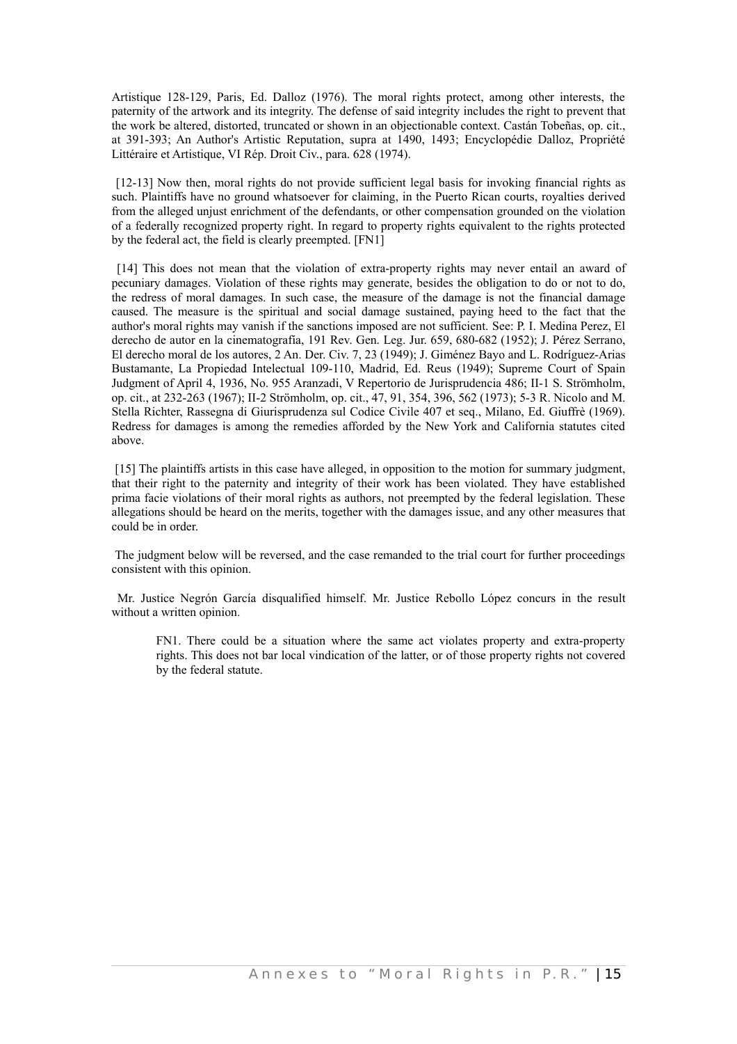Artistique 128-129, Paris, Ed. Dalloz (1976). The moral rights protect, among other interests, the paternity of the artwork and its integrity. The defense of said integrity includes the right to prevent that the work be altered, distorted, truncated or shown in an objectionable context. Castán Tobeñas, op. cit., at 391-393; An Author's Artistic Reputation, supra at 1490, 1493; Encyclopédie Dalloz, Propriété Littéraire et Artistique, VI Rép. Droit Civ., para. 628 (1974).

[12-13] Now then, moral rights do not provide sufficient legal basis for invoking financial rights as such. Plaintiffs have no ground whatsoever for claiming, in the Puerto Rican courts, royalties derived from the alleged unjust enrichment of the defendants, or other compensation grounded on the violation of a federally recognized property right. In regard to property rights equivalent to the rights protected by the federal act, the field is clearly preempted. [FN1]

[14] This does not mean that the violation of extra-property rights may never entail an award of pecuniary damages. Violation of these rights may generate, besides the obligation to do or not to do, the redress of moral damages. In such case, the measure of the damage is not the financial damage caused. The measure is the spiritual and social damage sustained, paying heed to the fact that the author's moral rights may vanish if the sanctions imposed are not sufficient. See: P. I. Medina Perez, El derecho de autor en la cinematografía, 191 Rev. Gen. Leg. Jur. 659, 680-682 (1952); J. Pérez Serrano, El derecho moral de los autores, 2 An. Der. Civ. 7, 23 (1949); J. Giménez Bayo and L. Rodríguez-Arias Bustamante, La Propiedad Intelectual 109-110, Madrid, Ed. Reus (1949); Supreme Court of Spain Judgment of April 4, 1936, No. 955 Aranzadi, V Repertorio de Jurisprudencia 486; II-1 S. Strömholm, op. cit., at 232-263 (1967); II-2 Strömholm, op. cit., 47, 91, 354, 396, 562 (1973); 5-3 R. Nicolo and M. Stella Richter, Rassegna di Giurisprudenza sul Codice Civile 407 et seq., Milano, Ed. Giuffrè (1969). Redress for damages is among the remedies afforded by the New York and California statutes cited above.

[15] The plaintiffs artists in this case have alleged, in opposition to the motion for summary judgment, that their right to the paternity and integrity of their work has been violated. They have established prima facie violations of their moral rights as authors, not preempted by the federal legislation. These allegations should be heard on the merits, together with the damages issue, and any other measures that could be in order.

The judgment below will be reversed, and the case remanded to the trial court for further proceedings consistent with this opinion.

Mr. Justice Negrón García disqualified himself. Mr. Justice Rebollo López concurs in the result without a written opinion.

> FN1. There could be a situation where the same act violates property and extra-property rights. This does not bar local vindication of the latter, or of those property rights not covered by the federal statute.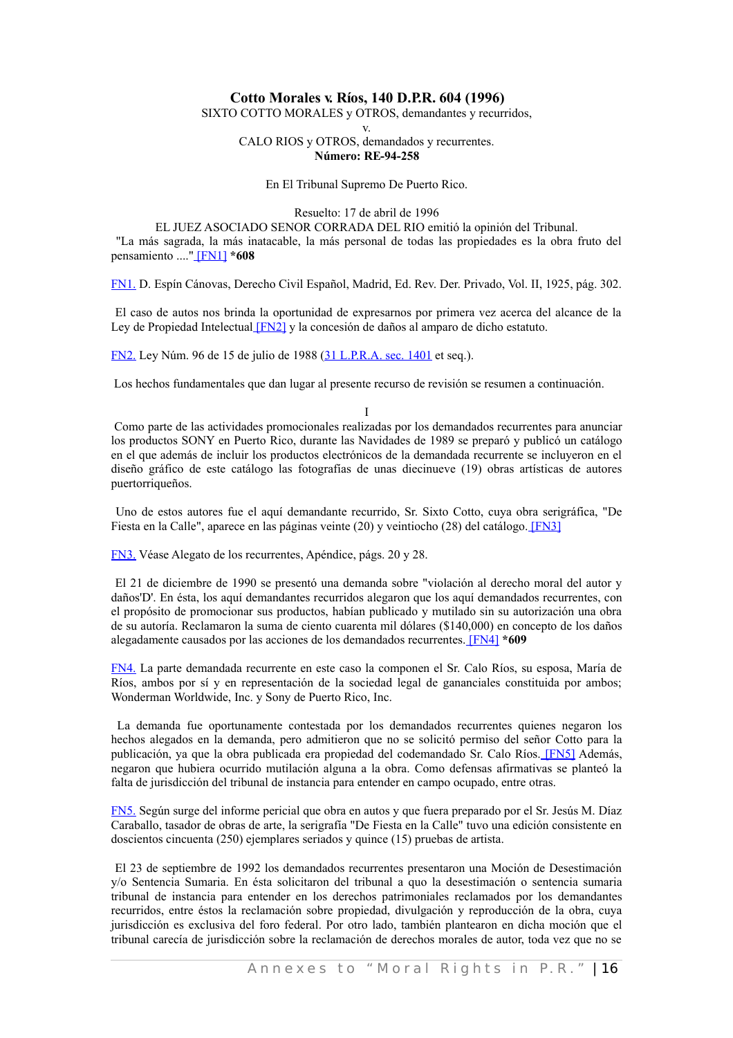**Cotto Morales v. Ríos, 140 D.P.R. 604 (1996)**

SIXTO COTTO MORALES y OTROS, demandantes y recurridos,

v.

CALO RIOS y OTROS, demandados y recurrentes.

**Número: RE-94-258**

En El Tribunal Supremo De Puerto Rico.

Resuelto: 17 de abril de 1996

EL JUEZ ASOCIADO SENOR CORRADA DEL RIO emitió la opinión del Tribunal.

"La más sagrada, la más inatacable, la más personal de todas las propiedades es la obra fruto del pensamiento ...." [FN1] ***608**

FN1. D. Espín Cánovas, Derecho Civil Español, Madrid, Ed. Rev. Der. Privado, Vol. II, 1925, pág. 302.

El caso de autos nos brinda la oportunidad de expresarnos por primera vez acerca del alcance de la Ley de Propiedad Intelectual [FN2] y la concesión de daños al amparo de dicho estatuto.

FN2. Ley Núm. 96 de 15 de julio de 1988 (31 L.P.R.A. sec. 1401 et seq.).

Los hechos fundamentales que dan lugar al presente recurso de revisión se resumen a continuación.

I

Como parte de las actividades promocionales realizadas por los demandados recurrentes para anunciar los productos SONY en Puerto Rico, durante las Navidades de 1989 se preparó y publicó un catálogo en el que además de incluir los productos electrónicos de la demandada recurrente se incluyeron en el diseño gráfico de este catálogo las fotografías de unas diecinueve (19) obras artísticas de autores puertorriqueños.

Uno de estos autores fue el aquí demandante recurrido, Sr. Sixto Cotto, cuya obra serigráfica, "De Fiesta en la Calle", aparece en las páginas veinte (20) y veintiocho (28) del catálogo. [FN3]

FN3. Véase Alegato de los recurrentes, Apéndice, págs. 20 y 28.

El 21 de diciembre de 1990 se presentó una demanda sobre "violación al derecho moral del autor y daños'D'. En ésta, los aquí demandantes recurridos alegaron que los aquí demandados recurrentes, con el propósito de promocionar sus productos, habían publicado y mutilado sin su autorización una obra de su autoría. Reclamaron la suma de ciento cuarenta mil dólares ($140,000) en concepto de los daños alegadamente causados por las acciones de los demandados recurrentes. [FN4] ***609**

FN4. La parte demandada recurrente en este caso la componen el Sr. Calo Ríos, su esposa, María de Ríos, ambos por sí y en representación de la sociedad legal de gananciales constituida por ambos; Wonderman Worldwide, Inc. y Sony de Puerto Rico, Inc.

La demanda fue oportunamente contestada por los demandados recurrentes quienes negaron los hechos alegados en la demanda, pero admitieron que no se solicitó permiso del señor Cotto para la publicación, ya que la obra publicada era propiedad del codemandado Sr. Calo Ríos. [FN5] Además, negaron que hubiera ocurrido mutilación alguna a la obra. Como defensas afirmativas se planteó la falta de jurisdicción del tribunal de instancia para entender en campo ocupado, entre otras.

FN5. Según surge del informe pericial que obra en autos y que fuera preparado por el Sr. Jesús M. Díaz Caraballo, tasador de obras de arte, la serigrafía "De Fiesta en la Calle" tuvo una edición consistente en doscientos cincuenta (250) ejemplares seriados y quince (15) pruebas de artista.

El 23 de septiembre de 1992 los demandados recurrentes presentaron una Moción de Desestimación y/o Sentencia Sumaria. En ésta solicitaron del tribunal a quo la desestimación o sentencia sumaria tribunal de instancia para entender en los derechos patrimoniales reclamados por los demandantes recurridos, entre éstos la reclamación sobre propiedad, divulgación y reproducción de la obra, cuya jurisdicción es exclusiva del foro federal. Por otro lado, también plantearon en dicha moción que el tribunal carecía de jurisdicción sobre la reclamación de derechos morales de autor, toda vez que no se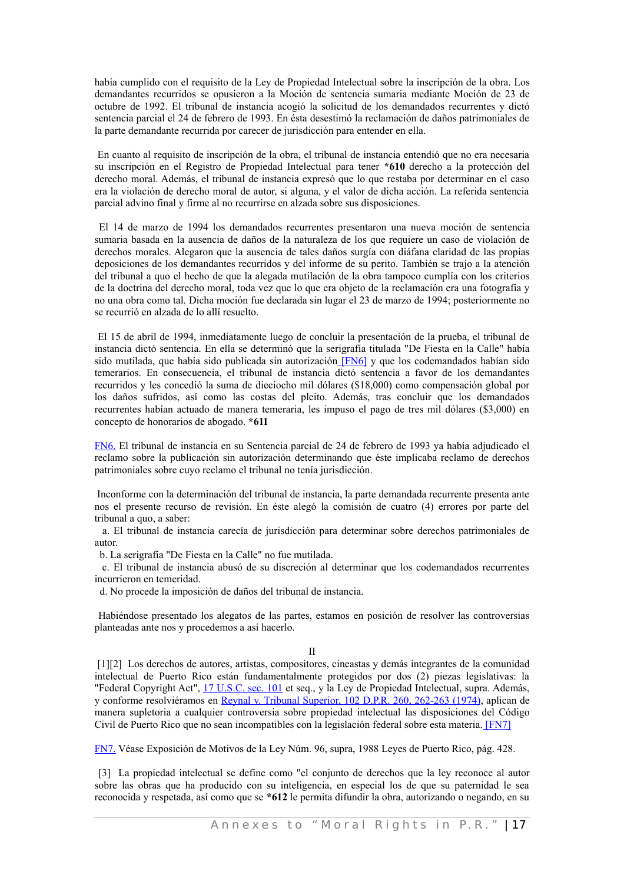había cumplido con el requisito de la Ley de Propiedad Intelectual sobre la inscripción de la obra. Los demandantes recurridos se opusieron a la Moción de sentencia sumaria mediante Moción de 23 de octubre de 1992. El tribunal de instancia acogió la solicitud de los demandados recurrentes y dictó sentencia parcial el 24 de febrero de 1993. En ésta desestimó la reclamación de daños patrimoniales de la parte demandante recurrida por carecer de jurisdicción para entender en ella.

En cuanto al requisito de inscripción de la obra, el tribunal de instancia entendió que no era necesaria su inscripción en el Registro de Propiedad Intelectual para tener **\*610** derecho a la protección del derecho moral. Además, el tribunal de instancia expresó que lo que restaba por determinar en el caso era la violación de derecho moral de autor, si alguna, y el valor de dicha acción. La referida sentencia parcial advino final y firme al no recurrirse en alzada sobre sus disposiciones.

El 14 de marzo de 1994 los demandados recurrentes presentaron una nueva moción de sentencia sumaria basada en la ausencia de daños de la naturaleza de los que requiere un caso de violación de derechos morales. Alegaron que la ausencia de tales daños surgía con diáfana claridad de las propias deposiciones de los demandantes recurridos y del informe de su perito. También se trajo a la atención del tribunal a quo el hecho de que la alegada mutilación de la obra tampoco cumplía con los criterios de la doctrina del derecho moral, toda vez que lo que era objeto de la reclamación era una fotografía y no una obra como tal. Dicha moción fue declarada sin lugar el 23 de marzo de 1994; posteriormente no se recurrió en alzada de lo allí resuelto.

El 15 de abril de 1994, inmediatamente luego de concluir la presentación de la prueba, el tribunal de instancia dictó sentencia. En ella se determinó que la serigrafía titulada "De Fiesta en la Calle" había sido mutilada, que había sido publicada sin autorización [FN6] y que los codemandados habían sido temerarios. En consecuencia, el tribunal de instancia dictó sentencia a favor de los demandantes recurridos y les concedió la suma de dieciocho mil dólares ($18,000) como compensación global por los daños sufridos, así como las costas del pleito. Además, tras concluir que los demandados recurrentes habían actuado de manera temeraria, les impuso el pago de tres mil dólares ($3,000) en concepto de honorarios de abogado. **\*611**

FN6. El tribunal de instancia en su Sentencia parcial de 24 de febrero de 1993 ya había adjudicado el reclamo sobre la publicación sin autorización determinando que éste implicaba reclamo de derechos patrimoniales sobre cuyo reclamo el tribunal no tenía jurisdicción.

Inconforme con la determinación del tribunal de instancia, la parte demandada recurrente presenta ante nos el presente recurso de revisión. En éste alegó la comisión de cuatro (4) errores por parte del tribunal a quo, a saber:

a. El tribunal de instancia carecía de jurisdicción para determinar sobre derechos patrimoniales de autor.
b. La serigrafía "De Fiesta en la Calle" no fue mutilada.
c. El tribunal de instancia abusó de su discreción al determinar que los codemandados recurrentes incurrieron en temeridad.
d. No procede la imposición de daños del tribunal de instancia.

Habiéndose presentado los alegatos de las partes, estamos en posición de resolver las controversias planteadas ante nos y procedemos a así hacerlo.

II

[1][2] Los derechos de autores, artistas, compositores, cineastas y demás integrantes de la comunidad intelectual de Puerto Rico están fundamentalmente protegidos por dos (2) piezas legislativas: la "Federal Copyright Act", 17 U.S.C. sec. 101 et seq., y la Ley de Propiedad Intelectual, supra. Además, y conforme resolviéramos en Reynal v. Tribunal Superior, 102 D.P.R. 260, 262-263 (1974), aplican de manera supletoria a cualquier controversia sobre propiedad intelectual las disposiciones del Código Civil de Puerto Rico que no sean incompatibles con la legislación federal sobre esta materia. [FN7]

FN7. Véase Exposición de Motivos de la Ley Núm. 96, supra, 1988 Leyes de Puerto Rico, pág. 428.

[3] La propiedad intelectual se define como "el conjunto de derechos que la ley reconoce al autor sobre las obras que ha producido con su inteligencia, en especial los de que su paternidad le sea reconocida y respetada, así como que se **\*612** le permita difundir la obra, autorizando o negando, en su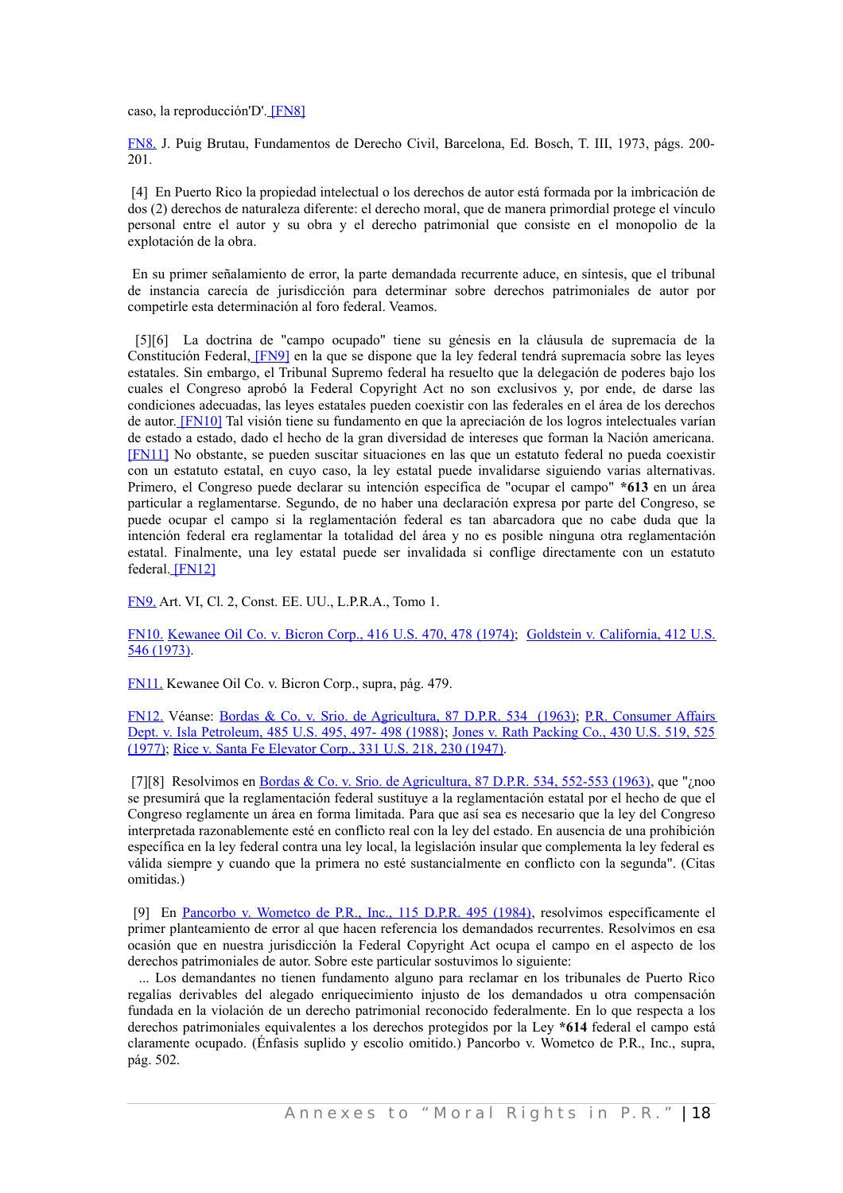caso, la reproducción'D'. [FN8]

FN8. J. Puig Brutau, Fundamentos de Derecho Civil, Barcelona, Ed. Bosch, T. III, 1973, págs. 200-201.

[4] En Puerto Rico la propiedad intelectual o los derechos de autor está formada por la imbricación de dos (2) derechos de naturaleza diferente: el derecho moral, que de manera primordial protege el vínculo personal entre el autor y su obra y el derecho patrimonial que consiste en el monopolio de la explotación de la obra.

En su primer señalamiento de error, la parte demandada recurrente aduce, en síntesis, que el tribunal de instancia carecía de jurisdicción para determinar sobre derechos patrimoniales de autor por competirle esta determinación al foro federal. Veamos.

[5][6] La doctrina de "campo ocupado" tiene su génesis en la cláusula de supremacía de la Constitución Federal, [FN9] en la que se dispone que la ley federal tendrá supremacía sobre las leyes estatales. Sin embargo, el Tribunal Supremo federal ha resuelto que la delegación de poderes bajo los cuales el Congreso aprobó la Federal Copyright Act no son exclusivos y, por ende, de darse las condiciones adecuadas, las leyes estatales pueden coexistir con las federales en el área de los derechos de autor. [FN10] Tal visión tiene su fundamento en que la apreciación de los logros intelectuales varían de estado a estado, dado el hecho de la gran diversidad de intereses que forman la Nación americana. [FN11] No obstante, se pueden suscitar situaciones en las que un estatuto federal no pueda coexistir con un estatuto estatal, en cuyo caso, la ley estatal puede invalidarse siguiendo varias alternativas. Primero, el Congreso puede declarar su intención específica de "ocupar el campo" **\*613** en un área particular a reglamentarse. Segundo, de no haber una declaración expresa por parte del Congreso, se puede ocupar el campo si la reglamentación federal es tan abarcadora que no cabe duda que la intención federal era reglamentar la totalidad del área y no es posible ninguna otra reglamentación estatal. Finalmente, una ley estatal puede ser invalidada si conflige directamente con un estatuto federal. [FN12]

FN9. Art. VI, Cl. 2, Const. EE. UU., L.P.R.A., Tomo 1.

FN10. Kewanee Oil Co. v. Bicron Corp., 416 U.S. 470, 478 (1974); Goldstein v. California, 412 U.S. 546 (1973).

FN11. Kewanee Oil Co. v. Bicron Corp., supra, pág. 479.

FN12. Véanse: Bordas & Co. v. Srio. de Agricultura, 87 D.P.R. 534 (1963); P.R. Consumer Affairs Dept. v. Isla Petroleum, 485 U.S. 495, 497- 498 (1988); Jones v. Rath Packing Co., 430 U.S. 519, 525 (1977); Rice v. Santa Fe Elevator Corp., 331 U.S. 218, 230 (1947).

[7][8] Resolvimos en Bordas & Co. v. Srio. de Agricultura, 87 D.P.R. 534, 552-553 (1963), que "¿noo se presumirá que la reglamentación federal sustituye a la reglamentación estatal por el hecho de que el Congreso reglamente un área en forma limitada. Para que así sea es necesario que la ley del Congreso interpretada razonablemente esté en conflicto real con la ley del estado. En ausencia de una prohibición específica en la ley federal contra una ley local, la legislación insular que complementa la ley federal es válida siempre y cuando que la primera no esté sustancialmente en conflicto con la segunda". (Citas omitidas.)

[9] En Pancorbo v. Wometco de P.R., Inc., 115 D.P.R. 495 (1984), resolvimos específicamente el primer planteamiento de error al que hacen referencia los demandados recurrentes. Resolvimos en esa ocasión que en nuestra jurisdicción la Federal Copyright Act ocupa el campo en el aspecto de los derechos patrimoniales de autor. Sobre este particular sostuvimos lo siguiente:

... Los demandantes no tienen fundamento alguno para reclamar en los tribunales de Puerto Rico regalías derivables del alegado enriquecimiento injusto de los demandados u otra compensación fundada en la violación de un derecho patrimonial reconocido federalmente. En lo que respecta a los derechos patrimoniales equivalentes a los derechos protegidos por la Ley **\*614** federal el campo está claramente ocupado. (Énfasis suplido y escolio omitido.) Pancorbo v. Wometco de P.R., Inc., supra, pág. 502.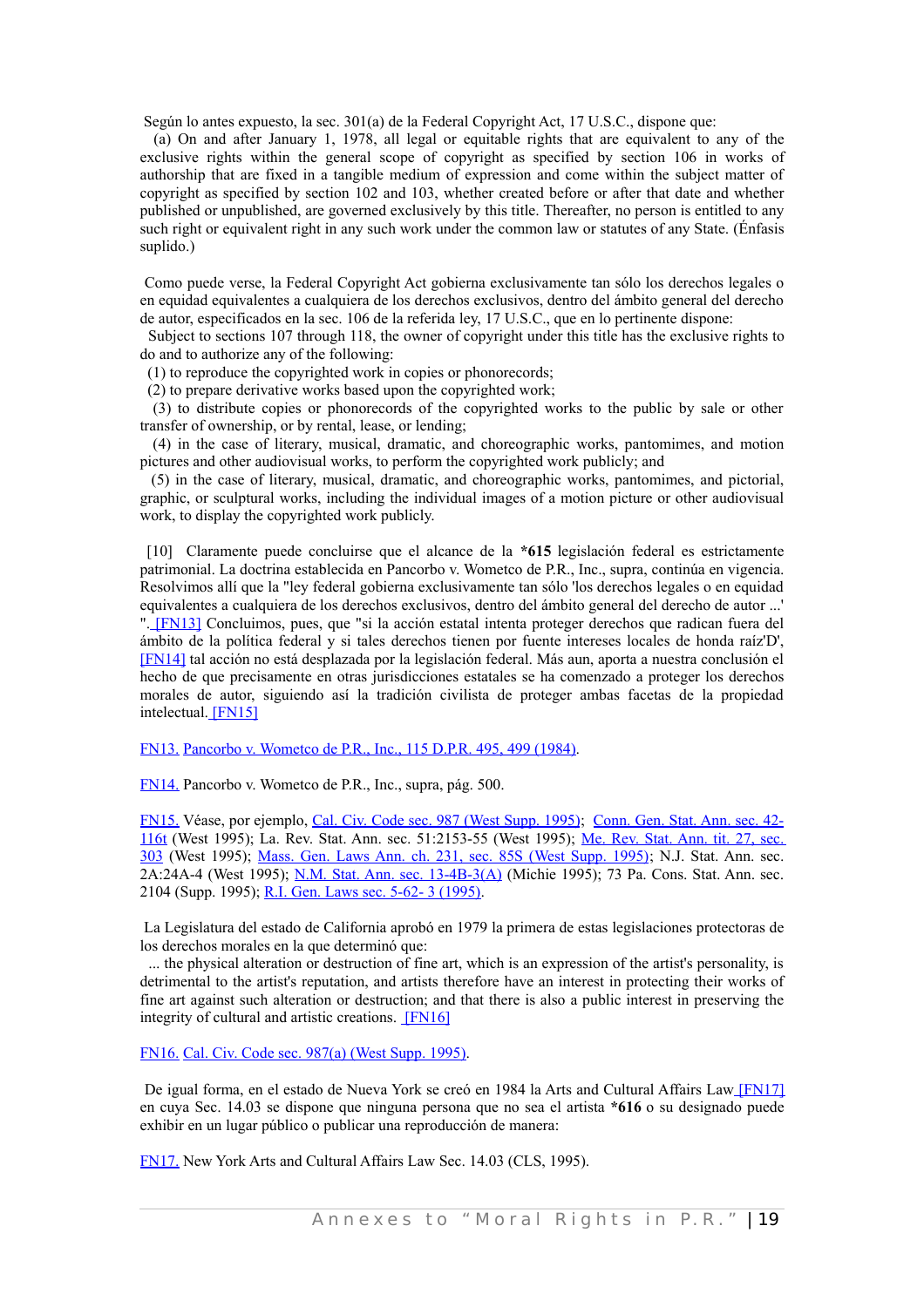Según lo antes expuesto, la sec. 301(a) de la Federal Copyright Act, 17 U.S.C., dispone que:

(a) On and after January 1, 1978, all legal or equitable rights that are equivalent to any of the exclusive rights within the general scope of copyright as specified by section 106 in works of authorship that are fixed in a tangible medium of expression and come within the subject matter of copyright as specified by section 102 and 103, whether created before or after that date and whether published or unpublished, are governed exclusively by this title. Thereafter, no person is entitled to any such right or equivalent right in any such work under the common law or statutes of any State. (Énfasis suplido.)

Como puede verse, la Federal Copyright Act gobierna exclusivamente tan sólo los derechos legales o en equidad equivalentes a cualquiera de los derechos exclusivos, dentro del ámbito general del derecho de autor, especificados en la sec. 106 de la referida ley, 17 U.S.C., que en lo pertinente dispone:

Subject to sections 107 through 118, the owner of copyright under this title has the exclusive rights to do and to authorize any of the following:

(1) to reproduce the copyrighted work in copies or phonorecords;

(2) to prepare derivative works based upon the copyrighted work;

(3) to distribute copies or phonorecords of the copyrighted works to the public by sale or other transfer of ownership, or by rental, lease, or lending;

(4) in the case of literary, musical, dramatic, and choreographic works, pantomimes, and motion pictures and other audiovisual works, to perform the copyrighted work publicly; and

(5) in the case of literary, musical, dramatic, and choreographic works, pantomimes, and pictorial, graphic, or sculptural works, including the individual images of a motion picture or other audiovisual work, to display the copyrighted work publicly.

[10] Claramente puede concluirse que el alcance de la **\*615** legislación federal es estrictamente patrimonial. La doctrina establecida en Pancorbo v. Wometco de P.R., Inc., supra, continúa en vigencia. Resolvimos allí que la "ley federal gobierna exclusivamente tan sólo 'los derechos legales o en equidad equivalentes a cualquiera de los derechos exclusivos, dentro del ámbito general del derecho de autor ...' ". [FN13] Concluimos, pues, que "si la acción estatal intenta proteger derechos que radican fuera del ámbito de la política federal y si tales derechos tienen por fuente intereses locales de honda raíz'D', [FN14] tal acción no está desplazada por la legislación federal. Más aun, aporta a nuestra conclusión el hecho de que precisamente en otras jurisdicciones estatales se ha comenzado a proteger los derechos morales de autor, siguiendo así la tradición civilista de proteger ambas facetas de la propiedad intelectual. [FN15]

FN13. Pancorbo v. Wometco de P.R., Inc., 115 D.P.R. 495, 499 (1984).

FN14. Pancorbo v. Wometco de P.R., Inc., supra, pág. 500.

FN15. Véase, por ejemplo, Cal. Civ. Code sec. 987 (West Supp. 1995); Conn. Gen. Stat. Ann. sec. 42-116t (West 1995); La. Rev. Stat. Ann. sec. 51:2153-55 (West 1995); Me. Rev. Stat. Ann. tit. 27, sec. 303 (West 1995); Mass. Gen. Laws Ann. ch. 231, sec. 85S (West Supp. 1995); N.J. Stat. Ann. sec. 2A:24A-4 (West 1995); N.M. Stat. Ann. sec. 13-4B-3(A) (Michie 1995); 73 Pa. Cons. Stat. Ann. sec. 2104 (Supp. 1995); R.I. Gen. Laws sec. 5-62- 3 (1995).

La Legislatura del estado de California aprobó en 1979 la primera de estas legislaciones protectoras de los derechos morales en la que determinó que:

... the physical alteration or destruction of fine art, which is an expression of the artist's personality, is detrimental to the artist's reputation, and artists therefore have an interest in protecting their works of fine art against such alteration or destruction; and that there is also a public interest in preserving the integrity of cultural and artistic creations. [FN16]

FN16. Cal. Civ. Code sec. 987(a) (West Supp. 1995).

De igual forma, en el estado de Nueva York se creó en 1984 la Arts and Cultural Affairs Law [FN17] en cuya Sec. 14.03 se dispone que ninguna persona que no sea el artista **\*616** o su designado puede exhibir en un lugar público o publicar una reproducción de manera:

FN17. New York Arts and Cultural Affairs Law Sec. 14.03 (CLS, 1995).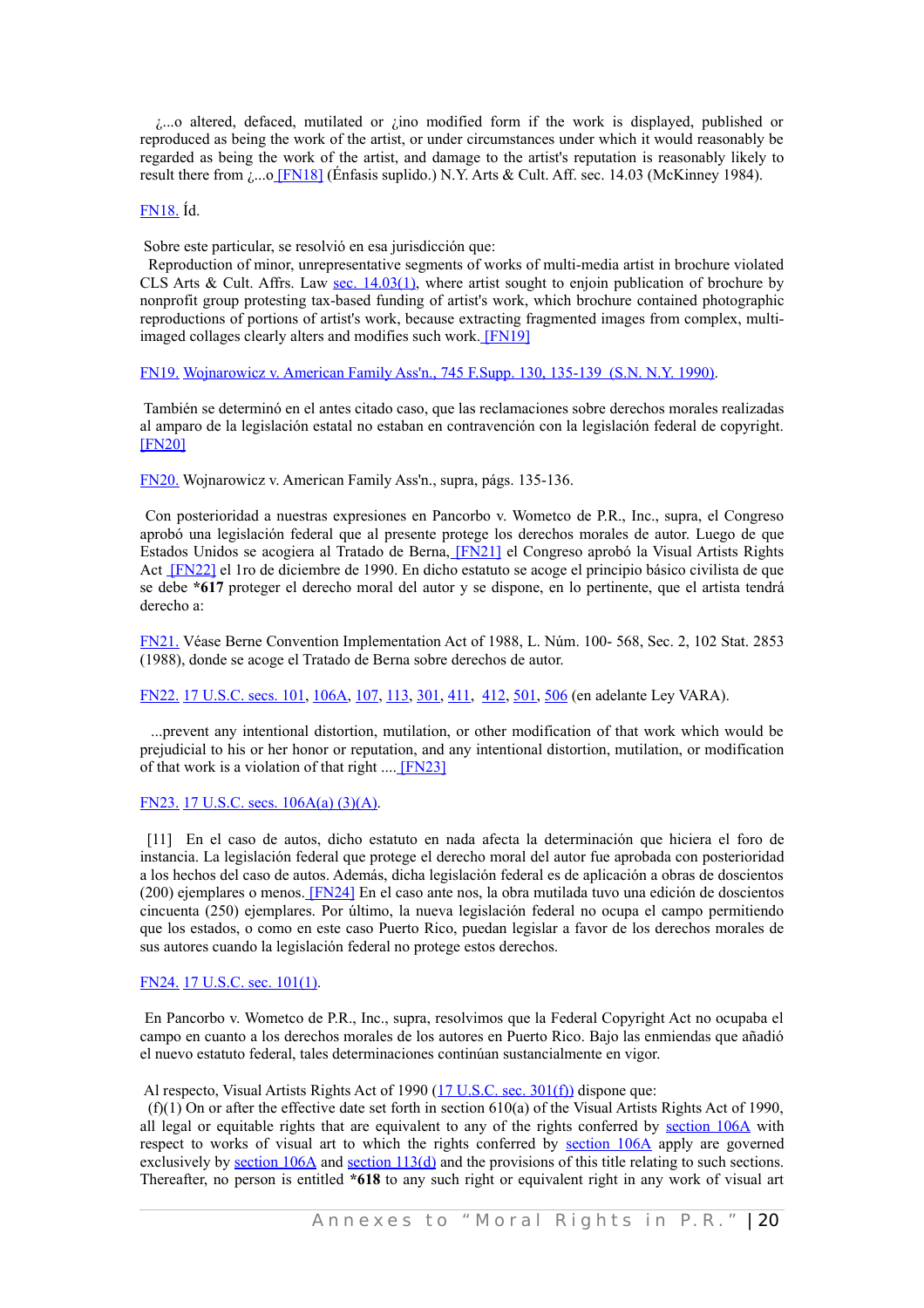¿...o altered, defaced, mutilated or ¿ino modified form if the work is displayed, published or reproduced as being the work of the artist, or under circumstances under which it would reasonably be regarded as being the work of the artist, and damage to the artist's reputation is reasonably likely to result there from ¿...o [FN18] (Énfasis suplido.) N.Y. Arts & Cult. Aff. sec. 14.03 (McKinney 1984).

FN18. Íd.

Sobre este particular, se resolvió en esa jurisdicción que:
Reproduction of minor, unrepresentative segments of works of multi-media artist in brochure violated CLS Arts & Cult. Affrs. Law sec. 14.03(1), where artist sought to enjoin publication of brochure by nonprofit group protesting tax-based funding of artist's work, which brochure contained photographic reproductions of portions of artist's work, because extracting fragmented images from complex, multi-imaged collages clearly alters and modifies such work. [FN19]

FN19. Wojnarowicz v. American Family Ass'n., 745 F.Supp. 130, 135-139 (S.N. N.Y. 1990).

También se determinó en el antes citado caso, que las reclamaciones sobre derechos morales realizadas al amparo de la legislación estatal no estaban en contravención con la legislación federal de copyright. [FN20]

FN20. Wojnarowicz v. American Family Ass'n., supra, págs. 135-136.

Con posterioridad a nuestras expresiones en Pancorbo v. Wometco de P.R., Inc., supra, el Congreso aprobó una legislación federal que al presente protege los derechos morales de autor. Luego de que Estados Unidos se acogiera al Tratado de Berna, [FN21] el Congreso aprobó la Visual Artists Rights Act [FN22] el 1ro de diciembre de 1990. En dicho estatuto se acoge el principio básico civilista de que se debe **\*617** proteger el derecho moral del autor y se dispone, en lo pertinente, que el artista tendrá derecho a:

FN21. Véase Berne Convention Implementation Act of 1988, L. Núm. 100- 568, Sec. 2, 102 Stat. 2853 (1988), donde se acoge el Tratado de Berna sobre derechos de autor.

FN22. 17 U.S.C. secs. 101, 106A, 107, 113, 301, 411, 412, 501, 506 (en adelante Ley VARA).

...prevent any intentional distortion, mutilation, or other modification of that work which would be prejudicial to his or her honor or reputation, and any intentional distortion, mutilation, or modification of that work is a violation of that right .... [FN23]

FN23. 17 U.S.C. secs. 106A(a) (3)(A).

[11] En el caso de autos, dicho estatuto en nada afecta la determinación que hiciera el foro de instancia. La legislación federal que protege el derecho moral del autor fue aprobada con posterioridad a los hechos del caso de autos. Además, dicha legislación federal es de aplicación a obras de doscientos (200) ejemplares o menos. [FN24] En el caso ante nos, la obra mutilada tuvo una edición de doscientos cincuenta (250) ejemplares. Por último, la nueva legislación federal no ocupa el campo permitiendo que los estados, o como en este caso Puerto Rico, puedan legislar a favor de los derechos morales de sus autores cuando la legislación federal no protege estos derechos.

FN24. 17 U.S.C. sec. 101(1).

En Pancorbo v. Wometco de P.R., Inc., supra, resolvimos que la Federal Copyright Act no ocupaba el campo en cuanto a los derechos morales de los autores en Puerto Rico. Bajo las enmiendas que añadió el nuevo estatuto federal, tales determinaciones continúan sustancialmente en vigor.

Al respecto, Visual Artists Rights Act of 1990 (17 U.S.C. sec. 301(f)) dispone que:
(f)(1) On or after the effective date set forth in section 610(a) of the Visual Artists Rights Act of 1990, all legal or equitable rights that are equivalent to any of the rights conferred by section 106A with respect to works of visual art to which the rights conferred by section 106A apply are governed exclusively by section 106A and section 113(d) and the provisions of this title relating to such sections. Thereafter, no person is entitled **\*618** to any such right or equivalent right in any work of visual art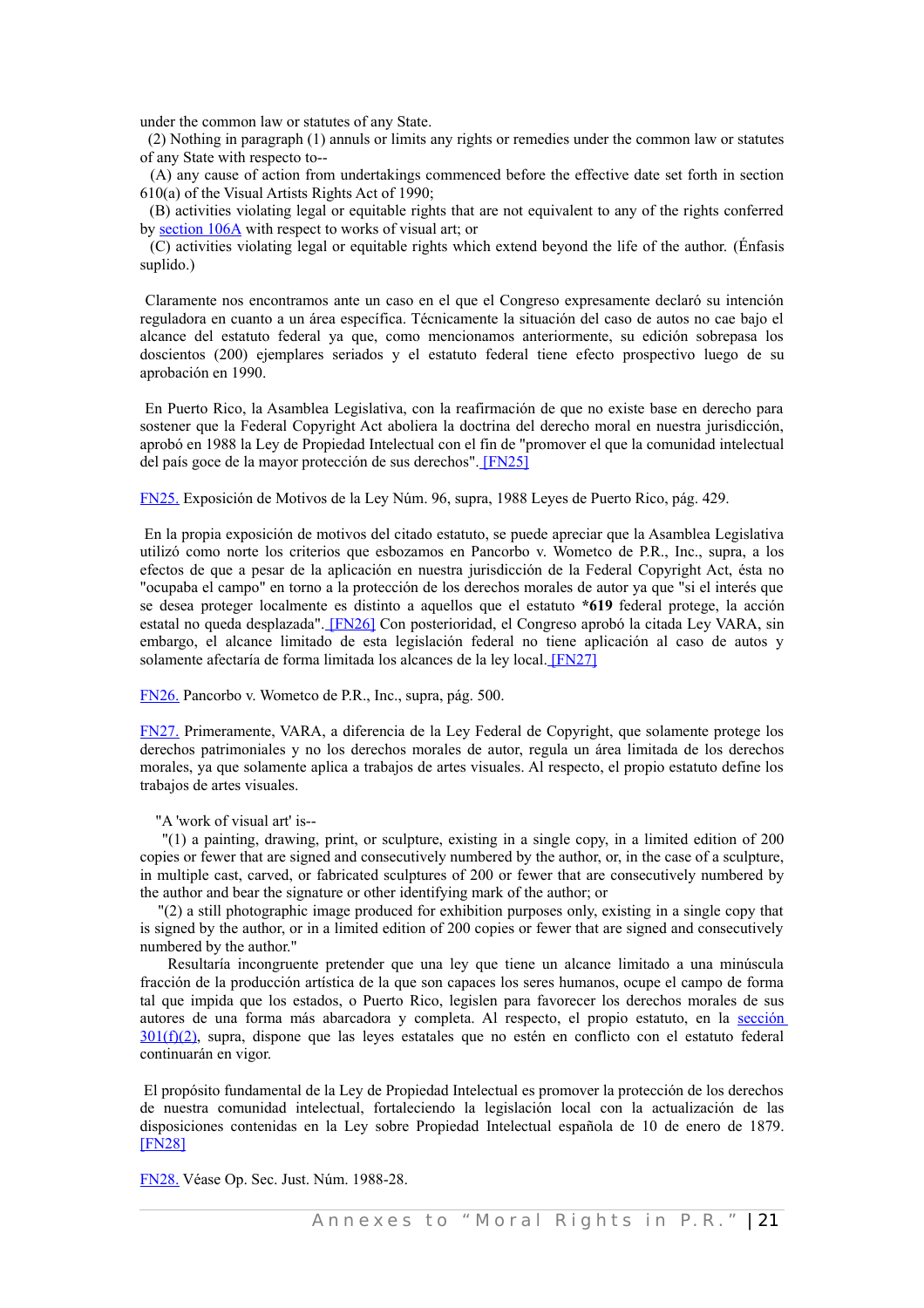under the common law or statutes of any State.

(2) Nothing in paragraph (1) annuls or limits any rights or remedies under the common law or statutes of any State with respecto to--

(A) any cause of action from undertakings commenced before the effective date set forth in section 610(a) of the Visual Artists Rights Act of 1990;

(B) activities violating legal or equitable rights that are not equivalent to any of the rights conferred by section 106A with respect to works of visual art; or

(C) activities violating legal or equitable rights which extend beyond the life of the author. (Énfasis suplido.)

Claramente nos encontramos ante un caso en el que el Congreso expresamente declaró su intención reguladora en cuanto a un área específica. Técnicamente la situación del caso de autos no cae bajo el alcance del estatuto federal ya que, como mencionamos anteriormente, su edición sobrepasa los doscientos (200) ejemplares seriados y el estatuto federal tiene efecto prospectivo luego de su aprobación en 1990.

En Puerto Rico, la Asamblea Legislativa, con la reafirmación de que no existe base en derecho para sostener que la Federal Copyright Act aboliera la doctrina del derecho moral en nuestra jurisdicción, aprobó en 1988 la Ley de Propiedad Intelectual con el fin de "promover el que la comunidad intelectual del país goce de la mayor protección de sus derechos". [FN25]

FN25. Exposición de Motivos de la Ley Núm. 96, supra, 1988 Leyes de Puerto Rico, pág. 429.

En la propia exposición de motivos del citado estatuto, se puede apreciar que la Asamblea Legislativa utilizó como norte los criterios que esbozamos en Pancorbo v. Wometco de P.R., Inc., supra, a los efectos de que a pesar de la aplicación en nuestra jurisdicción de la Federal Copyright Act, ésta no "ocupaba el campo" en torno a la protección de los derechos morales de autor ya que "si el interés que se desea proteger localmente es distinto a aquellos que el estatuto **\*619** federal protege, la acción estatal no queda desplazada". [FN26] Con posterioridad, el Congreso aprobó la citada Ley VARA, sin embargo, el alcance limitado de esta legislación federal no tiene aplicación al caso de autos y solamente afectaría de forma limitada los alcances de la ley local. [FN27]

FN26. Pancorbo v. Wometco de P.R., Inc., supra, pág. 500.

FN27. Primeramente, VARA, a diferencia de la Ley Federal de Copyright, que solamente protege los derechos patrimoniales y no los derechos morales de autor, regula un área limitada de los derechos morales, ya que solamente aplica a trabajos de artes visuales. Al respecto, el propio estatuto define los trabajos de artes visuales.

"A 'work of visual art' is--

"(1) a painting, drawing, print, or sculpture, existing in a single copy, in a limited edition of 200 copies or fewer that are signed and consecutively numbered by the author, or, in the case of a sculpture, in multiple cast, carved, or fabricated sculptures of 200 or fewer that are consecutively numbered by the author and bear the signature or other identifying mark of the author; or

"(2) a still photographic image produced for exhibition purposes only, existing in a single copy that is signed by the author, or in a limited edition of 200 copies or fewer that are signed and consecutively numbered by the author."

Resultaría incongruente pretender que una ley que tiene un alcance limitado a una minúscula fracción de la producción artística de la que son capaces los seres humanos, ocupe el campo de forma tal que impida que los estados, o Puerto Rico, legislen para favorecer los derechos morales de sus autores de una forma más abarcadora y completa. Al respecto, el propio estatuto, en la sección 301(f)(2), supra, dispone que las leyes estatales que no estén en conflicto con el estatuto federal continuarán en vigor.

El propósito fundamental de la Ley de Propiedad Intelectual es promover la protección de los derechos de nuestra comunidad intelectual, fortaleciendo la legislación local con la actualización de las disposiciones contenidas en la Ley sobre Propiedad Intelectual española de 10 de enero de 1879. [FN28]

FN28. Véase Op. Sec. Just. Núm. 1988-28.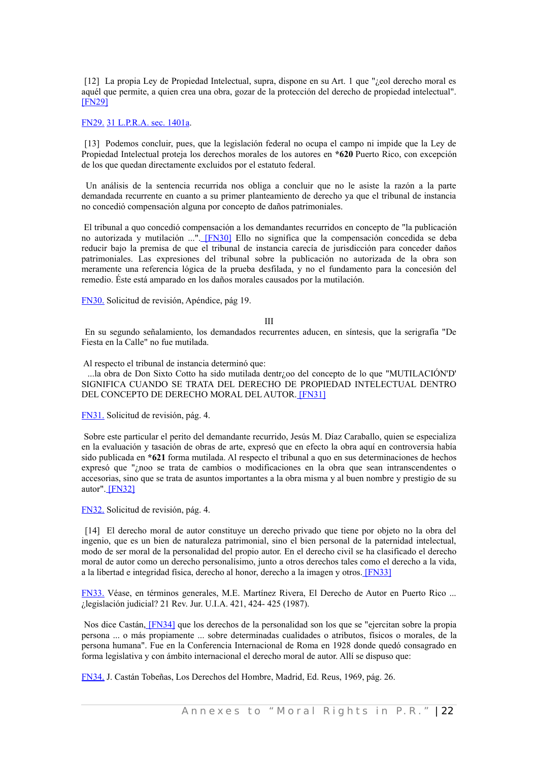[12] La propia Ley de Propiedad Intelectual, supra, dispone en su Art. 1 que "¿eol derecho moral es aquél que permite, a quien crea una obra, gozar de la protección del derecho de propiedad intelectual". [FN29]

FN29. 31 L.P.R.A. sec. 1401a.

[13] Podemos concluir, pues, que la legislación federal no ocupa el campo ni impide que la Ley de Propiedad Intelectual proteja los derechos morales de los autores en **\*620** Puerto Rico, con excepción de los que quedan directamente excluidos por el estatuto federal.

Un análisis de la sentencia recurrida nos obliga a concluir que no le asiste la razón a la parte demandada recurrente en cuanto a su primer planteamiento de derecho ya que el tribunal de instancia no concedió compensación alguna por concepto de daños patrimoniales.

El tribunal a quo concedió compensación a los demandantes recurridos en concepto de "la publicación no autorizada y mutilación ...". [FN30] Ello no significa que la compensación concedida se deba reducir bajo la premisa de que el tribunal de instancia carecía de jurisdicción para conceder daños patrimoniales. Las expresiones del tribunal sobre la publicación no autorizada de la obra son meramente una referencia lógica de la prueba desfilada, y no el fundamento para la concesión del remedio. Éste está amparado en los daños morales causados por la mutilación.

FN30. Solicitud de revisión, Apéndice, pág 19.

III

En su segundo señalamiento, los demandados recurrentes aducen, en síntesis, que la serigrafía "De Fiesta en la Calle" no fue mutilada.

Al respecto el tribunal de instancia determinó que:

...la obra de Don Sixto Cotto ha sido mutilada dentr¿oo del concepto de lo que "MUTILACIÓN'D' SIGNIFICA CUANDO SE TRATA DEL DERECHO DE PROPIEDAD INTELECTUAL DENTRO DEL CONCEPTO DE DERECHO MORAL DEL AUTOR. [FN31]

FN31. Solicitud de revisión, pág. 4.

Sobre este particular el perito del demandante recurrido, Jesús M. Díaz Caraballo, quien se especializa en la evaluación y tasación de obras de arte, expresó que en efecto la obra aquí en controversia había sido publicada en **\*621** forma mutilada. Al respecto el tribunal a quo en sus determinaciones de hechos expresó que "¿noo se trata de cambios o modificaciones en la obra que sean intranscendentes o accesorias, sino que se trata de asuntos importantes a la obra misma y al buen nombre y prestigio de su autor". [FN32]

FN32. Solicitud de revisión, pág. 4.

[14] El derecho moral de autor constituye un derecho privado que tiene por objeto no la obra del ingenio, que es un bien de naturaleza patrimonial, sino el bien personal de la paternidad intelectual, modo de ser moral de la personalidad del propio autor. En el derecho civil se ha clasificado el derecho moral de autor como un derecho personalísimo, junto a otros derechos tales como el derecho a la vida, a la libertad e integridad física, derecho al honor, derecho a la imagen y otros. [FN33]

FN33. Véase, en términos generales, M.E. Martínez Rivera, El Derecho de Autor en Puerto Rico ... ¿legislación judicial? 21 Rev. Jur. U.I.A. 421, 424- 425 (1987).

Nos dice Castán, [FN34] que los derechos de la personalidad son los que se "ejercitan sobre la propia persona ... o más propiamente ... sobre determinadas cualidades o atributos, físicos o morales, de la persona humana". Fue en la Conferencia Internacional de Roma en 1928 donde quedó consagrado en forma legislativa y con ámbito internacional el derecho moral de autor. Allí se dispuso que:

FN34. J. Castán Tobeñas, Los Derechos del Hombre, Madrid, Ed. Reus, 1969, pág. 26.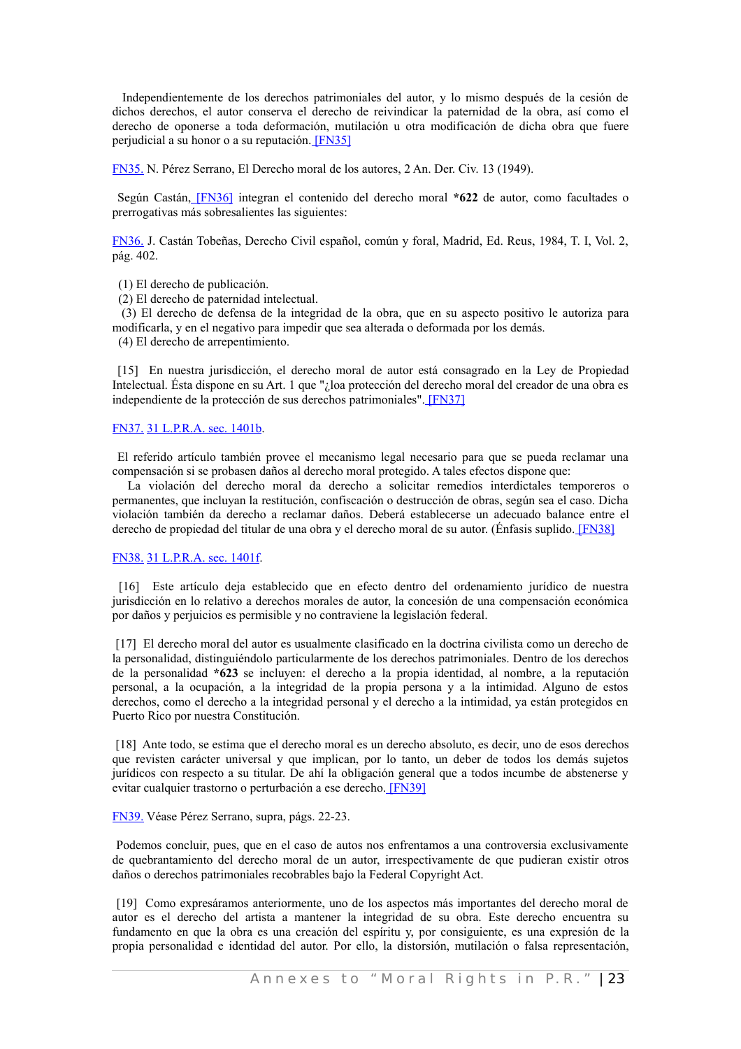Independientemente de los derechos patrimoniales del autor, y lo mismo después de la cesión de dichos derechos, el autor conserva el derecho de reivindicar la paternidad de la obra, así como el derecho de oponerse a toda deformación, mutilación u otra modificación de dicha obra que fuere perjudicial a su honor o a su reputación. [FN35]

FN35. N. Pérez Serrano, El Derecho moral de los autores, 2 An. Der. Civ. 13 (1949).

Según Castán, [FN36] integran el contenido del derecho moral **\*622** de autor, como facultades o prerrogativas más sobresalientes las siguientes:

FN36. J. Castán Tobeñas, Derecho Civil español, común y foral, Madrid, Ed. Reus, 1984, T. I, Vol. 2, pág. 402.

(1) El derecho de publicación.
(2) El derecho de paternidad intelectual.
(3) El derecho de defensa de la integridad de la obra, que en su aspecto positivo le autoriza para modificarla, y en el negativo para impedir que sea alterada o deformada por los demás.
(4) El derecho de arrepentimiento.

[15] En nuestra jurisdicción, el derecho moral de autor está consagrado en la Ley de Propiedad Intelectual. Ésta dispone en su Art. 1 que "¿loa protección del derecho moral del creador de una obra es independiente de la protección de sus derechos patrimoniales". [FN37]

FN37. 31 L.P.R.A. sec. 1401b.

El referido artículo también provee el mecanismo legal necesario para que se pueda reclamar una compensación si se probasen daños al derecho moral protegido. A tales efectos dispone que:

La violación del derecho moral da derecho a solicitar remedios interdictales temporeros o permanentes, que incluyan la restitución, confiscación o destrucción de obras, según sea el caso. Dicha violación también da derecho a reclamar daños. Deberá establecerse un adecuado balance entre el derecho de propiedad del titular de una obra y el derecho moral de su autor. (Énfasis suplido. [FN38]

FN38. 31 L.P.R.A. sec. 1401f.

[16] Este artículo deja establecido que en efecto dentro del ordenamiento jurídico de nuestra jurisdicción en lo relativo a derechos morales de autor, la concesión de una compensación económica por daños y perjuicios es permisible y no contraviene la legislación federal.

[17] El derecho moral del autor es usualmente clasificado en la doctrina civilista como un derecho de la personalidad, distinguiéndolo particularmente de los derechos patrimoniales. Dentro de los derechos de la personalidad **\*623** se incluyen: el derecho a la propia identidad, al nombre, a la reputación personal, a la ocupación, a la integridad de la propia persona y a la intimidad. Alguno de estos derechos, como el derecho a la integridad personal y el derecho a la intimidad, ya están protegidos en Puerto Rico por nuestra Constitución.

[18] Ante todo, se estima que el derecho moral es un derecho absoluto, es decir, uno de esos derechos que revisten carácter universal y que implican, por lo tanto, un deber de todos los demás sujetos jurídicos con respecto a su titular. De ahí la obligación general que a todos incumbe de abstenerse y evitar cualquier trastorno o perturbación a ese derecho. [FN39]

FN39. Véase Pérez Serrano, supra, págs. 22-23.

Podemos concluir, pues, que en el caso de autos nos enfrentamos a una controversia exclusivamente de quebrantamiento del derecho moral de un autor, irrespectivamente de que pudieran existir otros daños o derechos patrimoniales recobrables bajo la Federal Copyright Act.

[19] Como expresáramos anteriormente, uno de los aspectos más importantes del derecho moral de autor es el derecho del artista a mantener la integridad de su obra. Este derecho encuentra su fundamento en que la obra es una creación del espíritu y, por consiguiente, es una expresión de la propia personalidad e identidad del autor. Por ello, la distorsión, mutilación o falsa representación,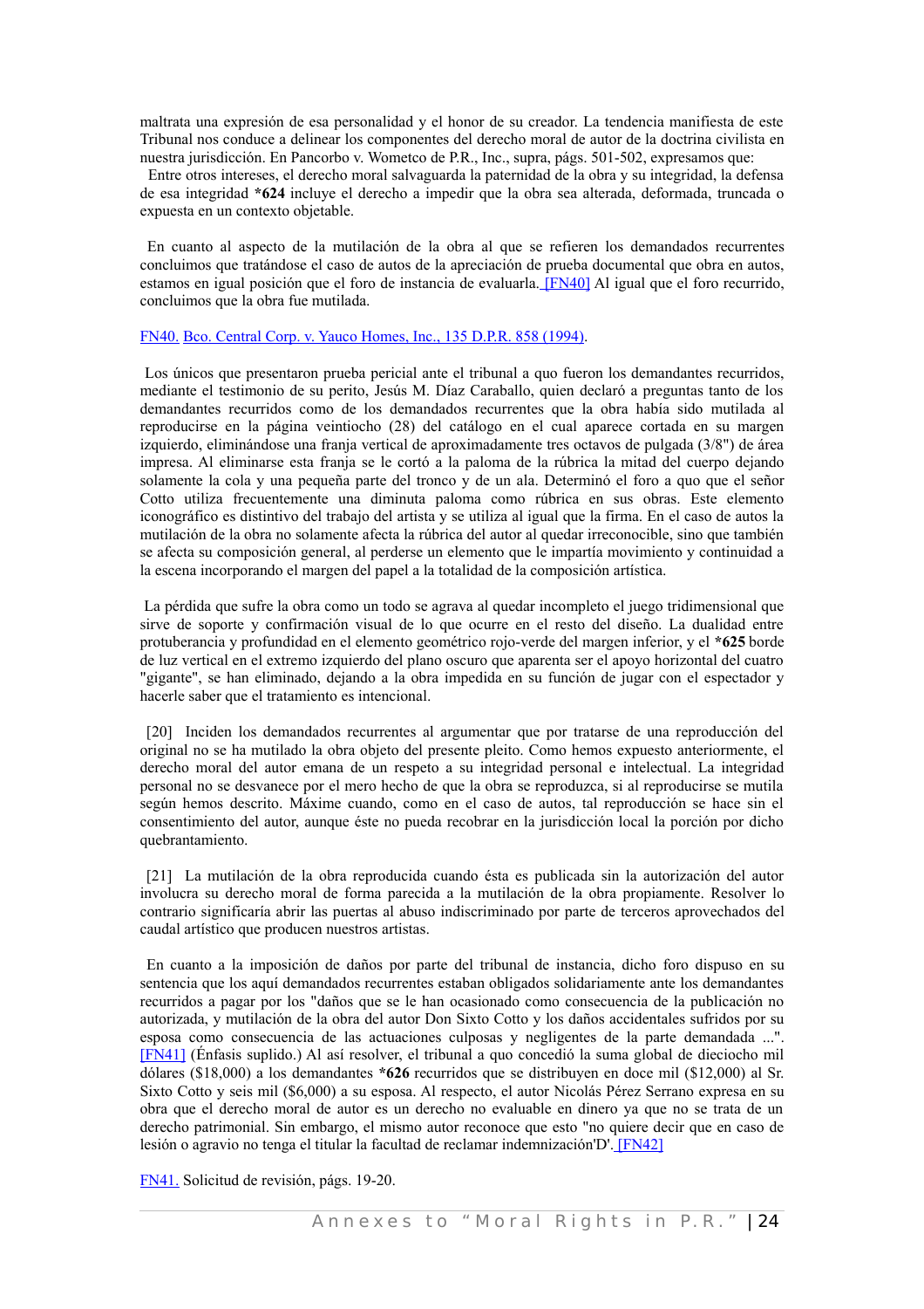maltrata una expresión de esa personalidad y el honor de su creador. La tendencia manifiesta de este Tribunal nos conduce a delinear los componentes del derecho moral de autor de la doctrina civilista en nuestra jurisdicción. En Pancorbo v. Wometco de P.R., Inc., supra, págs. 501-502, expresamos que:

Entre otros intereses, el derecho moral salvaguarda la paternidad de la obra y su integridad, la defensa de esa integridad **\*624** incluye el derecho a impedir que la obra sea alterada, deformada, truncada o expuesta en un contexto objetable.

En cuanto al aspecto de la mutilación de la obra al que se refieren los demandados recurrentes concluimos que tratándose el caso de autos de la apreciación de prueba documental que obra en autos, estamos en igual posición que el foro de instancia de evaluarla. [FN40] Al igual que el foro recurrido, concluimos que la obra fue mutilada.

FN40. Bco. Central Corp. v. Yauco Homes, Inc., 135 D.P.R. 858 (1994).

Los únicos que presentaron prueba pericial ante el tribunal a quo fueron los demandantes recurridos, mediante el testimonio de su perito, Jesús M. Díaz Caraballo, quien declaró a preguntas tanto de los demandantes recurridos como de los demandados recurrentes que la obra había sido mutilada al reproducirse en la página veintiocho (28) del catálogo en el cual aparece cortada en su margen izquierdo, eliminándose una franja vertical de aproximadamente tres octavos de pulgada (3/8") de área impresa. Al eliminarse esta franja se le cortó a la paloma de la rúbrica la mitad del cuerpo dejando solamente la cola y una pequeña parte del tronco y de un ala. Determinó el foro a quo que el señor Cotto utiliza frecuentemente una diminuta paloma como rúbrica en sus obras. Este elemento iconográfico es distintivo del trabajo del artista y se utiliza al igual que la firma. En el caso de autos la mutilación de la obra no solamente afecta la rúbrica del autor al quedar irreconocible, sino que también se afecta su composición general, al perderse un elemento que le impartía movimiento y continuidad a la escena incorporando el margen del papel a la totalidad de la composición artística.

La pérdida que sufre la obra como un todo se agrava al quedar incompleto el juego tridimensional que sirve de soporte y confirmación visual de lo que ocurre en el resto del diseño. La dualidad entre protuberancia y profundidad en el elemento geométrico rojo-verde del margen inferior, y el **\*625** borde de luz vertical en el extremo izquierdo del plano oscuro que aparenta ser el apoyo horizontal del cuatro "gigante", se han eliminado, dejando a la obra impedida en su función de jugar con el espectador y hacerle saber que el tratamiento es intencional.

[20] Inciden los demandados recurrentes al argumentar que por tratarse de una reproducción del original no se ha mutilado la obra objeto del presente pleito. Como hemos expuesto anteriormente, el derecho moral del autor emana de un respeto a su integridad personal e intelectual. La integridad personal no se desvanece por el mero hecho de que la obra se reproduzca, si al reproducirse se mutila según hemos descrito. Máxime cuando, como en el caso de autos, tal reproducción se hace sin el consentimiento del autor, aunque éste no pueda recobrar en la jurisdicción local la porción por dicho quebrantamiento.

[21] La mutilación de la obra reproducida cuando ésta es publicada sin la autorización del autor involucra su derecho moral de forma parecida a la mutilación de la obra propiamente. Resolver lo contrario significaría abrir las puertas al abuso indiscriminado por parte de terceros aprovechados del caudal artístico que producen nuestros artistas.

En cuanto a la imposición de daños por parte del tribunal de instancia, dicho foro dispuso en su sentencia que los aquí demandados recurrentes estaban obligados solidariamente ante los demandantes recurridos a pagar por los "daños que se le han ocasionado como consecuencia de la publicación no autorizada, y mutilación de la obra del autor Don Sixto Cotto y los daños accidentales sufridos por su esposa como consecuencia de las actuaciones culposas y negligentes de la parte demandada ...". [FN41] (Énfasis suplido.) Al así resolver, el tribunal a quo concedió la suma global de dieciocho mil dólares ($18,000) a los demandantes **\*626** recurridos que se distribuyen en doce mil ($12,000) al Sr. Sixto Cotto y seis mil ($6,000) a su esposa. Al respecto, el autor Nicolás Pérez Serrano expresa en su obra que el derecho moral de autor es un derecho no evaluable en dinero ya que no se trata de un derecho patrimonial. Sin embargo, el mismo autor reconoce que esto "no quiere decir que en caso de lesión o agravio no tenga el titular la facultad de reclamar indemnización'D'. [FN42]

FN41. Solicitud de revisión, págs. 19-20.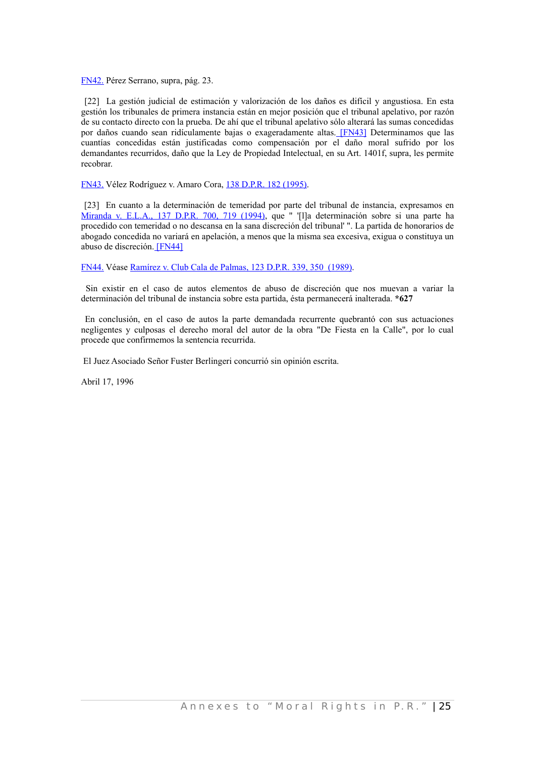FN42. Pérez Serrano, supra, pág. 23.

[22] La gestión judicial de estimación y valorización de los daños es difícil y angustiosa. En esta gestión los tribunales de primera instancia están en mejor posición que el tribunal apelativo, por razón de su contacto directo con la prueba. De ahí que el tribunal apelativo sólo alterará las sumas concedidas por daños cuando sean ridículamente bajas o exageradamente altas. [FN43] Determinamos que las cuantías concedidas están justificadas como compensación por el daño moral sufrido por los demandantes recurridos, daño que la Ley de Propiedad Intelectual, en su Art. 1401f, supra, les permite recobrar.

FN43. Vélez Rodríguez v. Amaro Cora, 138 D.P.R. 182 (1995).

[23] En cuanto a la determinación de temeridad por parte del tribunal de instancia, expresamos en Miranda v. E.L.A., 137 D.P.R. 700, 719 (1994), que " '[l]a determinación sobre si una parte ha procedido con temeridad o no descansa en la sana discreción del tribunal' ". La partida de honorarios de abogado concedida no variará en apelación, a menos que la misma sea excesiva, exigua o constituya un abuso de discreción. [FN44]

FN44. Véase Ramírez v. Club Cala de Palmas, 123 D.P.R. 339, 350 (1989).

Sin existir en el caso de autos elementos de abuso de discreción que nos muevan a variar la determinación del tribunal de instancia sobre esta partida, ésta permanecerá inalterada. ***627**

En conclusión, en el caso de autos la parte demandada recurrente quebrantó con sus actuaciones negligentes y culposas el derecho moral del autor de la obra "De Fiesta en la Calle", por lo cual procede que confirmemos la sentencia recurrida.

El Juez Asociado Señor Fuster Berlingeri concurrió sin opinión escrita.

Abril 17, 1996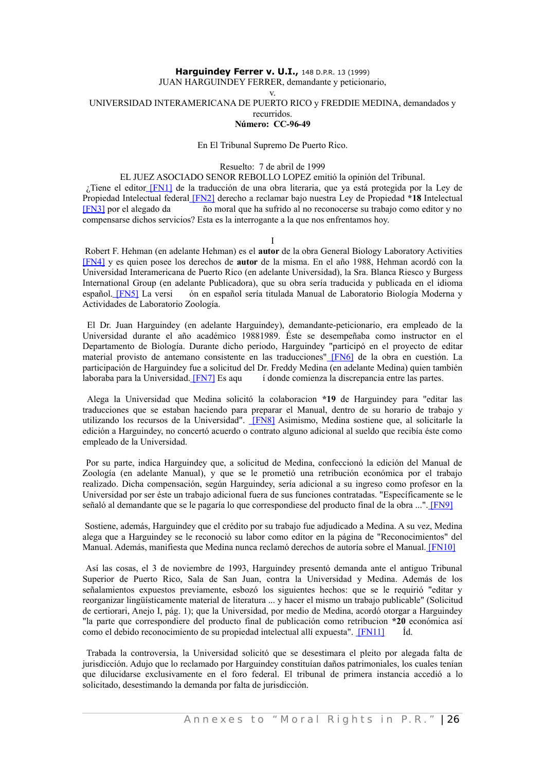**Harguindey Ferrer v. U.I.,** 148 D.P.R. 13 (1999)

JUAN HARGUINDEY FERRER, demandante y peticionario,

v.

UNIVERSIDAD INTERAMERICANA DE PUERTO RICO y FREDDIE MEDINA, demandados y recurridos.

**Número: CC-96-49**

En El Tribunal Supremo De Puerto Rico.

Resuelto: 7 de abril de 1999

EL JUEZ ASOCIADO SENOR REBOLLO LOPEZ emitió la opinión del Tribunal.

¿Tiene el editor [FN1] de la traducción de una obra literaria, que ya está protegida por la Ley de Propiedad Intelectual federal [FN2] derecho a reclamar bajo nuestra Ley de Propiedad **\*18** Intelectual [FN3] por el alegado daño moral que ha sufrido al no reconocerse su trabajo como editor y no compensarse dichos servicios? Esta es la interrogante a la que nos enfrentamos hoy.

I

Robert F. Hehman (en adelante Hehman) es el **autor** de la obra General Biology Laboratory Activities [FN4] y es quien posee los derechos de **autor** de la misma. En el año 1988, Hehman acordó con la Universidad Interamericana de Puerto Rico (en adelante Universidad), la Sra. Blanca Riesco y Burgess International Group (en adelante Publicadora), que su obra sería traducida y publicada en el idioma español. [FN5] La versión en español sería titulada Manual de Laboratorio Biología Moderna y Actividades de Laboratorio Zoología.

El Dr. Juan Harguindey (en adelante Harguindey), demandante-peticionario, era empleado de la Universidad durante el año académico 19881989. Éste se desempeñaba como instructor en el Departamento de Biología. Durante dicho periodo, Harguindey "participó en el proyecto de editar material provisto de antemano consistente en las traducciones" [FN6] de la obra en cuestión. La participación de Harguindey fue a solicitud del Dr. Freddy Medina (en adelante Medina) quien también laboraba para la Universidad. [FN7] Es aquí donde comienza la discrepancia entre las partes.

Alega la Universidad que Medina solicitó la colaboracion **\*19** de Harguindey para "editar las traducciones que se estaban haciendo para preparar el Manual, dentro de su horario de trabajo y utilizando los recursos de la Universidad". [FN8] Asimismo, Medina sostiene que, al solicitarle la edición a Harguindey, no concertó acuerdo o contrato alguno adicional al sueldo que recibía éste como empleado de la Universidad.

Por su parte, indica Harguindey que, a solicitud de Medina, confeccionó la edición del Manual de Zoología (en adelante Manual), y que se le prometió una retribución económica por el trabajo realizado. Dicha compensación, según Harguindey, sería adicional a su ingreso como profesor en la Universidad por ser éste un trabajo adicional fuera de sus funciones contratadas. "Específicamente se le señaló al demandante que se le pagaría lo que correspondiese del producto final de la obra ...". [FN9]

Sostiene, además, Harguindey que el crédito por su trabajo fue adjudicado a Medina. A su vez, Medina alega que a Harguindey se le reconoció su labor como editor en la página de "Reconocimientos" del Manual. Además, manifiesta que Medina nunca reclamó derechos de autoría sobre el Manual. [FN10]

Así las cosas, el 3 de noviembre de 1993, Harguindey presentó demanda ante el antiguo Tribunal Superior de Puerto Rico, Sala de San Juan, contra la Universidad y Medina. Además de los señalamientos expuestos previamente, esbozó los siguientes hechos: que se le requirió "editar y reorganizar lingüísticamente material de literatura ... y hacer el mismo un trabajo publicable" (Solicitud de certiorari, Anejo I, pág. 1); que la Universidad, por medio de Medina, acordó otorgar a Harguindey "la parte que correspondiere del producto final de publicación como retribucion **\*20** económica así como el debido reconocimiento de su propiedad intelectual allí expuesta". [FN11] Íd.

Trabada la controversia, la Universidad solicitó que se desestimara el pleito por alegada falta de jurisdicción. Adujo que lo reclamado por Harguindey constituían daños patrimoniales, los cuales tenían que dilucidarse exclusivamente en el foro federal. El tribunal de primera instancia accedió a lo solicitado, desestimando la demanda por falta de jurisdicción.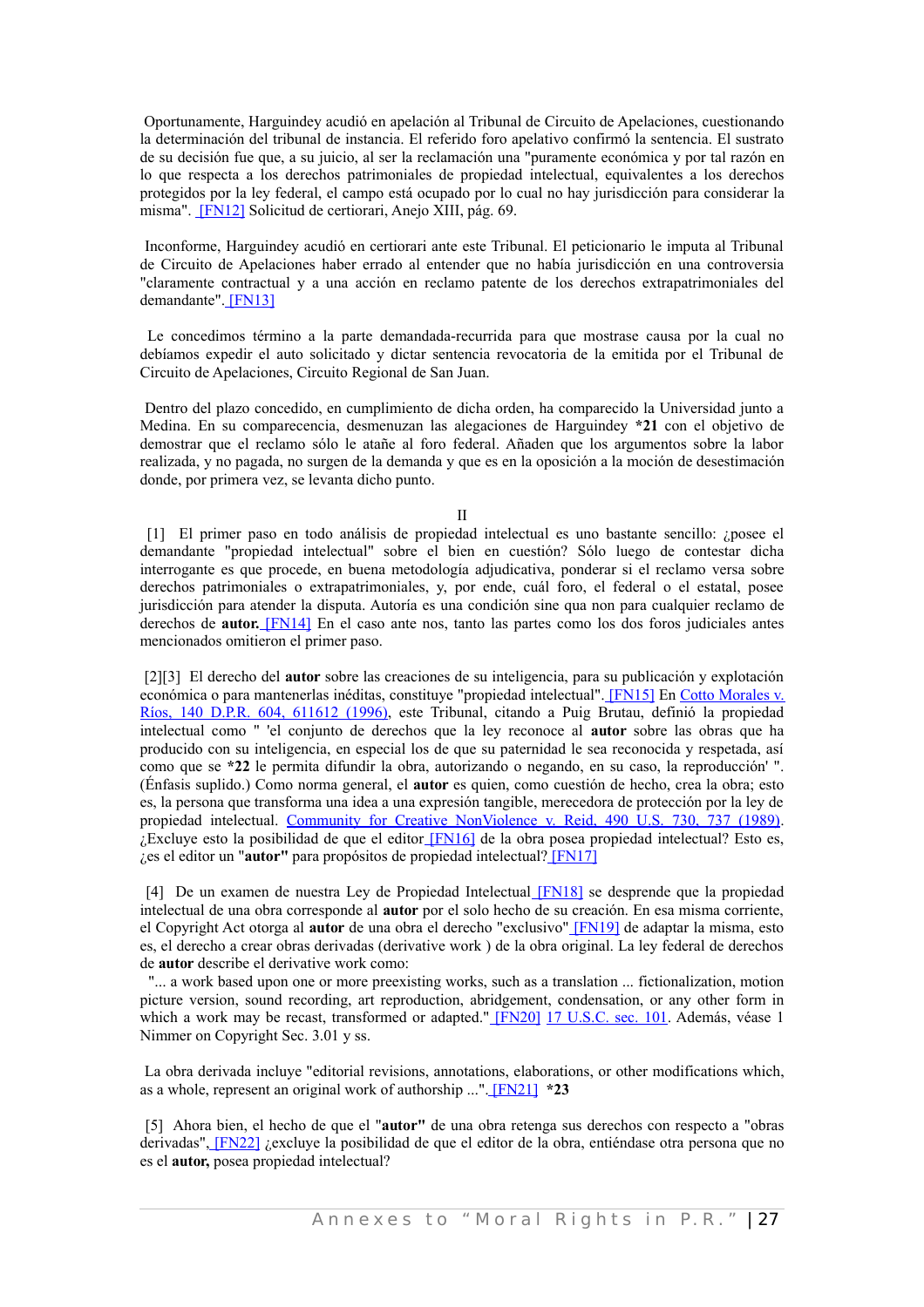Oportunamente, Harguindey acudió en apelación al Tribunal de Circuito de Apelaciones, cuestionando la determinación del tribunal de instancia. El referido foro apelativo confirmó la sentencia. El sustrato de su decisión fue que, a su juicio, al ser la reclamación una "puramente económica y por tal razón en lo que respecta a los derechos patrimoniales de propiedad intelectual, equivalentes a los derechos protegidos por la ley federal, el campo está ocupado por lo cual no hay jurisdicción para considerar la misma". [FN12] Solicitud de certiorari, Anejo XIII, pág. 69.

Inconforme, Harguindey acudió en certiorari ante este Tribunal. El peticionario le imputa al Tribunal de Circuito de Apelaciones haber errado al entender que no había jurisdicción en una controversia "claramente contractual y a una acción en reclamo patente de los derechos extrapatrimoniales del demandante". [FN13]

Le concedimos término a la parte demandada-recurrida para que mostrase causa por la cual no debíamos expedir el auto solicitado y dictar sentencia revocatoria de la emitida por el Tribunal de Circuito de Apelaciones, Circuito Regional de San Juan.

Dentro del plazo concedido, en cumplimiento de dicha orden, ha comparecido la Universidad junto a Medina. En su comparecencia, desmenuzan las alegaciones de Harguindey **\*21** con el objetivo de demostrar que el reclamo sólo le atañe al foro federal. Añaden que los argumentos sobre la labor realizada, y no pagada, no surgen de la demanda y que es en la oposición a la moción de desestimación donde, por primera vez, se levanta dicho punto.

II

[1] El primer paso en todo análisis de propiedad intelectual es uno bastante sencillo: ¿posee el demandante "propiedad intelectual" sobre el bien en cuestión? Sólo luego de contestar dicha interrogante es que procede, en buena metodología adjudicativa, ponderar si el reclamo versa sobre derechos patrimoniales o extrapatrimoniales, y, por ende, cuál foro, el federal o el estatal, posee jurisdicción para atender la disputa. Autoría es una condición sine qua non para cualquier reclamo de derechos de **autor.** [FN14] En el caso ante nos, tanto las partes como los dos foros judiciales antes mencionados omitieron el primer paso.

[2][3] El derecho del **autor** sobre las creaciones de su inteligencia, para su publicación y explotación económica o para mantenerlas inéditas, constituye "propiedad intelectual". [FN15] En Cotto Morales v. Ríos, 140 D.P.R. 604, 611612 (1996), este Tribunal, citando a Puig Brutau, definió la propiedad intelectual como " 'el conjunto de derechos que la ley reconoce al **autor** sobre las obras que ha producido con su inteligencia, en especial los de que su paternidad le sea reconocida y respetada, así como que se **\*22** le permita difundir la obra, autorizando o negando, en su caso, la reproducción' ". (Énfasis suplido.) Como norma general, el **autor** es quien, como cuestión de hecho, crea la obra; esto es, la persona que transforma una idea a una expresión tangible, merecedora de protección por la ley de propiedad intelectual. Community for Creative NonViolence v. Reid, 490 U.S. 730, 737 (1989). ¿Excluye esto la posibilidad de que el editor [FN16] de la obra posea propiedad intelectual? Esto es, ¿es el editor un "**autor"** para propósitos de propiedad intelectual? [FN17]

[4] De un examen de nuestra Ley de Propiedad Intelectual [FN18] se desprende que la propiedad intelectual de una obra corresponde al **autor** por el solo hecho de su creación. En esa misma corriente, el Copyright Act otorga al **autor** de una obra el derecho "exclusivo" [FN19] de adaptar la misma, esto es, el derecho a crear obras derivadas (derivative work ) de la obra original. La ley federal de derechos de **autor** describe el derivative work como:

"... a work based upon one or more preexisting works, such as a translation ... fictionalization, motion picture version, sound recording, art reproduction, abridgement, condensation, or any other form in which a work may be recast, transformed or adapted." [FN20] 17 U.S.C. sec. 101. Además, véase 1 Nimmer on Copyright Sec. 3.01 y ss.

La obra derivada incluye "editorial revisions, annotations, elaborations, or other modifications which, as a whole, represent an original work of authorship ...". [FN21] **\*23**

[5] Ahora bien, el hecho de que el "**autor"** de una obra retenga sus derechos con respecto a "obras derivadas". [FN22] ¿excluye la posibilidad de que el editor de la obra, entiéndase otra persona que no es el **autor,** posea propiedad intelectual?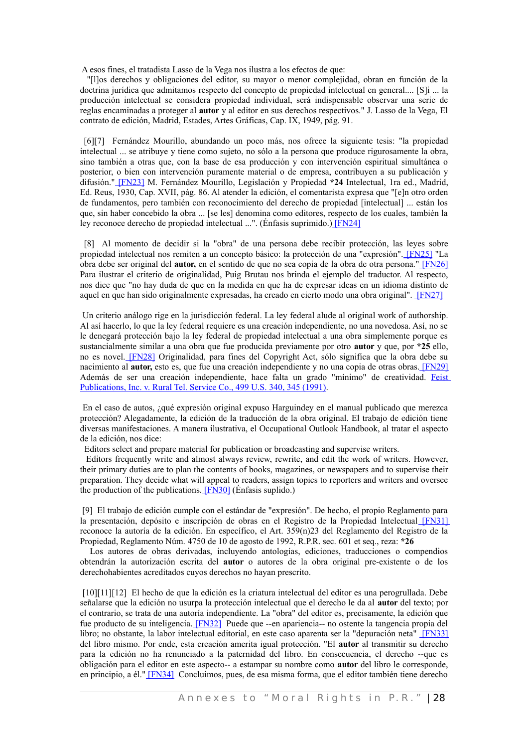A esos fines, el tratadista Lasso de la Vega nos ilustra a los efectos de que:

"[l]os derechos y obligaciones del editor, su mayor o menor complejidad, obran en función de la doctrina jurídica que admitamos respecto del concepto de propiedad intelectual en general.... [S]i ... la producción intelectual se considera propiedad individual, será indispensable observar una serie de reglas encaminadas a proteger al **autor** y al editor en sus derechos respectivos." J. Lasso de la Vega, El contrato de edición, Madrid, Estades, Artes Gráficas, Cap. IX, 1949, pág. 91.

[6][7] Fernández Mourillo, abundando un poco más, nos ofrece la siguiente tesis: "la propiedad intelectual ... se atribuye y tiene como sujeto, no sólo a la persona que produce rigurosamente la obra, sino también a otras que, con la base de esa producción y con intervención espiritual simultánea o posterior, o bien con intervención puramente material o de empresa, contribuyen a su publicación y difusión." [FN23] M. Fernández Mourillo, Legislación y Propiedad **\*24** Intelectual, 1ra ed., Madrid, Ed. Reus, 1930, Cap. XVII, pág. 86. Al atender la edición, el comentarista expresa que "[e]n otro orden de fundamentos, pero también con reconocimiento del derecho de propiedad [intelectual] ... están los que, sin haber concebido la obra ... [se les] denomina como editores, respecto de los cuales, también la ley reconoce derecho de propiedad intelectual ...". (Énfasis suprimido.) [FN24]

[8] Al momento de decidir si la "obra" de una persona debe recibir protección, las leyes sobre propiedad intelectual nos remiten a un concepto básico: la protección de una "expresión". [FN25] "La obra debe ser original del **autor,** en el sentido de que no sea copia de la obra de otra persona." [FN26] Para ilustrar el criterio de originalidad, Puig Brutau nos brinda el ejemplo del traductor. Al respecto, nos dice que "no hay duda de que en la medida en que ha de expresar ideas en un idioma distinto de aquel en que han sido originalmente expresadas, ha creado en cierto modo una obra original". [FN27]

Un criterio análogo rige en la jurisdicción federal. La ley federal alude al original work of authorship. Al así hacerlo, lo que la ley federal requiere es una creación independiente, no una novedosa. Así, no se le denegará protección bajo la ley federal de propiedad intelectual a una obra simplemente porque es sustancialmente similar a una obra que fue producida previamente por otro **autor** y que, por **\*25** ello, no es novel. [FN28] Originalidad, para fines del Copyright Act, sólo significa que la obra debe su nacimiento al **autor,** esto es, que fue una creación independiente y no una copia de otras obras. [FN29] Además de ser una creación independiente, hace falta un grado "mínimo" de creatividad. Feist Publications, Inc. v. Rural Tel. Service Co., 499 U.S. 340, 345 (1991).

En el caso de autos, ¿qué expresión original expuso Harguindey en el manual publicado que merezca protección? Alegadamente, la edición de la traducción de la obra original. El trabajo de edición tiene diversas manifestaciones. A manera ilustrativa, el Occupational Outlook Handbook, al tratar el aspecto de la edición, nos dice:

Editors select and prepare material for publication or broadcasting and supervise writers.

Editors frequently write and almost always review, rewrite, and edit the work of writers. However, their primary duties are to plan the contents of books, magazines, or newspapers and to supervise their preparation. They decide what will appeal to readers, assign topics to reporters and writers and oversee the production of the publications. [FN30] (Énfasis suplido.)

[9] El trabajo de edición cumple con el estándar de "expresión". De hecho, el propio Reglamento para la presentación, depósito e inscripción de obras en el Registro de la Propiedad Intelectual [FN31] reconoce la autoría de la edición. En específico, el Art. 359(n)23 del Reglamento del Registro de la Propiedad, Reglamento Núm. 4750 de 10 de agosto de 1992, R.P.R. sec. 601 et seq., reza: **\*26**

Los autores de obras derivadas, incluyendo antologías, ediciones, traducciones o compendios obtendrán la autorización escrita del **autor** o autores de la obra original pre-existente o de los derechohabientes acreditados cuyos derechos no hayan prescrito.

[10][11][12] El hecho de que la edición es la criatura intelectual del editor es una perogrullada. Debe señalarse que la edición no usurpa la protección intelectual que el derecho le da al **autor** del texto; por el contrario, se trata de una autoría independiente. La "obra" del editor es, precisamente, la edición que fue producto de su inteligencia. [FN32] Puede que --en apariencia-- no ostente la tangencia propia del libro; no obstante, la labor intelectual editorial, en este caso aparenta ser la "depuración neta" [FN33] del libro mismo. Por ende, esta creación amerita igual protección. "El **autor** al transmitir su derecho para la edición no ha renunciado a la paternidad del libro. En consecuencia, el derecho --que es obligación para el editor en este aspecto-- a estampar su nombre como **autor** del libro le corresponde, en principio, a él." [FN34] Concluimos, pues, de esa misma forma, que el editor también tiene derecho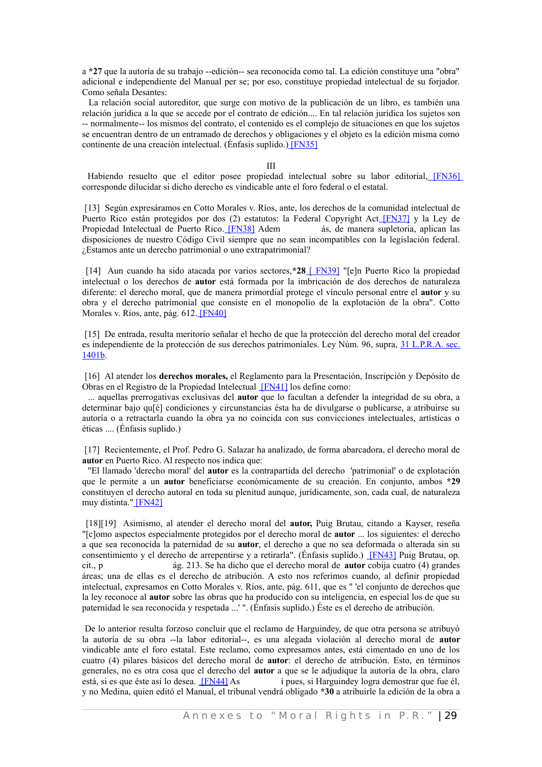a *27 que la autoría de su trabajo --edición-- sea reconocida como tal. La edición constituye una "obra" adicional e independiente del Manual per se; por eso, constituye propiedad intelectual de su forjador. Como señala Desantes:

La relación social autoreditor, que surge con motivo de la publicación de un libro, es también una relación jurídica a la que se accede por el contrato de edición.... En tal relación jurídica los sujetos son -- normalmente-- los mismos del contrato, el contenido es el complejo de situaciones en que los sujetos se encuentran dentro de un entramado de derechos y obligaciones y el objeto es la edición misma como continente de una creación intelectual. (Énfasis suplido.) [FN35]

III

Habiendo resuelto que el editor posee propiedad intelectual sobre su labor editorial, [FN36] corresponde dilucidar si dicho derecho es vindicable ante el foro federal o el estatal.

[13] Según expresáramos en Cotto Morales v. Ríos, ante, los derechos de la comunidad intelectual de Puerto Rico están protegidos por dos (2) estatutos: la Federal Copyright Act [FN37] y la Ley de Propiedad Intelectual de Puerto Rico. [FN38] Además, de manera supletoria, aplican las disposiciones de nuestro Código Civil siempre que no sean incompatibles con la legislación federal. ¿Estamos ante un derecho patrimonial o uno extrapatrimonial?

[14] Aun cuando ha sido atacada por varios sectores,*28 [ FN39] "[e]n Puerto Rico la propiedad intelectual o los derechos de **autor** está formada por la imbricación de dos derechos de naturaleza diferente: el derecho moral, que de manera primordial protege el vínculo personal entre el **autor** y su obra y el derecho patrimonial que consiste en el monopolio de la explotación de la obra". Cotto Morales v. Ríos, ante, pág. 612. [FN40]

[15] De entrada, resulta meritorio señalar el hecho de que la protección del derecho moral del creador es independiente de la protección de sus derechos patrimoniales. Ley Núm. 96, supra, 31 L.P.R.A. sec. 1401b.

[16] Al atender los **derechos morales,** el Reglamento para la Presentación, Inscripción y Depósito de Obras en el Registro de la Propiedad Intelectual [FN41] los define como:

... aquellas prerrogativas exclusivas del **autor** que lo facultan a defender la integridad de su obra, a determinar bajo qu[é] condiciones y circunstancias ésta ha de divulgarse o publicarse, a atribuirse su autoría o a retractarla cuando la obra ya no coincida con sus convicciones intelectuales, artísticas o éticas .... (Énfasis suplido.)

[17] Recientemente, el Prof. Pedro G. Salazar ha analizado, de forma abarcadora, el derecho moral de **autor** en Puerto Rico. Al respecto nos indica que:

"El llamado 'derecho moral' del **autor** es la contrapartida del derecho 'patrimonial' o de explotación que le permite a un **autor** beneficiarse económicamente de su creación. En conjunto, ambos *29 constituyen el derecho autoral en toda su plenitud aunque, jurídicamente, son, cada cual, de naturaleza muy distinta." [FN42]

[18][19] Asimismo, al atender el derecho moral del **autor,** Puig Brutau, citando a Kayser, reseña "[c]omo aspectos especialmente protegidos por el derecho moral de **autor** ... los siguientes: el derecho a que sea reconocida la paternidad de su **autor**, el derecho a que no sea deformada o alterada sin su consentimiento y el derecho de arrepentirse y a retirarla". (Énfasis suplido.) [FN43] Puig Brutau, op. cit., pág. 213. Se ha dicho que el derecho moral de **autor** cobija cuatro (4) grandes áreas; una de ellas es el derecho de atribución. A esto nos referimos cuando, al definir propiedad intelectual, expresamos en Cotto Morales v. Ríos, ante, pág. 611, que es " 'el conjunto de derechos que la ley reconoce al **autor** sobre las obras que ha producido con su inteligencia, en especial los de que su paternidad le sea reconocida y respetada ...' ". (Énfasis suplido.) Éste es el derecho de atribución.

De lo anterior resulta forzoso concluir que el reclamo de Harguindey, de que otra persona se atribuyó la autoría de su obra --la labor editorial--, es una alegada violación al derecho moral de **autor** vindicable ante el foro estatal. Este reclamo, como expresamos antes, está cimentado en uno de los cuatro (4) pilares básicos del derecho moral de **autor**: el derecho de atribución. Esto, en términos generales, no es otra cosa que el derecho del **autor** a que se le adjudique la autoría de la obra, claro está, si es que éste así lo desea. [FN44] Así pues, si Harguindey logra demostrar que fue él, y no Medina, quien editó el Manual, el tribunal vendrá obligado *30 a atribuirle la edición de la obra a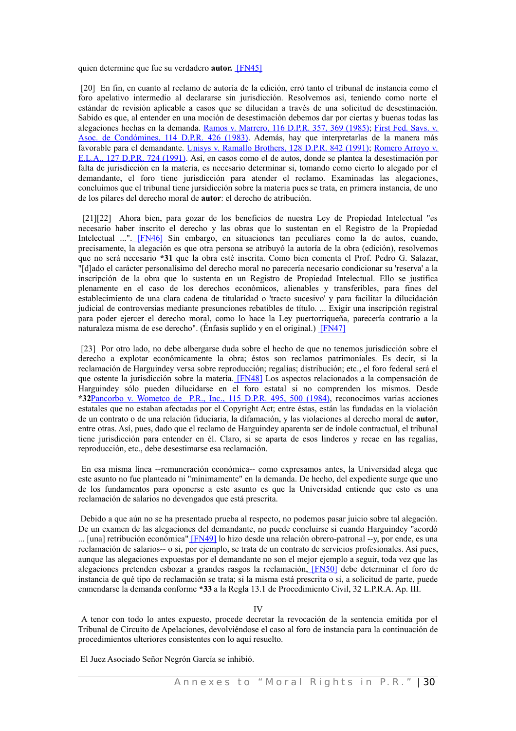quien determine que fue su verdadero **autor.** [FN45]

[20] En fin, en cuanto al reclamo de autoría de la edición, erró tanto el tribunal de instancia como el foro apelativo intermedio al declararse sin jurisdicción. Resolvemos así, teniendo como norte el estándar de revisión aplicable a casos que se dilucidan a través de una solicitud de desestimación. Sabido es que, al entender en una moción de desestimación debemos dar por ciertas y buenas todas las alegaciones hechas en la demanda. Ramos v. Marrero, 116 D.P.R. 357, 369 (1985); First Fed. Savs. v. Asoc. de Condómines, 114 D.P.R. 426 (1983). Además, hay que interpretarlas de la manera más favorable para el demandante. Unisys v. Ramallo Brothers, 128 D.P.R. 842 (1991); Romero Arroyo v. E.L.A., 127 D.P.R. 724 (1991). Así, en casos como el de autos, donde se plantea la desestimación por falta de jurisdicción en la materia, es necesario determinar si, tomando como cierto lo alegado por el demandante, el foro tiene jurisdicción para atender el reclamo. Examinadas las alegaciones, concluimos que el tribunal tiene jursidicción sobre la materia pues se trata, en primera instancia, de uno de los pilares del derecho moral de **autor**: el derecho de atribución.

[21][22] Ahora bien, para gozar de los beneficios de nuestra Ley de Propiedad Intelectual "es necesario haber inscrito el derecho y las obras que lo sustentan en el Registro de la Propiedad Intelectual ...". [FN46] Sin embargo, en situaciones tan peculiares como la de autos, cuando, precisamente, la alegación es que otra persona se atribuyó la autoría de la obra (edición), resolvemos que no será necesario **\*31** que la obra esté inscrita. Como bien comenta el Prof. Pedro G. Salazar, "[d]ado el carácter personalísimo del derecho moral no parecería necesario condicionar su 'reserva' a la inscripción de la obra que lo sustenta en un Registro de Propiedad Intelectual. Ello se justifica plenamente en el caso de los derechos económicos, alienables y transferibles, para fines del establecimiento de una clara cadena de titularidad o 'tracto sucesivo' y para facilitar la dilucidación judicial de controversias mediante presunciones rebatibles de título. ... Exigir una inscripción registral para poder ejercer el derecho moral, como lo hace la Ley puertorriqueña, parecería contrario a la naturaleza misma de ese derecho". (Énfasis suplido y en el original.) [FN47]

[23] Por otro lado, no debe albergarse duda sobre el hecho de que no tenemos jurisdicción sobre el derecho a explotar económicamente la obra; éstos son reclamos patrimoniales. Es decir, si la reclamación de Harguindey versa sobre reproducción; regalías; distribución; etc., el foro federal será el que ostente la jurisdicción sobre la materia. [FN48] Los aspectos relacionados a la compensación de Harguindey sólo pueden dilucidarse en el foro estatal si no comprenden los mismos. Desde **\*32**Pancorbo v. Wometco de P.R., Inc., 115 D.P.R. 495, 500 (1984), reconocimos varias acciones estatales que no estaban afectadas por el Copyright Act; entre éstas, están las fundadas en la violación de un contrato o de una relación fiduciaria, la difamación, y las violaciones al derecho moral de **autor**, entre otras. Así, pues, dado que el reclamo de Harguindey aparenta ser de índole contractual, el tribunal tiene jurisdicción para entender en él. Claro, si se aparta de esos linderos y recae en las regalías, reproducción, etc., debe desestimarse esa reclamación.

En esa misma línea --remuneración económica-- como expresamos antes, la Universidad alega que este asunto no fue planteado ni "mínimamente" en la demanda. De hecho, del expediente surge que uno de los fundamentos para oponerse a este asunto es que la Universidad entiende que esto es una reclamación de salarios no devengados que está prescrita.

Debido a que aún no se ha presentado prueba al respecto, no podemos pasar juicio sobre tal alegación. De un examen de las alegaciones del demandante, no puede concluirse si cuando Harguindey "acordó ... [una] retribución económica" [FN49] lo hizo desde una relación obrero-patronal --y, por ende, es una reclamación de salarios-- o si, por ejemplo, se trata de un contrato de servicios profesionales. Así pues, aunque las alegaciones expuestas por el demandante no son el mejor ejemplo a seguir, toda vez que las alegaciones pretenden esbozar a grandes rasgos la reclamación, [FN50] debe determinar el foro de instancia de qué tipo de reclamación se trata; si la misma está prescrita o si, a solicitud de parte, puede enmendarse la demanda conforme **\*33** a la Regla 13.1 de Procedimiento Civil, 32 L.P.R.A. Ap. III.

## IV

A tenor con todo lo antes expuesto, procede decretar la revocación de la sentencia emitida por el Tribunal de Circuito de Apelaciones, devolviéndose el caso al foro de instancia para la continuación de procedimientos ulteriores consistentes con lo aquí resuelto.

El Juez Asociado Señor Negrón García se inhibió.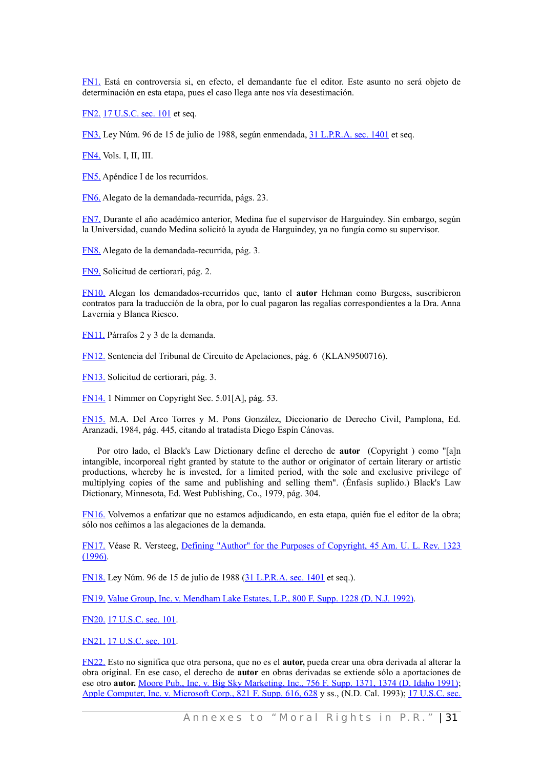FN1. Está en controversia si, en efecto, el demandante fue el editor. Este asunto no será objeto de determinación en esta etapa, pues el caso llega ante nos vía desestimación.

FN2. 17 U.S.C. sec. 101 et seq.

FN3. Ley Núm. 96 de 15 de julio de 1988, según enmendada, 31 L.P.R.A. sec. 1401 et seq.

FN4. Vols. I, II, III.

FN5. Apéndice I de los recurridos.

FN6. Alegato de la demandada-recurrida, págs. 23.

FN7. Durante el año académico anterior, Medina fue el supervisor de Harguindey. Sin embargo, según la Universidad, cuando Medina solicitó la ayuda de Harguindey, ya no fungía como su supervisor.

FN8. Alegato de la demandada-recurrida, pág. 3.

FN9. Solicitud de certiorari, pág. 2.

FN10. Alegan los demandados-recurridos que, tanto el **autor** Hehman como Burgess, suscribieron contratos para la traducción de la obra, por lo cual pagaron las regalías correspondientes a la Dra. Anna Lavernia y Blanca Riesco.

FN11. Párrafos 2 y 3 de la demanda.

FN12. Sentencia del Tribunal de Circuito de Apelaciones, pág. 6 (KLAN9500716).

FN13. Solicitud de certiorari, pág. 3.

FN14. 1 Nimmer on Copyright Sec. 5.01[A], pág. 53.

FN15. M.A. Del Arco Torres y M. Pons González, Diccionario de Derecho Civil, Pamplona, Ed. Aranzadi, 1984, pág. 445, citando al tratadista Diego Espín Cánovas.

Por otro lado, el Black's Law Dictionary define el derecho de **autor** (Copyright ) como "[a]n intangible, incorporeal right granted by statute to the author or originator of certain literary or artistic productions, whereby he is invested, for a limited period, with the sole and exclusive privilege of multiplying copies of the same and publishing and selling them". (Énfasis suplido.) Black's Law Dictionary, Minnesota, Ed. West Publishing, Co., 1979, pág. 304.

FN16. Volvemos a enfatizar que no estamos adjudicando, en esta etapa, quién fue el editor de la obra; sólo nos ceñimos a las alegaciones de la demanda.

FN17. Véase R. Versteeg, Defining "Author" for the Purposes of Copyright, 45 Am. U. L. Rev. 1323 (1996).

FN18. Ley Núm. 96 de 15 de julio de 1988 (31 L.P.R.A. sec. 1401 et seq.).

FN19. Value Group, Inc. v. Mendham Lake Estates, L.P., 800 F. Supp. 1228 (D. N.J. 1992).

FN20. 17 U.S.C. sec. 101.

FN21. 17 U.S.C. sec. 101.

FN22. Esto no significa que otra persona, que no es el **autor,** pueda crear una obra derivada al alterar la obra original. En ese caso, el derecho de **autor** en obras derivadas se extiende sólo a aportaciones de ese otro **autor.** Moore Pub., Inc. v. Big Sky Marketing, Inc., 756 F. Supp. 1371, 1374 (D. Idaho 1991); Apple Computer, Inc. v. Microsoft Corp., 821 F. Supp. 616, 628 y ss., (N.D. Cal. 1993); 17 U.S.C. sec.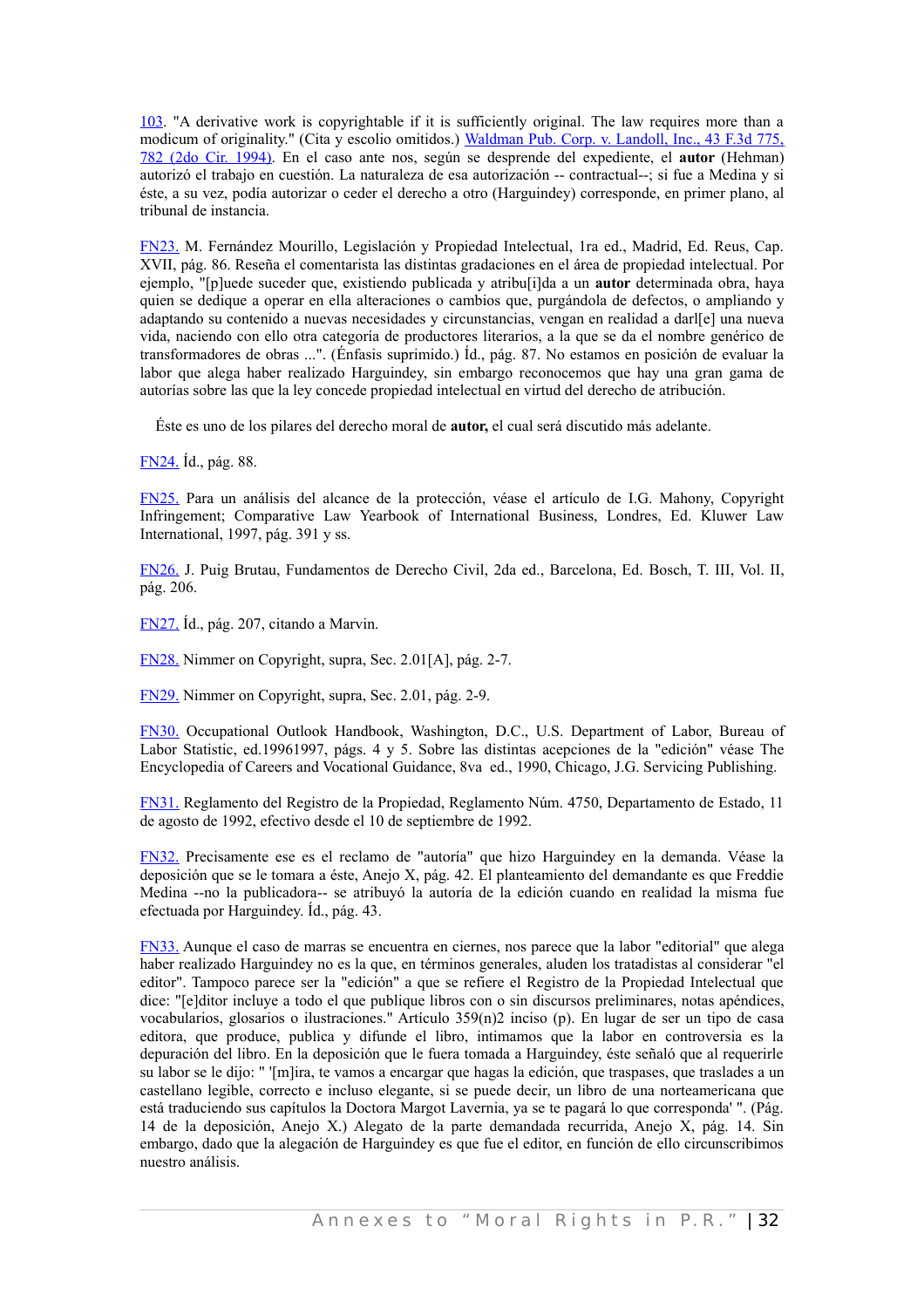103. "A derivative work is copyrightable if it is sufficiently original. The law requires more than a modicum of originality." (Cita y escolio omitidos.) Waldman Pub. Corp. v. Landoll, Inc., 43 F.3d 775, 782 (2do Cir. 1994). En el caso ante nos, según se desprende del expediente, el **autor** (Hehman) autorizó el trabajo en cuestión. La naturaleza de esa autorización -- contractual--; si fue a Medina y si éste, a su vez, podía autorizar o ceder el derecho a otro (Harguindey) corresponde, en primer plano, al tribunal de instancia.

FN23. M. Fernández Mourillo, Legislación y Propiedad Intelectual, 1ra ed., Madrid, Ed. Reus, Cap. XVII, pág. 86. Reseña el comentarista las distintas gradaciones en el área de propiedad intelectual. Por ejemplo, "[p]uede suceder que, existiendo publicada y atribu[i]da a un **autor** determinada obra, haya quien se dedique a operar en ella alteraciones o cambios que, purgándola de defectos, o ampliando y adaptando su contenido a nuevas necesidades y circunstancias, vengan en realidad a darl[e] una nueva vida, naciendo con ello otra categoría de productores literarios, a la que se da el nombre genérico de transformadores de obras ...". (Énfasis suprimido.) Íd., pág. 87. No estamos en posición de evaluar la labor que alega haber realizado Harguindey, sin embargo reconocemos que hay una gran gama de autorías sobre las que la ley concede propiedad intelectual en virtud del derecho de atribución.

Éste es uno de los pilares del derecho moral de **autor,** el cual será discutido más adelante.

FN24. Íd., pág. 88.

FN25. Para un análisis del alcance de la protección, véase el artículo de I.G. Mahony, Copyright Infringement; Comparative Law Yearbook of International Business, Londres, Ed. Kluwer Law International, 1997, pág. 391 y ss.

FN26. J. Puig Brutau, Fundamentos de Derecho Civil, 2da ed., Barcelona, Ed. Bosch, T. III, Vol. II, pág. 206.

FN27. Íd., pág. 207, citando a Marvin.

FN28. Nimmer on Copyright, supra, Sec. 2.01[A], pág. 2-7.

FN29. Nimmer on Copyright, supra, Sec. 2.01, pág. 2-9.

FN30. Occupational Outlook Handbook, Washington, D.C., U.S. Department of Labor, Bureau of Labor Statistic, ed.19961997, págs. 4 y 5. Sobre las distintas acepciones de la "edición" véase The Encyclopedia of Careers and Vocational Guidance, 8va ed., 1990, Chicago, J.G. Servicing Publishing.

FN31. Reglamento del Registro de la Propiedad, Reglamento Núm. 4750, Departamento de Estado, 11 de agosto de 1992, efectivo desde el 10 de septiembre de 1992.

FN32. Precisamente ese es el reclamo de "autoría" que hizo Harguindey en la demanda. Véase la deposición que se le tomara a éste, Anejo X, pág. 42. El planteamiento del demandante es que Freddie Medina --no la publicadora-- se atribuyó la autoría de la edición cuando en realidad la misma fue efectuada por Harguindey. Íd., pág. 43.

FN33. Aunque el caso de marras se encuentra en ciernes, nos parece que la labor "editorial" que alega haber realizado Harguindey no es la que, en términos generales, aluden los tratadistas al considerar "el editor". Tampoco parece ser la "edición" a que se refiere el Registro de la Propiedad Intelectual que dice: "[e]ditor incluye a todo el que publique libros con o sin discursos preliminares, notas apéndices, vocabularios, glosarios o ilustraciones." Artículo 359(n)2 inciso (p). En lugar de ser un tipo de casa editora, que produce, publica y difunde el libro, intimamos que la labor en controversia es la depuración del libro. En la deposición que le fuera tomada a Harguindey, éste señaló que al requerirle su labor se le dijo: " '[m]ira, te vamos a encargar que hagas la edición, que traspases, que traslades a un castellano legible, correcto e incluso elegante, si se puede decir, un libro de una norteamericana que está traduciendo sus capítulos la Doctora Margot Lavernia, ya se te pagará lo que corresponda' ". (Pág. 14 de la deposición, Anejo X.) Alegato de la parte demandada recurrida, Anejo X, pág. 14. Sin embargo, dado que la alegación de Harguindey es que fue el editor, en función de ello circunscribimos nuestro análisis.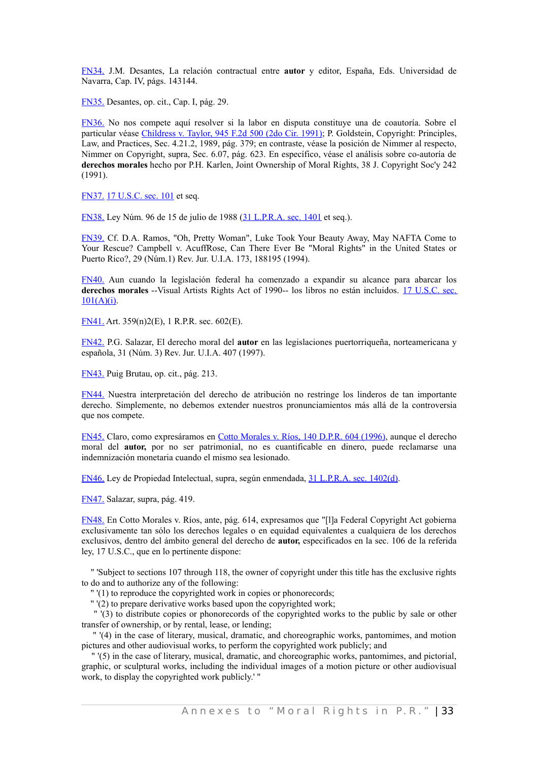FN34. J.M. Desantes, La relación contractual entre **autor** y editor, España, Eds. Universidad de Navarra, Cap. IV, págs. 143144.

FN35. Desantes, op. cit., Cap. I, pág. 29.

FN36. No nos compete aquí resolver si la labor en disputa constituye una de coautoría. Sobre el particular véase Childress v. Taylor, 945 F.2d 500 (2do Cir. 1991); P. Goldstein, Copyright: Principles, Law, and Practices, Sec. 4.21.2, 1989, pág. 379; en contraste, véase la posición de Nimmer al respecto, Nimmer on Copyright, supra, Sec. 6.07, pág. 623. En específico, véase el análisis sobre co-autoría de **derechos morales** hecho por P.H. Karlen, Joint Ownership of Moral Rights, 38 J. Copyright Soc'y 242 (1991).

FN37. 17 U.S.C. sec. 101 et seq.

FN38. Ley Núm. 96 de 15 de julio de 1988 (31 L.P.R.A. sec. 1401 et seq.).

FN39. Cf. D.A. Ramos, "Oh, Pretty Woman", Luke Took Your Beauty Away, May NAFTA Come to Your Rescue? Campbell v. AcuffRose, Can There Ever Be "Moral Rights" in the United States or Puerto Rico?, 29 (Núm.1) Rev. Jur. U.I.A. 173, 188195 (1994).

FN40. Aun cuando la legislación federal ha comenzado a expandir su alcance para abarcar los **derechos morales** --Visual Artists Rights Act of 1990-- los libros no están incluidos. 17 U.S.C. sec. 101(A)(i).

FN41. Art. 359(n)2(E), 1 R.P.R. sec. 602(E).

FN42. P.G. Salazar, El derecho moral del **autor** en las legislaciones puertorriqueña, norteamericana y española, 31 (Núm. 3) Rev. Jur. U.I.A. 407 (1997).

FN43. Puig Brutau, op. cit., pág. 213.

FN44. Nuestra interpretación del derecho de atribución no restringe los linderos de tan importante derecho. Simplemente, no debemos extender nuestros pronunciamientos más allá de la controversia que nos compete.

FN45. Claro, como expresáramos en Cotto Morales v. Ríos, 140 D.P.R. 604 (1996), aunque el derecho moral del **autor,** por no ser patrimonial, no es cuantificable en dinero, puede reclamarse una indemnización monetaria cuando el mismo sea lesionado.

FN46. Ley de Propiedad Intelectual, supra, según enmendada, 31 L.P.R.A. sec. 1402(d).

FN47. Salazar, supra, pág. 419.

FN48. En Cotto Morales v. Ríos, ante, pág. 614, expresamos que "[l]a Federal Copyright Act gobierna exclusivamente tan sólo los derechos legales o en equidad equivalentes a cualquiera de los derechos exclusivos, dentro del ámbito general del derecho de **autor,** especificados en la sec. 106 de la referida ley, 17 U.S.C., que en lo pertinente dispone:

" 'Subject to sections 107 through 118, the owner of copyright under this title has the exclusive rights to do and to authorize any of the following:

" '(1) to reproduce the copyrighted work in copies or phonorecords;

" '(2) to prepare derivative works based upon the copyrighted work;

" '(3) to distribute copies or phonorecords of the copyrighted works to the public by sale or other transfer of ownership, or by rental, lease, or lending;

" '(4) in the case of literary, musical, dramatic, and choreographic works, pantomimes, and motion pictures and other audiovisual works, to perform the copyrighted work publicly; and

" '(5) in the case of literary, musical, dramatic, and choreographic works, pantomimes, and pictorial, graphic, or sculptural works, including the individual images of a motion picture or other audiovisual work, to display the copyrighted work publicly.' "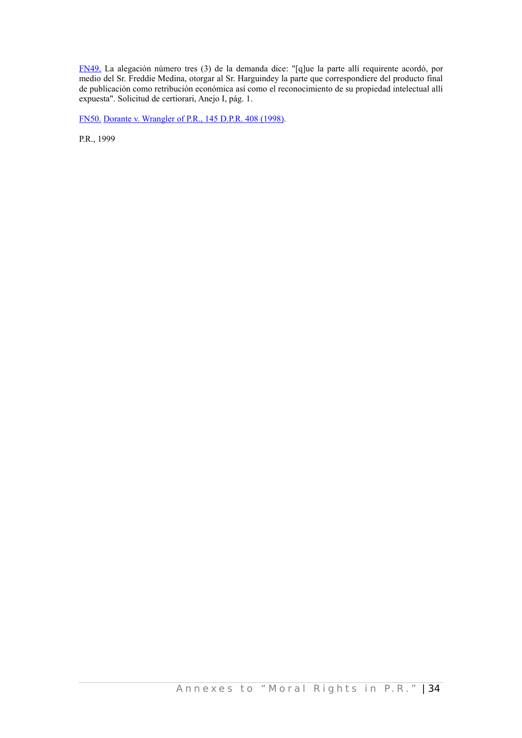FN49. La alegación número tres (3) de la demanda dice: "[q]ue la parte allí requirente acordó, por medio del Sr. Freddie Medina, otorgar al Sr. Harguindey la parte que correspondiere del producto final de publicación como retribución económica así como el reconocimiento de su propiedad intelectual allí expuesta". Solicitud de certiorari, Anejo I, pág. 1.

FN50. Dorante v. Wrangler of P.R., 145 D.P.R. 408 (1998).

P.R., 1999